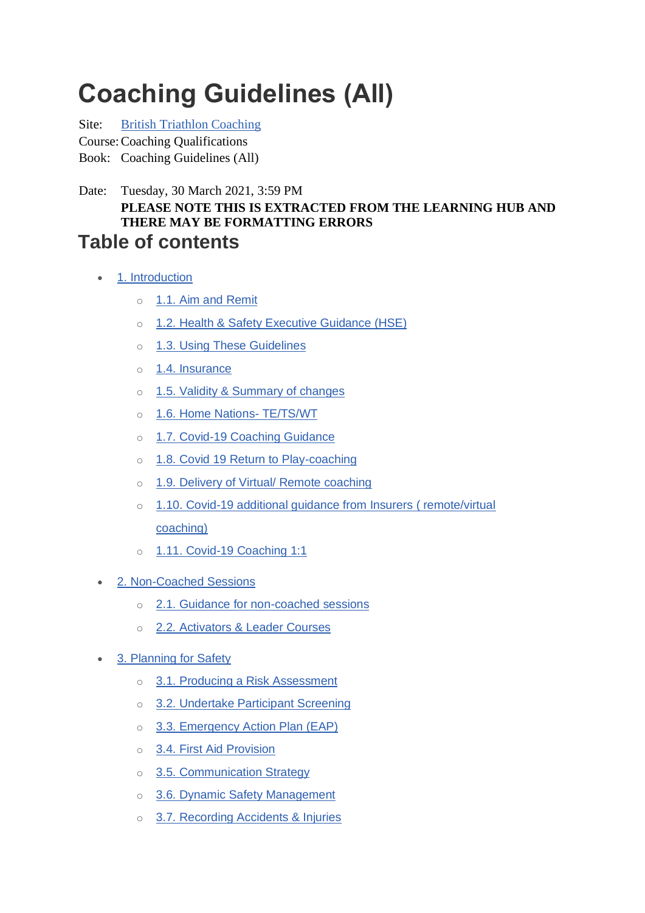# Coaching Guidelines (All)

Site: British Triathlon Coaching
Course: Coaching Qualifications
Book: Coaching Guidelines (All)

Date: Tuesday, 30 March 2021, 3:59 PM

**PLEASE NOTE THIS IS EXTRACTED FROM THE LEARNING HUB AND THERE MAY BE FORMATTING ERRORS**

## Table of contents

- 1. Introduction
  - 1.1. Aim and Remit
  - 1.2. Health & Safety Executive Guidance (HSE)
  - 1.3. Using These Guidelines
  - 1.4. Insurance
  - 1.5. Validity & Summary of changes
  - 1.6. Home Nations- TE/TS/WT
  - 1.7. Covid-19 Coaching Guidance
  - 1.8. Covid 19 Return to Play-coaching
  - 1.9. Delivery of Virtual/ Remote coaching
  - 1.10. Covid-19 additional guidance from Insurers ( remote/virtual coaching)
  - 1.11. Covid-19 Coaching 1:1
- 2. Non-Coached Sessions
  - 2.1. Guidance for non-coached sessions
  - 2.2. Activators & Leader Courses
- 3. Planning for Safety
  - 3.1. Producing a Risk Assessment
  - 3.2. Undertake Participant Screening
  - 3.3. Emergency Action Plan (EAP)
  - 3.4. First Aid Provision
  - 3.5. Communication Strategy
  - 3.6. Dynamic Safety Management
  - 3.7. Recording Accidents & Injuries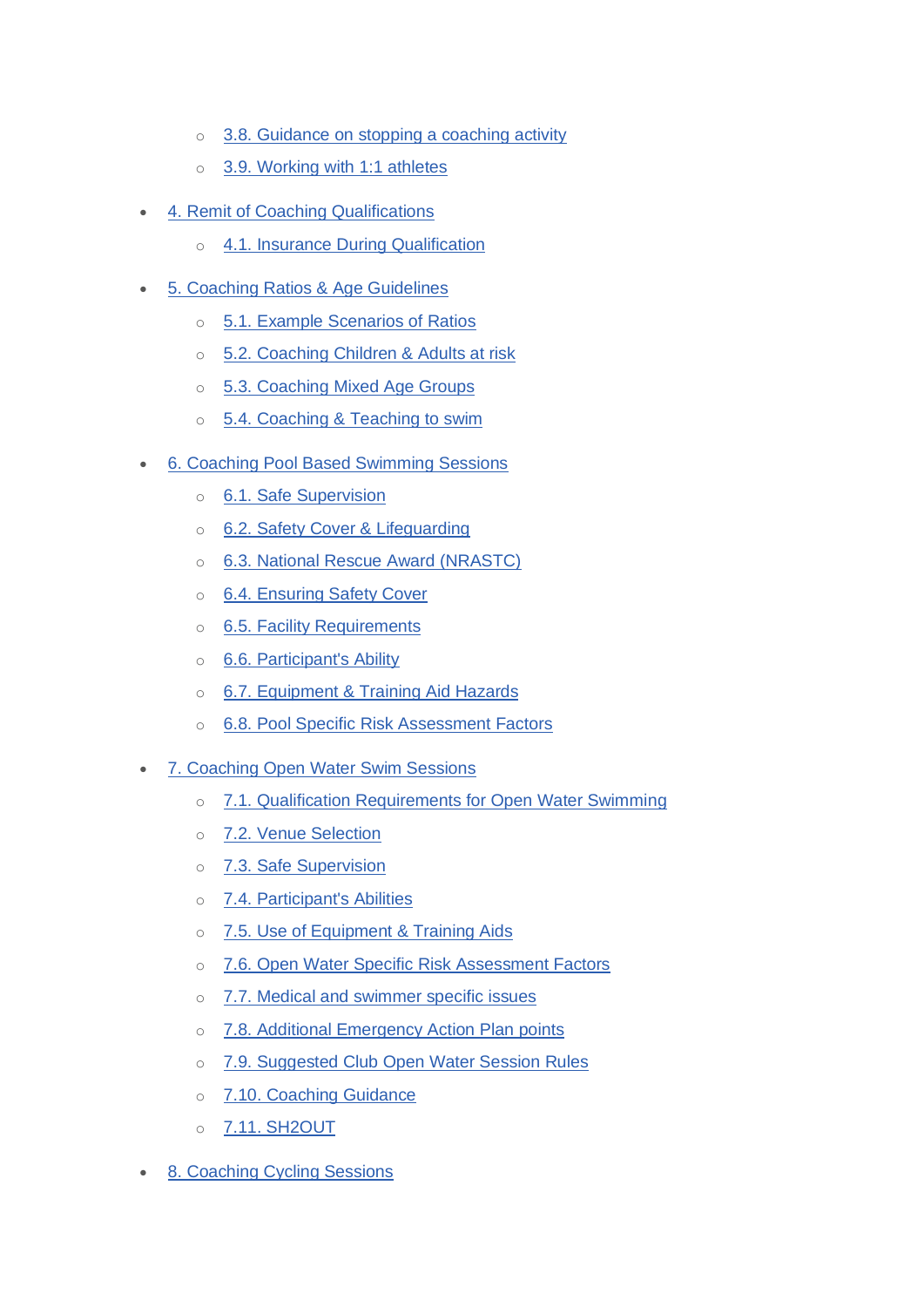- 3.8. Guidance on stopping a coaching activity
  - 3.9. Working with 1:1 athletes
- 4. Remit of Coaching Qualifications
  - 4.1. Insurance During Qualification
- 5. Coaching Ratios & Age Guidelines
  - 5.1. Example Scenarios of Ratios
  - 5.2. Coaching Children & Adults at risk
  - 5.3. Coaching Mixed Age Groups
  - 5.4. Coaching & Teaching to swim
- 6. Coaching Pool Based Swimming Sessions
  - 6.1. Safe Supervision
  - 6.2. Safety Cover & Lifeguarding
  - 6.3. National Rescue Award (NRASTC)
  - 6.4. Ensuring Safety Cover
  - 6.5. Facility Requirements
  - 6.6. Participant's Ability
  - 6.7. Equipment & Training Aid Hazards
  - 6.8. Pool Specific Risk Assessment Factors
- 7. Coaching Open Water Swim Sessions
  - 7.1. Qualification Requirements for Open Water Swimming
  - 7.2. Venue Selection
  - 7.3. Safe Supervision
  - 7.4. Participant's Abilities
  - 7.5. Use of Equipment & Training Aids
  - 7.6. Open Water Specific Risk Assessment Factors
  - 7.7. Medical and swimmer specific issues
  - 7.8. Additional Emergency Action Plan points
  - 7.9. Suggested Club Open Water Session Rules
  - 7.10. Coaching Guidance
  - 7.11. SH2OUT
- 8. Coaching Cycling Sessions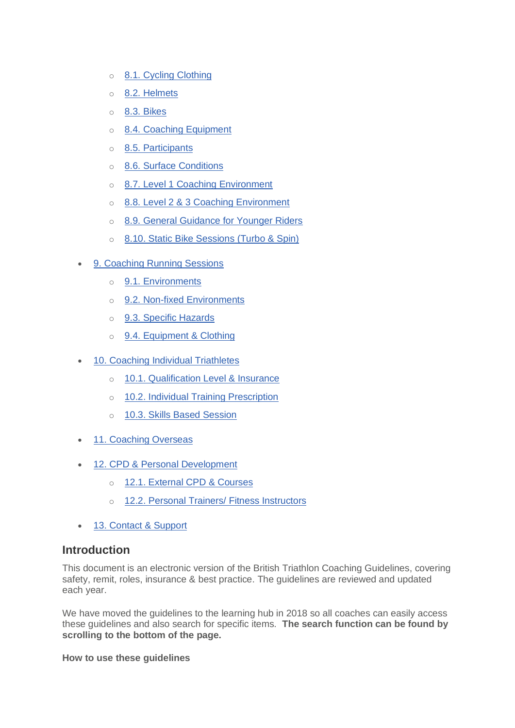- 8.1. Cycling Clothing
    - 8.2. Helmets
    - 8.3. Bikes
    - 8.4. Coaching Equipment
    - 8.5. Participants
    - 8.6. Surface Conditions
    - 8.7. Level 1 Coaching Environment
    - 8.8. Level 2 & 3 Coaching Environment
    - 8.9. General Guidance for Younger Riders
    - 8.10. Static Bike Sessions (Turbo & Spin)
- 9. Coaching Running Sessions
    - 9.1. Environments
    - 9.2. Non-fixed Environments
    - 9.3. Specific Hazards
    - 9.4. Equipment & Clothing
- 10. Coaching Individual Triathletes
    - 10.1. Qualification Level & Insurance
    - 10.2. Individual Training Prescription
    - 10.3. Skills Based Session
- 11. Coaching Overseas
- 12. CPD & Personal Development
    - 12.1. External CPD & Courses
    - 12.2. Personal Trainers/ Fitness Instructors
- 13. Contact & Support

## Introduction

This document is an electronic version of the British Triathlon Coaching Guidelines, covering safety, remit, roles, insurance & best practice. The guidelines are reviewed and updated each year.

We have moved the guidelines to the learning hub in 2018 so all coaches can easily access these guidelines and also search for specific items. **The search function can be found by scrolling to the bottom of the page.**

**How to use these guidelines**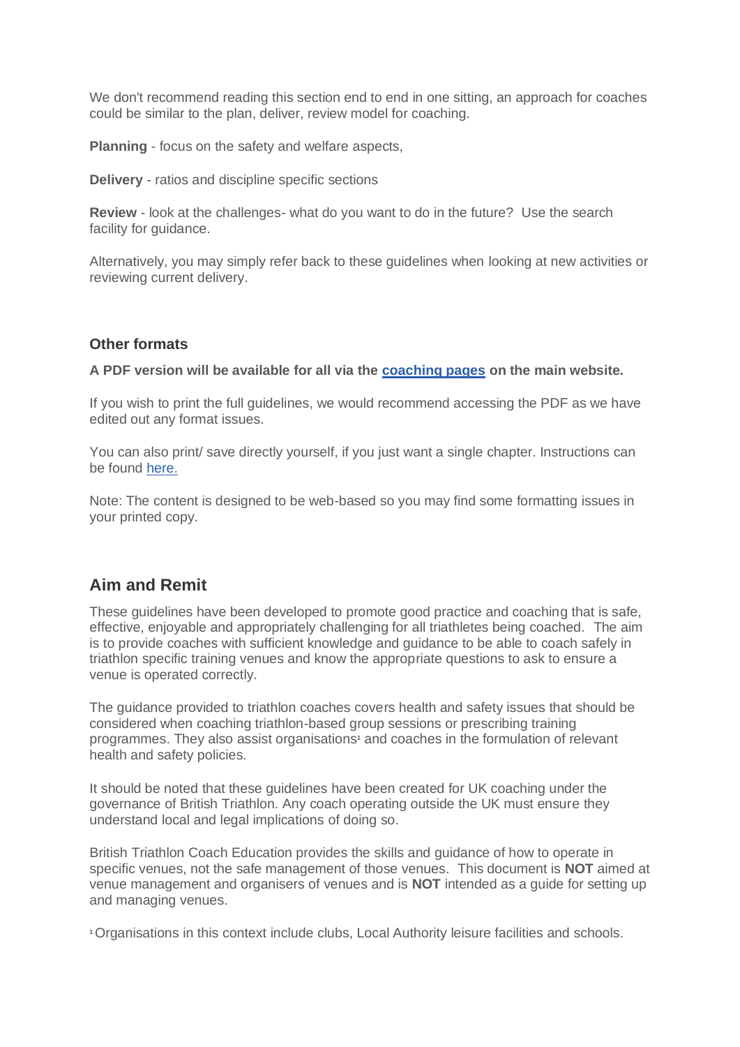We don't recommend reading this section end to end in one sitting, an approach for coaches could be similar to the plan, deliver, review model for coaching.

**Planning** - focus on the safety and welfare aspects,

**Delivery** - ratios and discipline specific sections

**Review** - look at the challenges- what do you want to do in the future? Use the search facility for guidance.

Alternatively, you may simply refer back to these guidelines when looking at new activities or reviewing current delivery.

### Other formats

**A PDF version will be available for all via the [coaching pages](coaching pages) on the main website.**

If you wish to print the full guidelines, we would recommend accessing the PDF as we have edited out any format issues.

You can also print/ save directly yourself, if you just want a single chapter. Instructions can be found [here.](here.)

Note: The content is designed to be web-based so you may find some formatting issues in your printed copy.

## Aim and Remit

These guidelines have been developed to promote good practice and coaching that is safe, effective, enjoyable and appropriately challenging for all triathletes being coached. The aim is to provide coaches with sufficient knowledge and guidance to be able to coach safely in triathlon specific training venues and know the appropriate questions to ask to ensure a venue is operated correctly.

The guidance provided to triathlon coaches covers health and safety issues that should be considered when coaching triathlon-based group sessions or prescribing training programmes. They also assist organisations[1] and coaches in the formulation of relevant health and safety policies.

It should be noted that these guidelines have been created for UK coaching under the governance of British Triathlon. Any coach operating outside the UK must ensure they understand local and legal implications of doing so.

British Triathlon Coach Education provides the skills and guidance of how to operate in specific venues, not the safe management of those venues. This document is **NOT** aimed at venue management and organisers of venues and is **NOT** intended as a guide for setting up and managing venues.

[1] Organisations in this context include clubs, Local Authority leisure facilities and schools.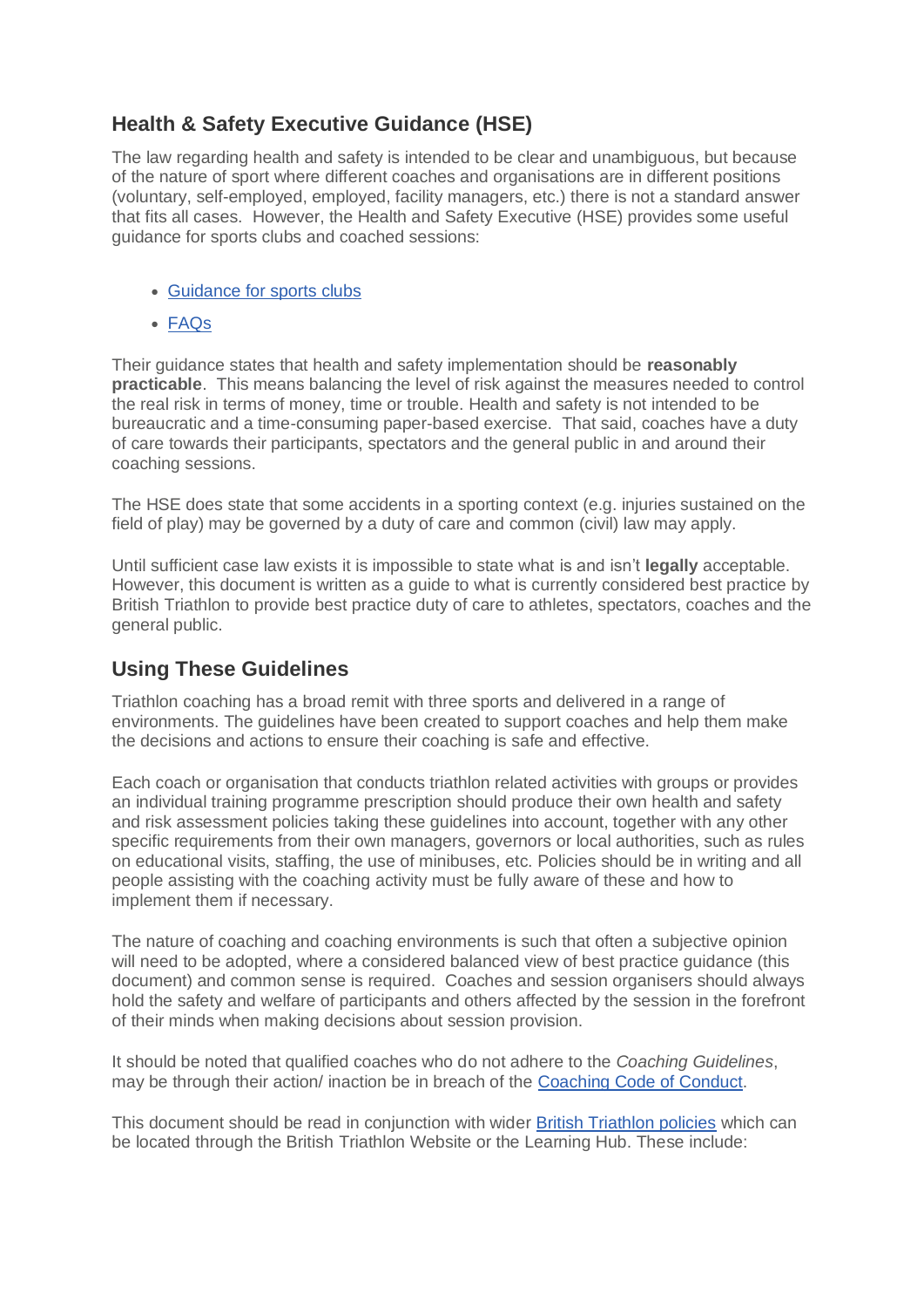## Health & Safety Executive Guidance (HSE)

The law regarding health and safety is intended to be clear and unambiguous, but because of the nature of sport where different coaches and organisations are in different positions (voluntary, self-employed, employed, facility managers, etc.) there is not a standard answer that fits all cases. However, the Health and Safety Executive (HSE) provides some useful guidance for sports clubs and coached sessions:

- Guidance for sports clubs
- FAQs

Their guidance states that health and safety implementation should be **reasonably practicable**. This means balancing the level of risk against the measures needed to control the real risk in terms of money, time or trouble. Health and safety is not intended to be bureaucratic and a time-consuming paper-based exercise. That said, coaches have a duty of care towards their participants, spectators and the general public in and around their coaching sessions.

The HSE does state that some accidents in a sporting context (e.g. injuries sustained on the field of play) may be governed by a duty of care and common (civil) law may apply.

Until sufficient case law exists it is impossible to state what is and isn't **legally** acceptable. However, this document is written as a guide to what is currently considered best practice by British Triathlon to provide best practice duty of care to athletes, spectators, coaches and the general public.

## Using These Guidelines

Triathlon coaching has a broad remit with three sports and delivered in a range of environments. The guidelines have been created to support coaches and help them make the decisions and actions to ensure their coaching is safe and effective.

Each coach or organisation that conducts triathlon related activities with groups or provides an individual training programme prescription should produce their own health and safety and risk assessment policies taking these guidelines into account, together with any other specific requirements from their own managers, governors or local authorities, such as rules on educational visits, staffing, the use of minibuses, etc. Policies should be in writing and all people assisting with the coaching activity must be fully aware of these and how to implement them if necessary.

The nature of coaching and coaching environments is such that often a subjective opinion will need to be adopted, where a considered balanced view of best practice guidance (this document) and common sense is required. Coaches and session organisers should always hold the safety and welfare of participants and others affected by the session in the forefront of their minds when making decisions about session provision.

It should be noted that qualified coaches who do not adhere to the *Coaching Guidelines*, may be through their action/ inaction be in breach of the Coaching Code of Conduct.

This document should be read in conjunction with wider British Triathlon policies which can be located through the British Triathlon Website or the Learning Hub. These include: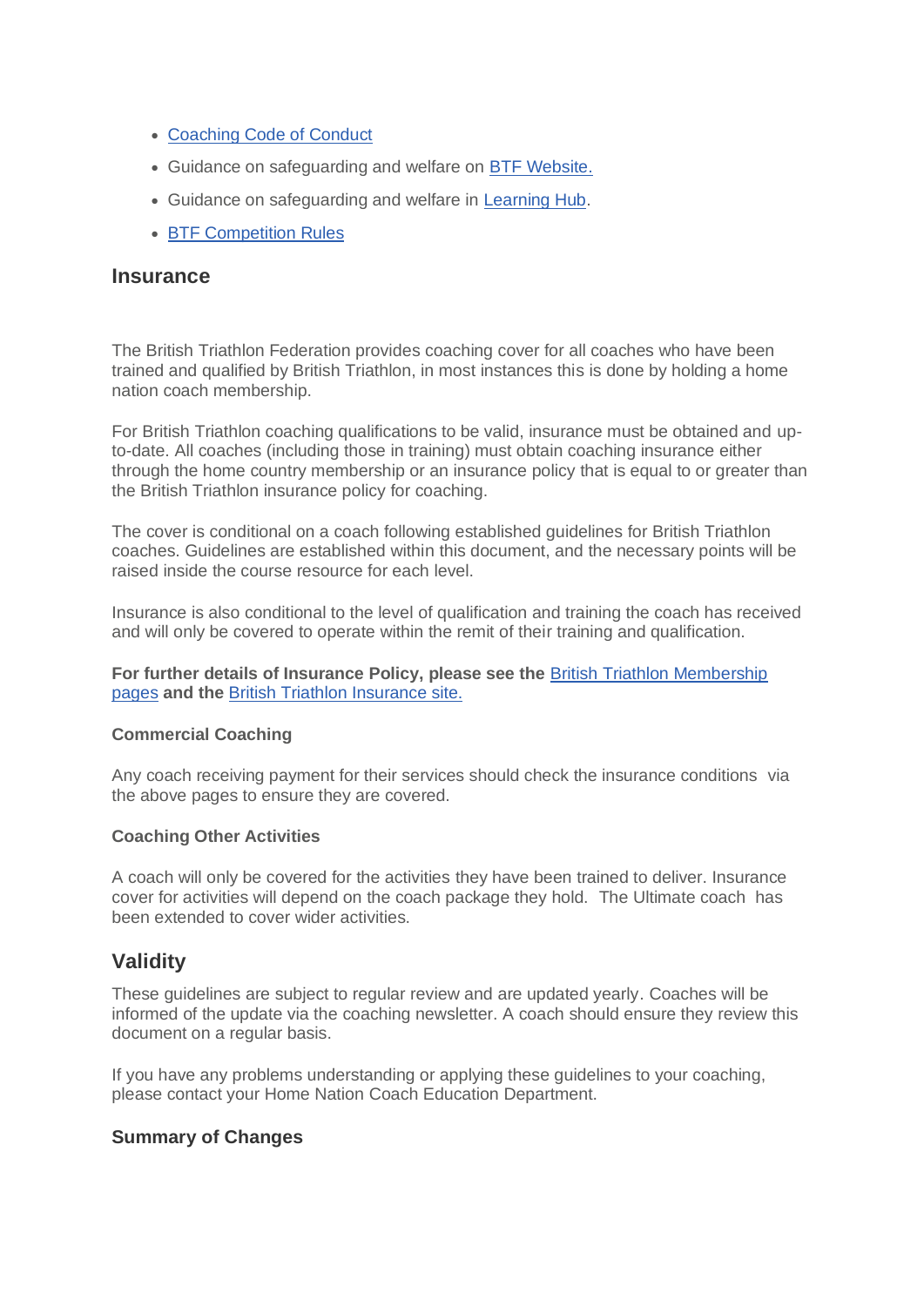- Coaching Code of Conduct
- Guidance on safeguarding and welfare on BTF Website.
- Guidance on safeguarding and welfare in Learning Hub.
- BTF Competition Rules

## Insurance

The British Triathlon Federation provides coaching cover for all coaches who have been trained and qualified by British Triathlon, in most instances this is done by holding a home nation coach membership.

For British Triathlon coaching qualifications to be valid, insurance must be obtained and up-to-date. All coaches (including those in training) must obtain coaching insurance either through the home country membership or an insurance policy that is equal to or greater than the British Triathlon insurance policy for coaching.

The cover is conditional on a coach following established guidelines for British Triathlon coaches. Guidelines are established within this document, and the necessary points will be raised inside the course resource for each level.

Insurance is also conditional to the level of qualification and training the coach has received and will only be covered to operate within the remit of their training and qualification.

**For further details of Insurance Policy, please see the** British Triathlon Membership pages **and the** British Triathlon Insurance site.

#### Commercial Coaching

Any coach receiving payment for their services should check the insurance conditions via the above pages to ensure they are covered.

#### Coaching Other Activities

A coach will only be covered for the activities they have been trained to deliver. Insurance cover for activities will depend on the coach package they hold. The Ultimate coach has been extended to cover wider activities.

## Validity

These guidelines are subject to regular review and are updated yearly. Coaches will be informed of the update via the coaching newsletter. A coach should ensure they review this document on a regular basis.

If you have any problems understanding or applying these guidelines to your coaching, please contact your Home Nation Coach Education Department.

#### Summary of Changes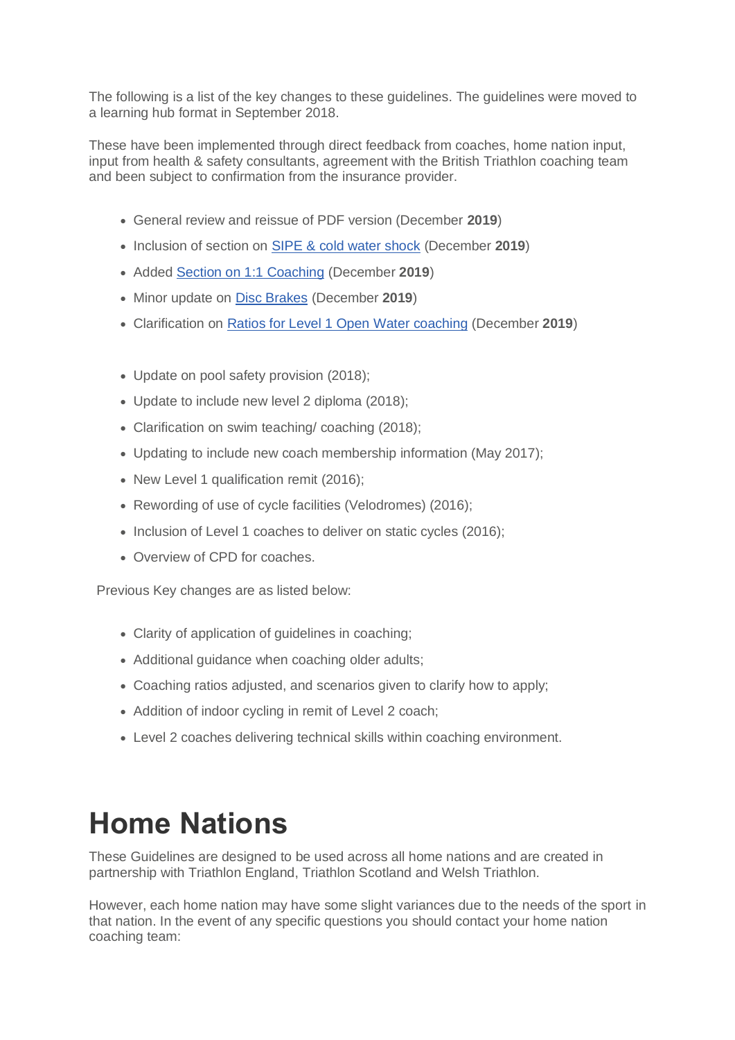The following is a list of the key changes to these guidelines. The guidelines were moved to a learning hub format in September 2018.

These have been implemented through direct feedback from coaches, home nation input, input from health & safety consultants, agreement with the British Triathlon coaching team and been subject to confirmation from the insurance provider.

- General review and reissue of PDF version (December **2019**)
- Inclusion of section on SIPE & cold water shock (December **2019**)
- Added Section on 1:1 Coaching (December **2019**)
- Minor update on Disc Brakes (December **2019**)
- Clarification on Ratios for Level 1 Open Water coaching (December **2019**)

- Update on pool safety provision (2018);
- Update to include new level 2 diploma (2018);
- Clarification on swim teaching/ coaching (2018);
- Updating to include new coach membership information (May 2017);
- New Level 1 qualification remit (2016);
- Rewording of use of cycle facilities (Velodromes) (2016);
- Inclusion of Level 1 coaches to deliver on static cycles (2016);
- Overview of CPD for coaches.

Previous Key changes are as listed below:

- Clarity of application of guidelines in coaching;
- Additional guidance when coaching older adults;
- Coaching ratios adjusted, and scenarios given to clarify how to apply;
- Addition of indoor cycling in remit of Level 2 coach;
- Level 2 coaches delivering technical skills within coaching environment.

# Home Nations

These Guidelines are designed to be used across all home nations and are created in partnership with Triathlon England, Triathlon Scotland and Welsh Triathlon.

However, each home nation may have some slight variances due to the needs of the sport in that nation. In the event of any specific questions you should contact your home nation coaching team: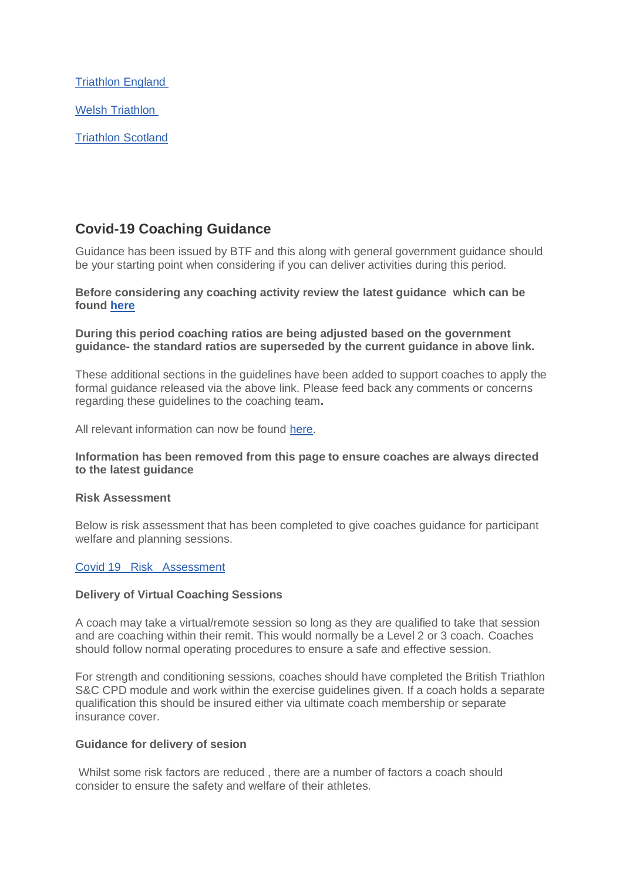[Triathlon England](#)

[Welsh Triathlon](#)

[Triathlon Scotland](#)

## Covid-19 Coaching Guidance

Guidance has been issued by BTF and this along with general government guidance should be your starting point when considering if you can deliver activities during this period.

**Before considering any coaching activity review the latest guidance which can be found [here](#)**

**During this period coaching ratios are being adjusted based on the government guidance- the standard ratios are superseded by the current guidance in above link.**

These additional sections in the guidelines have been added to support coaches to apply the formal guidance released via the above link. Please feed back any comments or concerns regarding these guidelines to the coaching team**.**

All relevant information can now be found [here](#).

**Information has been removed from this page to ensure coaches are always directed to the latest guidance**

**Risk Assessment**

Below is risk assessment that has been completed to give coaches guidance for participant welfare and planning sessions.

[Covid 19 Risk Assessment](#)

**Delivery of Virtual Coaching Sessions**

A coach may take a virtual/remote session so long as they are qualified to take that session and are coaching within their remit. This would normally be a Level 2 or 3 coach. Coaches should follow normal operating procedures to ensure a safe and effective session.

For strength and conditioning sessions, coaches should have completed the British Triathlon S&C CPD module and work within the exercise guidelines given. If a coach holds a separate qualification this should be insured either via ultimate coach membership or separate insurance cover.

**Guidance for delivery of sesion**

Whilst some risk factors are reduced , there are a number of factors a coach should consider to ensure the safety and welfare of their athletes.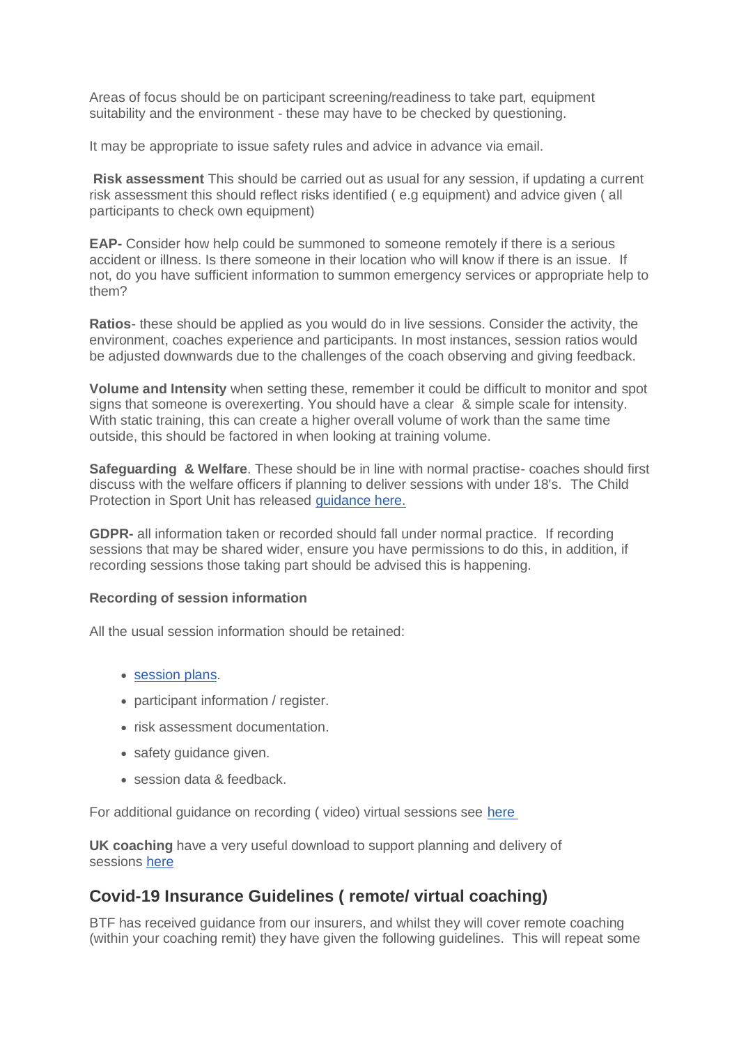Areas of focus should be on participant screening/readiness to take part, equipment suitability and the environment - these may have to be checked by questioning.

It may be appropriate to issue safety rules and advice in advance via email.

**Risk assessment** This should be carried out as usual for any session, if updating a current risk assessment this should reflect risks identified ( e.g equipment) and advice given ( all participants to check own equipment)

**EAP-** Consider how help could be summoned to someone remotely if there is a serious accident or illness. Is there someone in their location who will know if there is an issue. If not, do you have sufficient information to summon emergency services or appropriate help to them?

**Ratios**- these should be applied as you would do in live sessions. Consider the activity, the environment, coaches experience and participants. In most instances, session ratios would be adjusted downwards due to the challenges of the coach observing and giving feedback.

**Volume and Intensity** when setting these, remember it could be difficult to monitor and spot signs that someone is overexerting. You should have a clear & simple scale for intensity. With static training, this can create a higher overall volume of work than the same time outside, this should be factored in when looking at training volume.

**Safeguarding & Welfare**. These should be in line with normal practise- coaches should first discuss with the welfare officers if planning to deliver sessions with under 18's. The Child Protection in Sport Unit has released guidance here.

**GDPR-** all information taken or recorded should fall under normal practice. If recording sessions that may be shared wider, ensure you have permissions to do this, in addition, if recording sessions those taking part should be advised this is happening.

**Recording of session information**

All the usual session information should be retained:

- session plans.
- participant information / register.
- risk assessment documentation.
- safety guidance given.
- session data & feedback.

For additional guidance on recording ( video) virtual sessions see here

**UK coaching** have a very useful download to support planning and delivery of sessions here

## Covid-19 Insurance Guidelines ( remote/ virtual coaching)

BTF has received guidance from our insurers, and whilst they will cover remote coaching (within your coaching remit) they have given the following guidelines. This will repeat some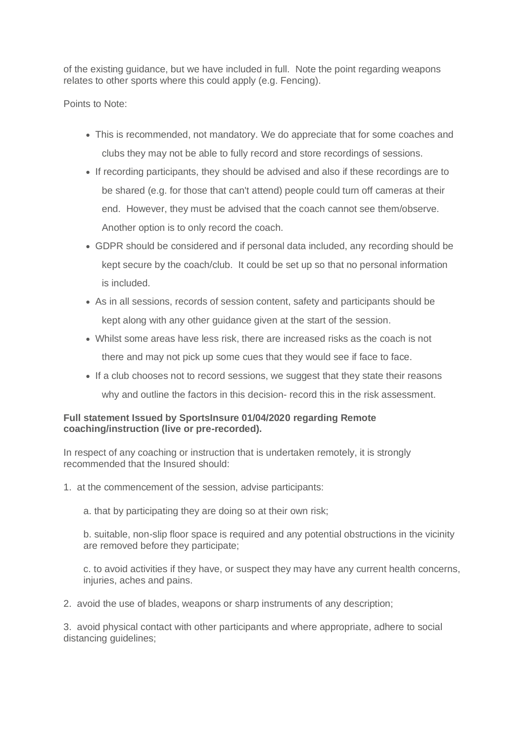of the existing guidance, but we have included in full.  Note the point regarding weapons relates to other sports where this could apply (e.g. Fencing).

Points to Note:

- This is recommended, not mandatory. We do appreciate that for some coaches and clubs they may not be able to fully record and store recordings of sessions.
- If recording participants, they should be advised and also if these recordings are to be shared (e.g. for those that can't attend) people could turn off cameras at their end.  However, they must be advised that the coach cannot see them/observe. Another option is to only record the coach.
- GDPR should be considered and if personal data included, any recording should be kept secure by the coach/club.  It could be set up so that no personal information is included.
- As in all sessions, records of session content, safety and participants should be kept along with any other guidance given at the start of the session.
- Whilst some areas have less risk, there are increased risks as the coach is not there and may not pick up some cues that they would see if face to face.
- If a club chooses not to record sessions, we suggest that they state their reasons why and outline the factors in this decision- record this in the risk assessment.

**Full statement Issued by SportsInsure 01/04/2020 regarding Remote coaching/instruction (live or pre-recorded).**

In respect of any coaching or instruction that is undertaken remotely, it is strongly recommended that the Insured should:

1. at the commencement of the session, advise participants:

    a. that by participating they are doing so at their own risk;

    b. suitable, non-slip floor space is required and any potential obstructions in the vicinity are removed before they participate;

    c. to avoid activities if they have, or suspect they may have any current health concerns, injuries, aches and pains.

2. avoid the use of blades, weapons or sharp instruments of any description;

3. avoid physical contact with other participants and where appropriate, adhere to social distancing guidelines;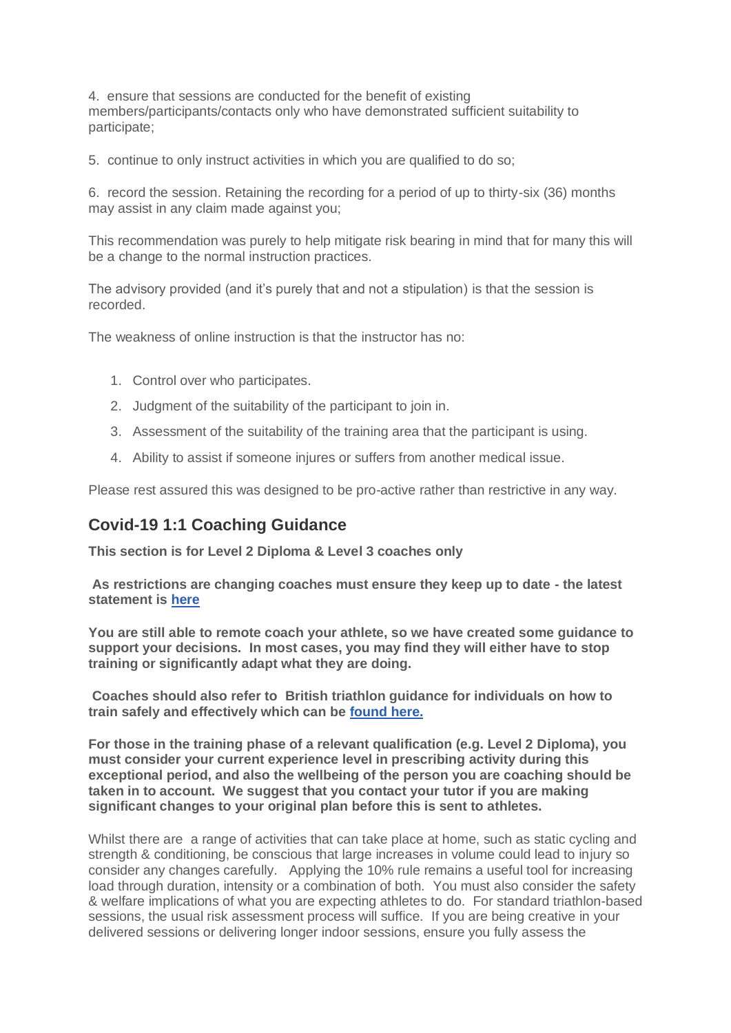4. ensure that sessions are conducted for the benefit of existing members/participants/contacts only who have demonstrated sufficient suitability to participate;

5. continue to only instruct activities in which you are qualified to do so;

6. record the session. Retaining the recording for a period of up to thirty-six (36) months may assist in any claim made against you;

This recommendation was purely to help mitigate risk bearing in mind that for many this will be a change to the normal instruction practices.

The advisory provided (and it's purely that and not a stipulation) is that the session is recorded.

The weakness of online instruction is that the instructor has no:

1. Control over who participates.
2. Judgment of the suitability of the participant to join in.
3. Assessment of the suitability of the training area that the participant is using.
4. Ability to assist if someone injures or suffers from another medical issue.

Please rest assured this was designed to be pro-active rather than restrictive in any way.

## Covid-19 1:1 Coaching Guidance

**This section is for Level 2 Diploma & Level 3 coaches only**

**As restrictions are changing coaches must ensure they keep up to date - the latest statement is [here]**

**You are still able to remote coach your athlete, so we have created some guidance to support your decisions. In most cases, you may find they will either have to stop training or significantly adapt what they are doing.**

**Coaches should also refer to British triathlon guidance for individuals on how to train safely and effectively which can be [found here.]**

**For those in the training phase of a relevant qualification (e.g. Level 2 Diploma), you must consider your current experience level in prescribing activity during this exceptional period, and also the wellbeing of the person you are coaching should be taken in to account. We suggest that you contact your tutor if you are making significant changes to your original plan before this is sent to athletes.**

Whilst there are a range of activities that can take place at home, such as static cycling and strength & conditioning, be conscious that large increases in volume could lead to injury so consider any changes carefully. Applying the 10% rule remains a useful tool for increasing load through duration, intensity or a combination of both. You must also consider the safety & welfare implications of what you are expecting athletes to do. For standard triathlon-based sessions, the usual risk assessment process will suffice. If you are being creative in your delivered sessions or delivering longer indoor sessions, ensure you fully assess the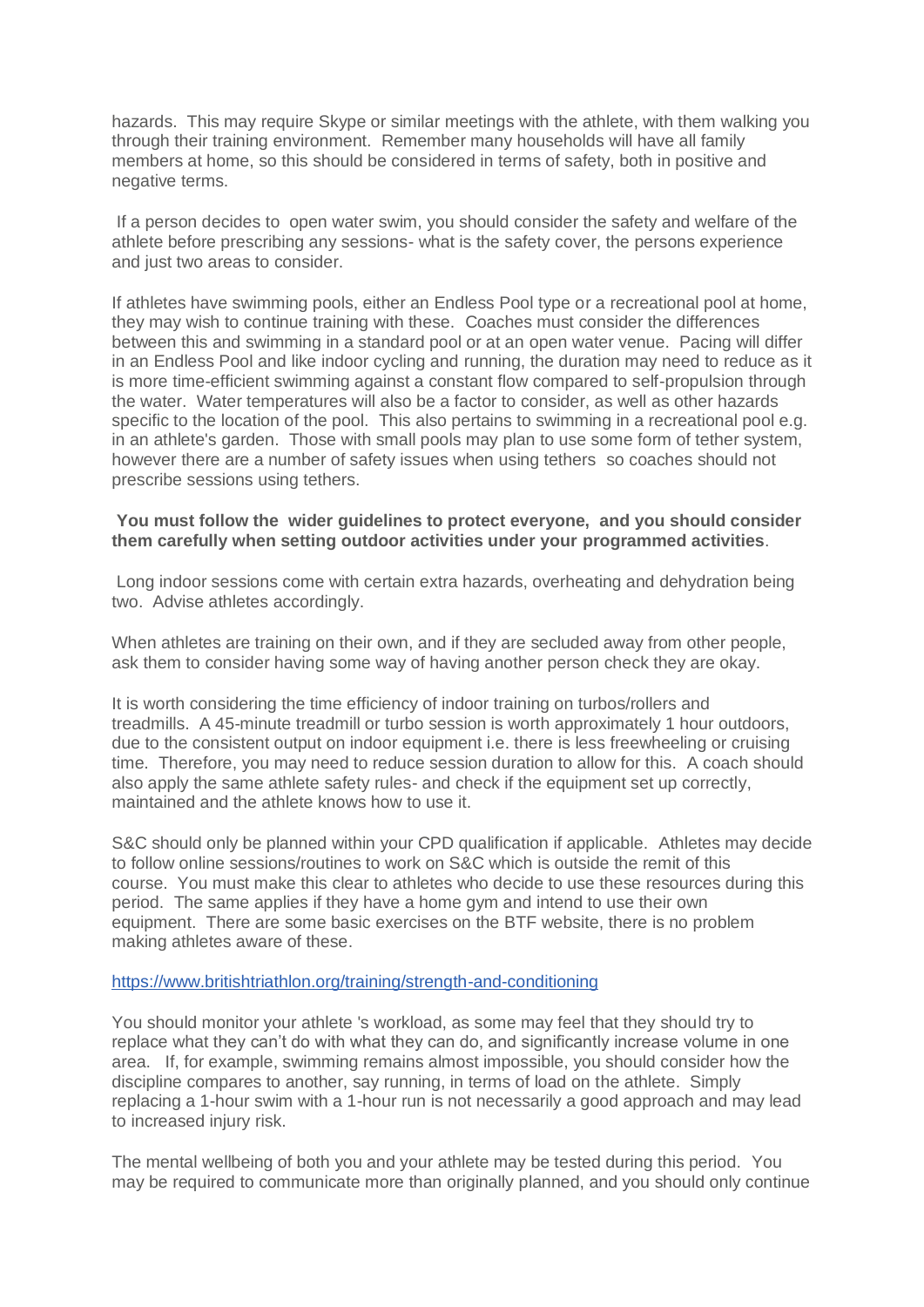hazards. This may require Skype or similar meetings with the athlete, with them walking you through their training environment. Remember many households will have all family members at home, so this should be considered in terms of safety, both in positive and negative terms.

If a person decides to open water swim, you should consider the safety and welfare of the athlete before prescribing any sessions- what is the safety cover, the persons experience and just two areas to consider.

If athletes have swimming pools, either an Endless Pool type or a recreational pool at home, they may wish to continue training with these. Coaches must consider the differences between this and swimming in a standard pool or at an open water venue. Pacing will differ in an Endless Pool and like indoor cycling and running, the duration may need to reduce as it is more time-efficient swimming against a constant flow compared to self-propulsion through the water. Water temperatures will also be a factor to consider, as well as other hazards specific to the location of the pool. This also pertains to swimming in a recreational pool e.g. in an athlete's garden. Those with small pools may plan to use some form of tether system, however there are a number of safety issues when using tethers so coaches should not prescribe sessions using tethers.

**You must follow the wider guidelines to protect everyone, and you should consider them carefully when setting outdoor activities under your programmed activities**.

Long indoor sessions come with certain extra hazards, overheating and dehydration being two. Advise athletes accordingly.

When athletes are training on their own, and if they are secluded away from other people, ask them to consider having some way of having another person check they are okay.

It is worth considering the time efficiency of indoor training on turbos/rollers and treadmills. A 45-minute treadmill or turbo session is worth approximately 1 hour outdoors, due to the consistent output on indoor equipment i.e. there is less freewheeling or cruising time. Therefore, you may need to reduce session duration to allow for this. A coach should also apply the same athlete safety rules- and check if the equipment set up correctly, maintained and the athlete knows how to use it.

S&C should only be planned within your CPD qualification if applicable. Athletes may decide to follow online sessions/routines to work on S&C which is outside the remit of this course. You must make this clear to athletes who decide to use these resources during this period. The same applies if they have a home gym and intend to use their own equipment. There are some basic exercises on the BTF website, there is no problem making athletes aware of these.

https://www.britishtriathlon.org/training/strength-and-conditioning

You should monitor your athlete 's workload, as some may feel that they should try to replace what they can't do with what they can do, and significantly increase volume in one area. If, for example, swimming remains almost impossible, you should consider how the discipline compares to another, say running, in terms of load on the athlete. Simply replacing a 1-hour swim with a 1-hour run is not necessarily a good approach and may lead to increased injury risk.

The mental wellbeing of both you and your athlete may be tested during this period. You may be required to communicate more than originally planned, and you should only continue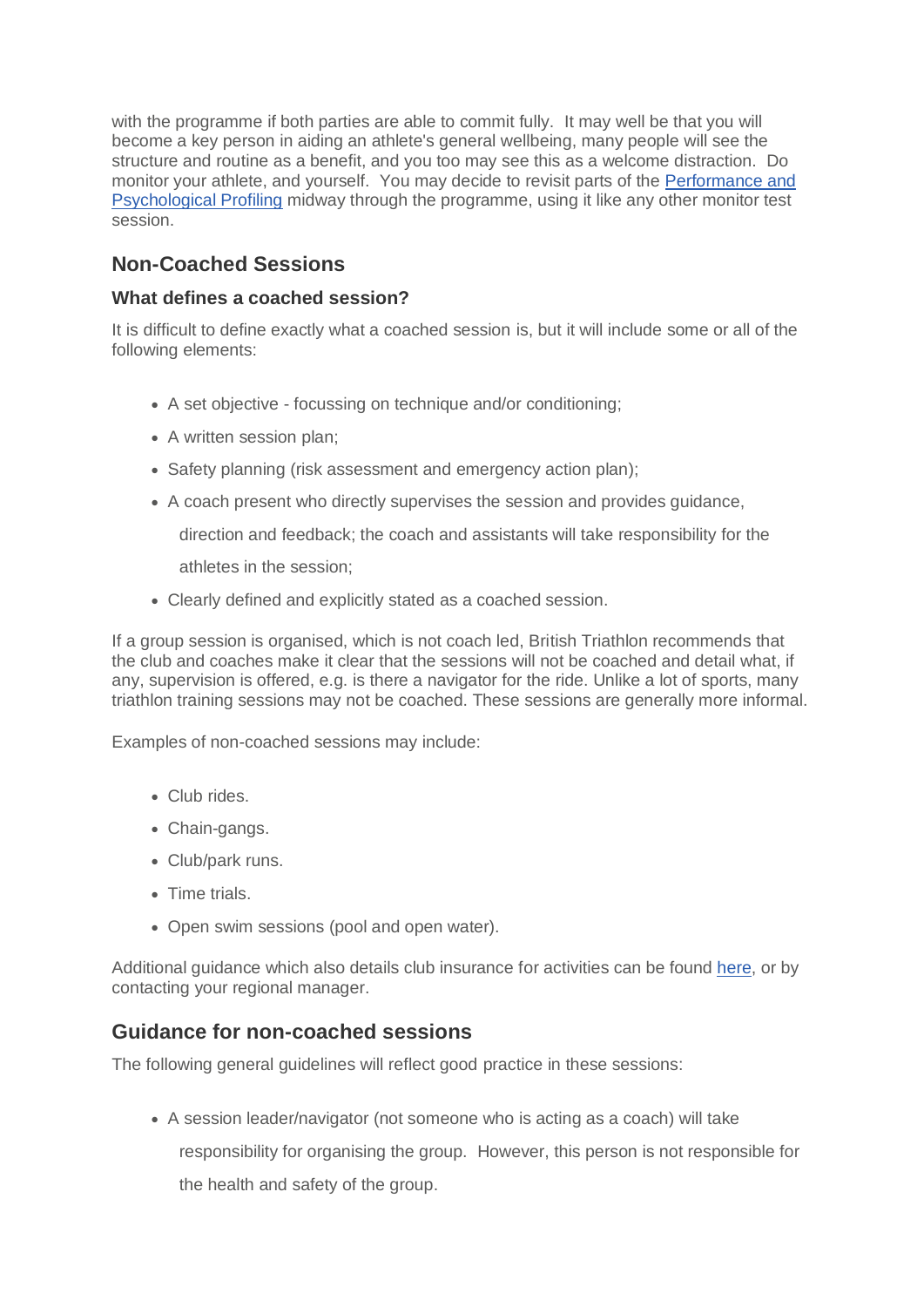with the programme if both parties are able to commit fully.  It may well be that you will become a key person in aiding an athlete's general wellbeing, many people will see the structure and routine as a benefit, and you too may see this as a welcome distraction.  Do monitor your athlete, and yourself.  You may decide to revisit parts of the [Performance and Psychological Profiling]() midway through the programme, using it like any other monitor test session.

## Non-Coached Sessions

### What defines a coached session?

It is difficult to define exactly what a coached session is, but it will include some or all of the following elements:

- A set objective - focussing on technique and/or conditioning;
- A written session plan;
- Safety planning (risk assessment and emergency action plan);
- A coach present who directly supervises the session and provides guidance, direction and feedback; the coach and assistants will take responsibility for the athletes in the session;
- Clearly defined and explicitly stated as a coached session.

If a group session is organised, which is not coach led, British Triathlon recommends that the club and coaches make it clear that the sessions will not be coached and detail what, if any, supervision is offered, e.g. is there a navigator for the ride. Unlike a lot of sports, many triathlon training sessions may not be coached. These sessions are generally more informal.

Examples of non-coached sessions may include:

- Club rides.
- Chain-gangs.
- Club/park runs.
- Time trials.
- Open swim sessions (pool and open water).

Additional guidance which also details club insurance for activities can be found [here](), or by contacting your regional manager.

## Guidance for non-coached sessions

The following general guidelines will reflect good practice in these sessions:

- A session leader/navigator (not someone who is acting as a coach) will take responsibility for organising the group.  However, this person is not responsible for the health and safety of the group.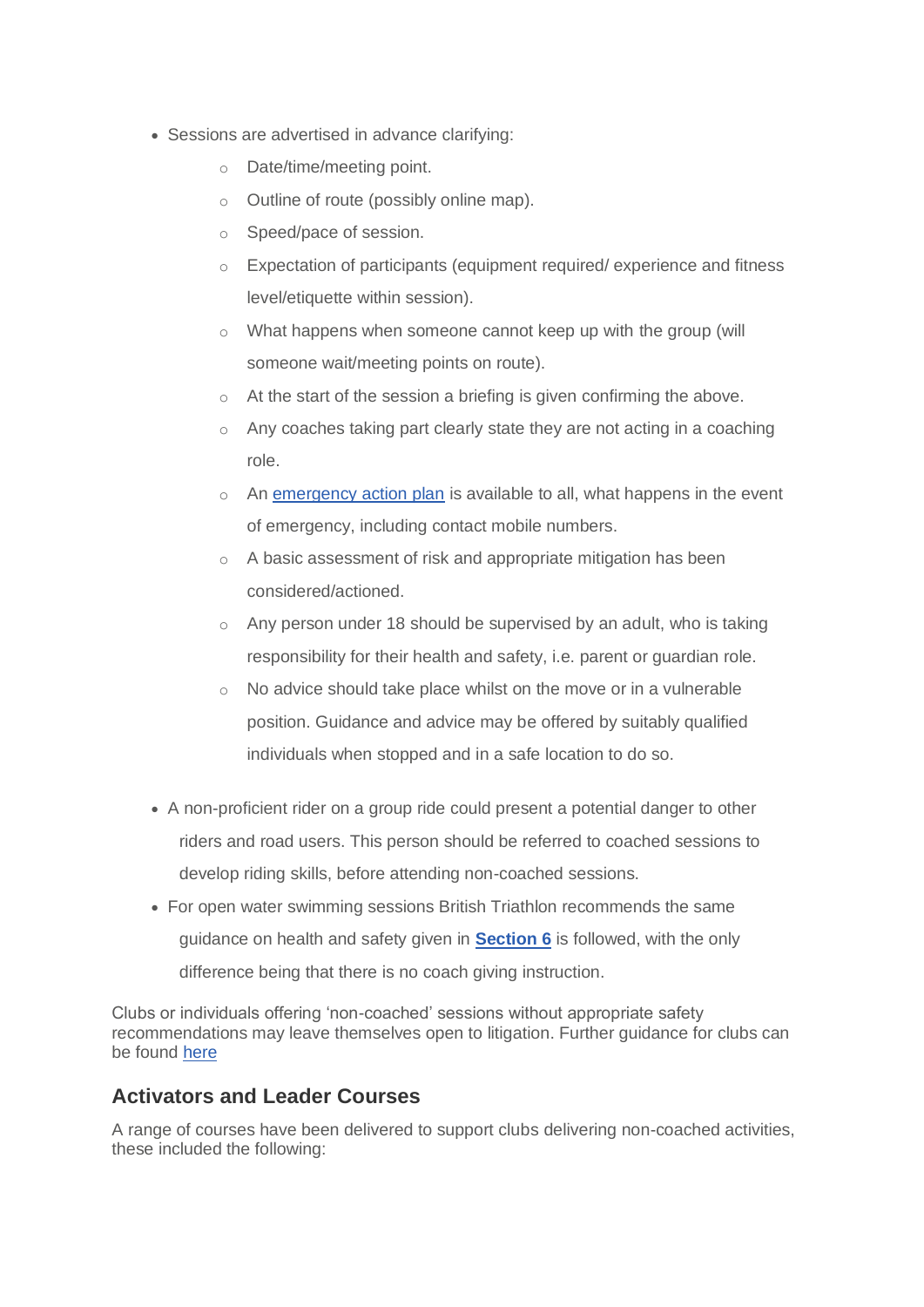- Sessions are advertised in advance clarifying:
    - Date/time/meeting point.
    - Outline of route (possibly online map).
    - Speed/pace of session.
    - Expectation of participants (equipment required/ experience and fitness level/etiquette within session).
    - What happens when someone cannot keep up with the group (will someone wait/meeting points on route).
    - At the start of the session a briefing is given confirming the above.
    - Any coaches taking part clearly state they are not acting in a coaching role.
    - An emergency action plan is available to all, what happens in the event of emergency, including contact mobile numbers.
    - A basic assessment of risk and appropriate mitigation has been considered/actioned.
    - Any person under 18 should be supervised by an adult, who is taking responsibility for their health and safety, i.e. parent or guardian role.
    - No advice should take place whilst on the move or in a vulnerable position. Guidance and advice may be offered by suitably qualified individuals when stopped and in a safe location to do so.

- A non-proficient rider on a group ride could present a potential danger to other riders and road users. This person should be referred to coached sessions to develop riding skills, before attending non-coached sessions.
- For open water swimming sessions British Triathlon recommends the same guidance on health and safety given in **Section 6** is followed, with the only difference being that there is no coach giving instruction.

Clubs or individuals offering 'non-coached' sessions without appropriate safety recommendations may leave themselves open to litigation. Further guidance for clubs can be found here

## Activators and Leader Courses

A range of courses have been delivered to support clubs delivering non-coached activities, these included the following: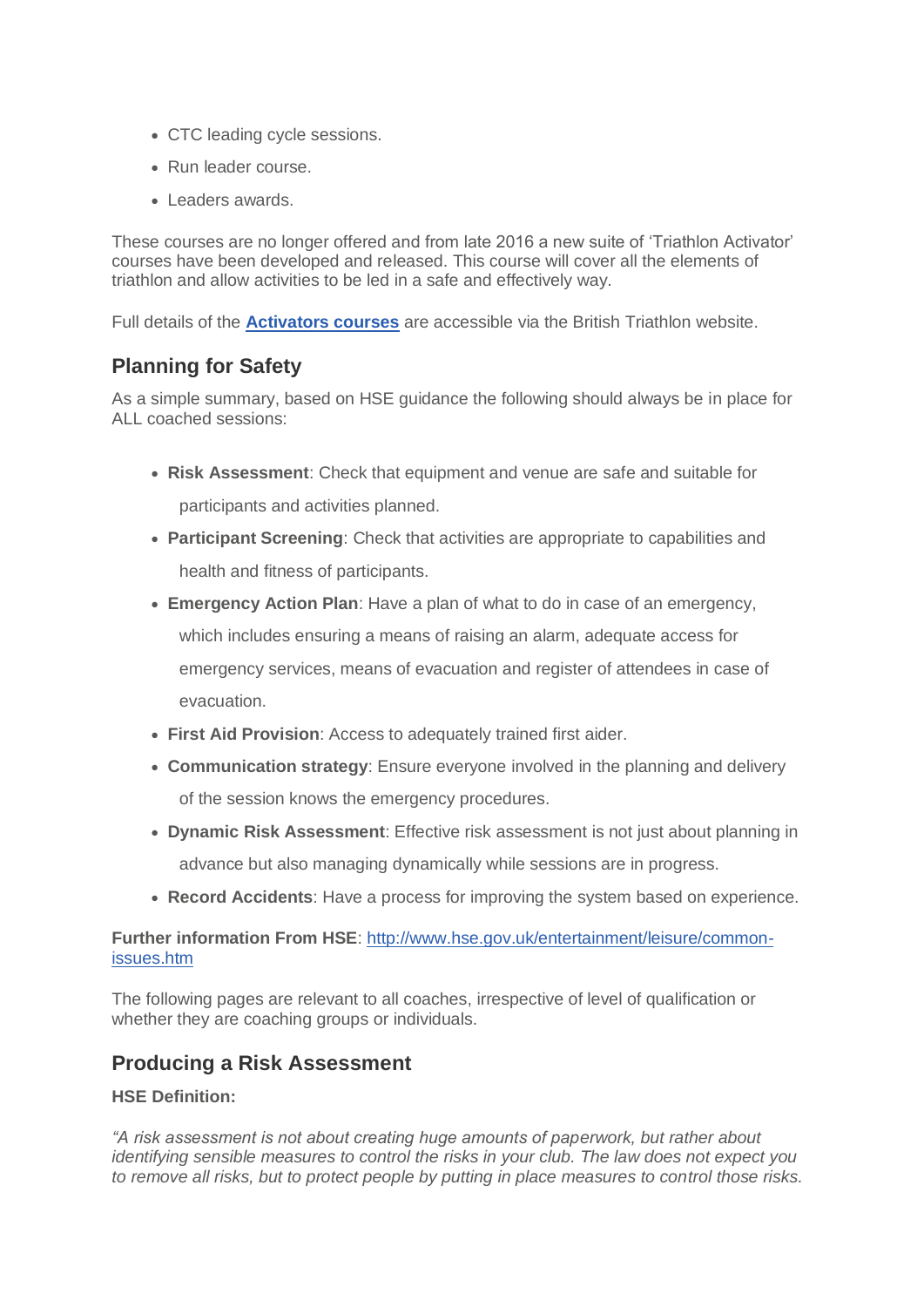- CTC leading cycle sessions.
- Run leader course.
- Leaders awards.

These courses are no longer offered and from late 2016 a new suite of 'Triathlon Activator' courses have been developed and released. This course will cover all the elements of triathlon and allow activities to be led in a safe and effectively way.

Full details of the **Activators courses** are accessible via the British Triathlon website.

## Planning for Safety

As a simple summary, based on HSE guidance the following should always be in place for ALL coached sessions:

- **Risk Assessment**: Check that equipment and venue are safe and suitable for participants and activities planned.
- **Participant Screening**: Check that activities are appropriate to capabilities and health and fitness of participants.
- **Emergency Action Plan**: Have a plan of what to do in case of an emergency, which includes ensuring a means of raising an alarm, adequate access for emergency services, means of evacuation and register of attendees in case of evacuation.
- **First Aid Provision**: Access to adequately trained first aider.
- **Communication strategy**: Ensure everyone involved in the planning and delivery of the session knows the emergency procedures.
- **Dynamic Risk Assessment**: Effective risk assessment is not just about planning in advance but also managing dynamically while sessions are in progress.
- **Record Accidents**: Have a process for improving the system based on experience.

**Further information From HSE**: http://www.hse.gov.uk/entertainment/leisure/common-issues.htm

The following pages are relevant to all coaches, irrespective of level of qualification or whether they are coaching groups or individuals.

## Producing a Risk Assessment

**HSE Definition:**

*"A risk assessment is not about creating huge amounts of paperwork, but rather about identifying sensible measures to control the risks in your club. The law does not expect you to remove all risks, but to protect people by putting in place measures to control those risks.*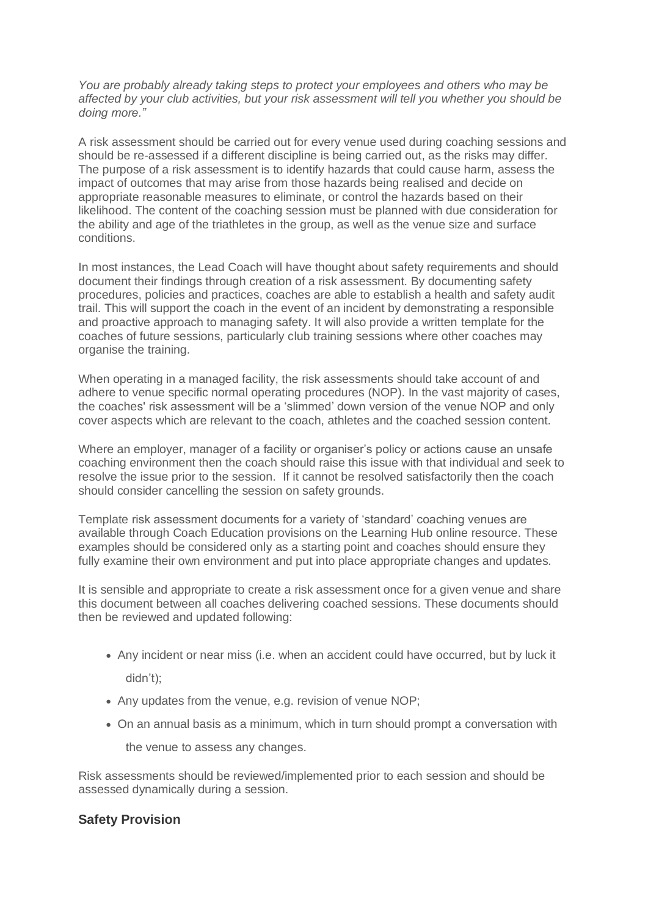*You are probably already taking steps to protect your employees and others who may be affected by your club activities, but your risk assessment will tell you whether you should be doing more."*

A risk assessment should be carried out for every venue used during coaching sessions and should be re-assessed if a different discipline is being carried out, as the risks may differ. The purpose of a risk assessment is to identify hazards that could cause harm, assess the impact of outcomes that may arise from those hazards being realised and decide on appropriate reasonable measures to eliminate, or control the hazards based on their likelihood. The content of the coaching session must be planned with due consideration for the ability and age of the triathletes in the group, as well as the venue size and surface conditions.

In most instances, the Lead Coach will have thought about safety requirements and should document their findings through creation of a risk assessment. By documenting safety procedures, policies and practices, coaches are able to establish a health and safety audit trail. This will support the coach in the event of an incident by demonstrating a responsible and proactive approach to managing safety. It will also provide a written template for the coaches of future sessions, particularly club training sessions where other coaches may organise the training.

When operating in a managed facility, the risk assessments should take account of and adhere to venue specific normal operating procedures (NOP). In the vast majority of cases, the coaches' risk assessment will be a 'slimmed' down version of the venue NOP and only cover aspects which are relevant to the coach, athletes and the coached session content.

Where an employer, manager of a facility or organiser's policy or actions cause an unsafe coaching environment then the coach should raise this issue with that individual and seek to resolve the issue prior to the session. If it cannot be resolved satisfactorily then the coach should consider cancelling the session on safety grounds.

Template risk assessment documents for a variety of 'standard' coaching venues are available through Coach Education provisions on the Learning Hub online resource. These examples should be considered only as a starting point and coaches should ensure they fully examine their own environment and put into place appropriate changes and updates.

It is sensible and appropriate to create a risk assessment once for a given venue and share this document between all coaches delivering coached sessions. These documents should then be reviewed and updated following:

- Any incident or near miss (i.e. when an accident could have occurred, but by luck it didn't);
- Any updates from the venue, e.g. revision of venue NOP;
- On an annual basis as a minimum, which in turn should prompt a conversation with the venue to assess any changes.

Risk assessments should be reviewed/implemented prior to each session and should be assessed dynamically during a session.

### Safety Provision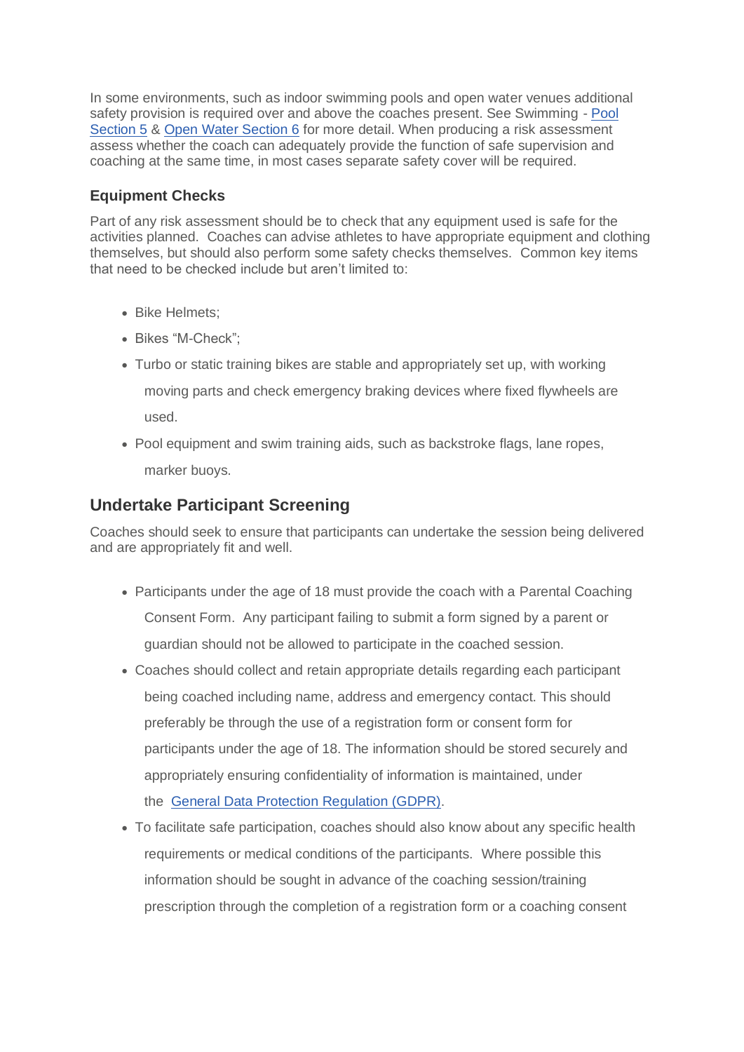In some environments, such as indoor swimming pools and open water venues additional safety provision is required over and above the coaches present. See Swimming - Pool Section 5 & Open Water Section 6 for more detail. When producing a risk assessment assess whether the coach can adequately provide the function of safe supervision and coaching at the same time, in most cases separate safety cover will be required.

### Equipment Checks

Part of any risk assessment should be to check that any equipment used is safe for the activities planned. Coaches can advise athletes to have appropriate equipment and clothing themselves, but should also perform some safety checks themselves. Common key items that need to be checked include but aren't limited to:

- Bike Helmets;
- Bikes "M-Check";
- Turbo or static training bikes are stable and appropriately set up, with working moving parts and check emergency braking devices where fixed flywheels are used.
- Pool equipment and swim training aids, such as backstroke flags, lane ropes, marker buoys.

## Undertake Participant Screening

Coaches should seek to ensure that participants can undertake the session being delivered and are appropriately fit and well.

- Participants under the age of 18 must provide the coach with a Parental Coaching Consent Form. Any participant failing to submit a form signed by a parent or guardian should not be allowed to participate in the coached session.
- Coaches should collect and retain appropriate details regarding each participant being coached including name, address and emergency contact. This should preferably be through the use of a registration form or consent form for participants under the age of 18. The information should be stored securely and appropriately ensuring confidentiality of information is maintained, under the General Data Protection Regulation (GDPR).
- To facilitate safe participation, coaches should also know about any specific health requirements or medical conditions of the participants. Where possible this information should be sought in advance of the coaching session/training prescription through the completion of a registration form or a coaching consent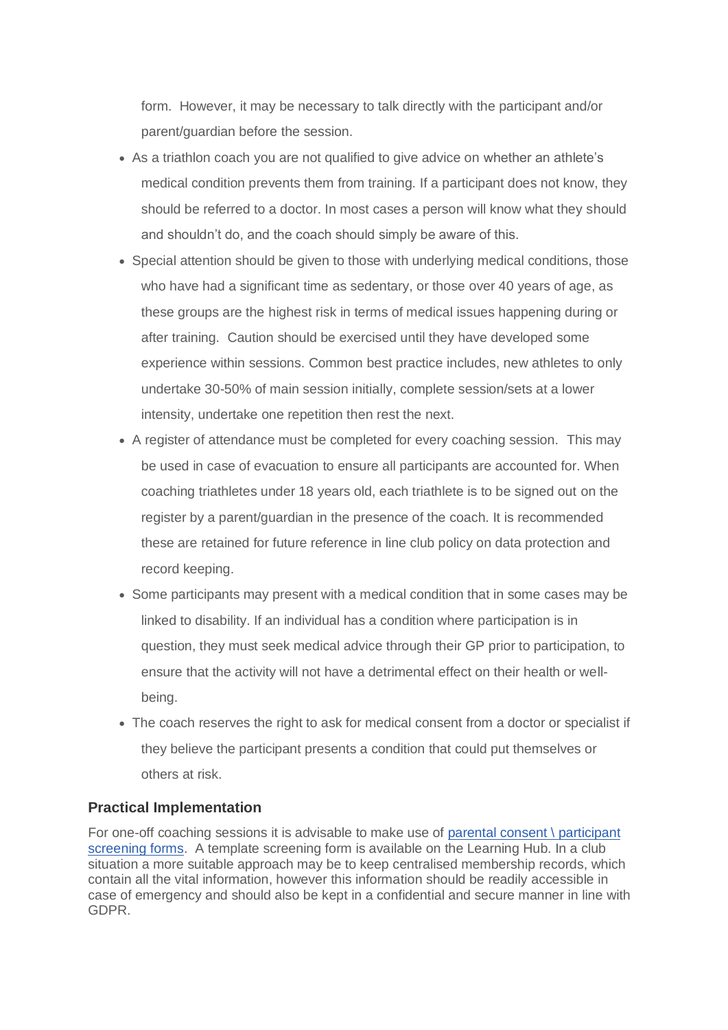form. However, it may be necessary to talk directly with the participant and/or parent/guardian before the session.

- As a triathlon coach you are not qualified to give advice on whether an athlete's medical condition prevents them from training. If a participant does not know, they should be referred to a doctor. In most cases a person will know what they should and shouldn't do, and the coach should simply be aware of this.
- Special attention should be given to those with underlying medical conditions, those who have had a significant time as sedentary, or those over 40 years of age, as these groups are the highest risk in terms of medical issues happening during or after training. Caution should be exercised until they have developed some experience within sessions. Common best practice includes, new athletes to only undertake 30-50% of main session initially, complete session/sets at a lower intensity, undertake one repetition then rest the next.
- A register of attendance must be completed for every coaching session. This may be used in case of evacuation to ensure all participants are accounted for. When coaching triathletes under 18 years old, each triathlete is to be signed out on the register by a parent/guardian in the presence of the coach. It is recommended these are retained for future reference in line club policy on data protection and record keeping.
- Some participants may present with a medical condition that in some cases may be linked to disability. If an individual has a condition where participation is in question, they must seek medical advice through their GP prior to participation, to ensure that the activity will not have a detrimental effect on their health or well-being.
- The coach reserves the right to ask for medical consent from a doctor or specialist if they believe the participant presents a condition that could put themselves or others at risk.

### Practical Implementation

For one-off coaching sessions it is advisable to make use of parental consent \ participant screening forms. A template screening form is available on the Learning Hub. In a club situation a more suitable approach may be to keep centralised membership records, which contain all the vital information, however this information should be readily accessible in case of emergency and should also be kept in a confidential and secure manner in line with GDPR.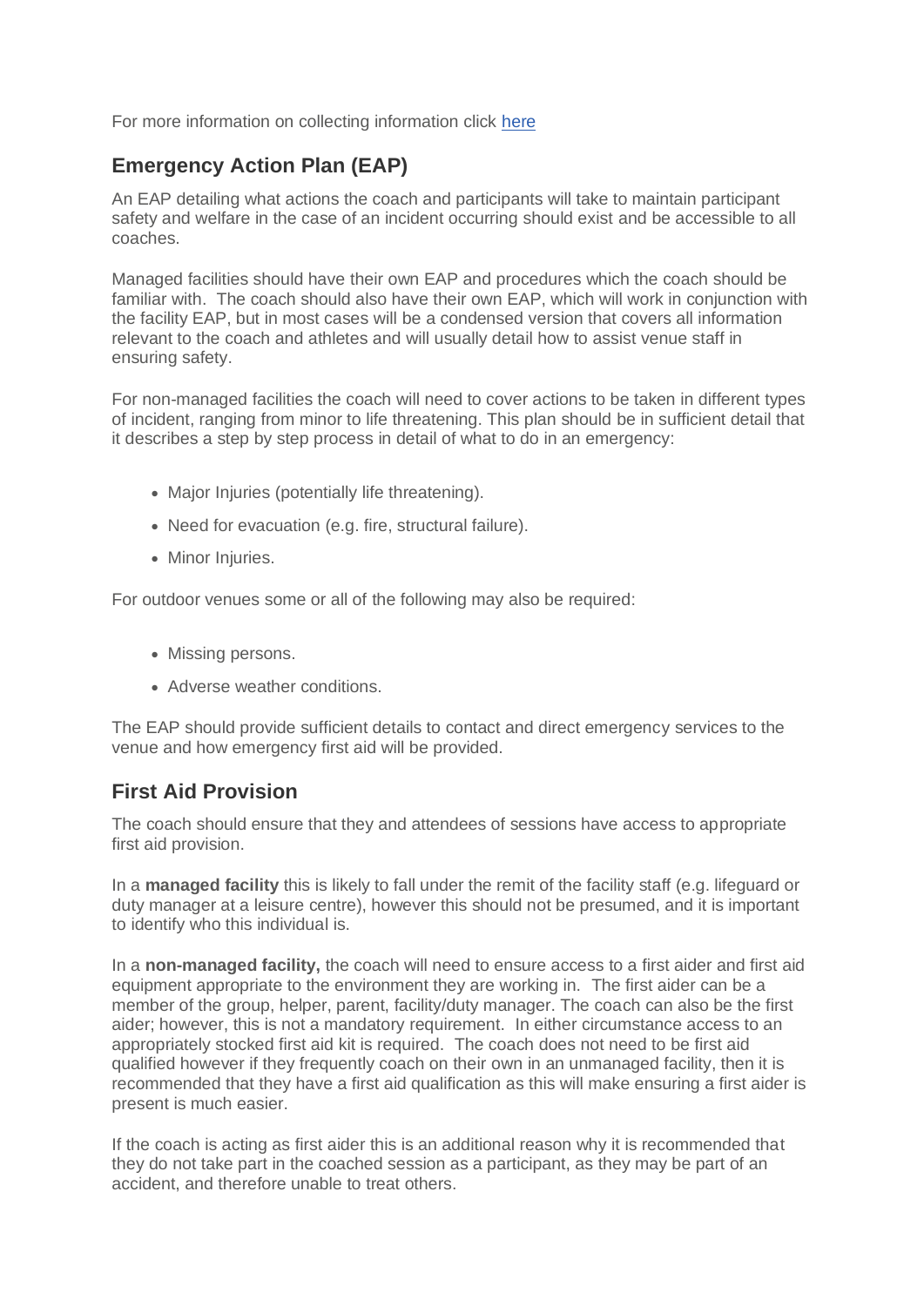For more information on collecting information click [here]

## Emergency Action Plan (EAP)

An EAP detailing what actions the coach and participants will take to maintain participant safety and welfare in the case of an incident occurring should exist and be accessible to all coaches.

Managed facilities should have their own EAP and procedures which the coach should be familiar with. The coach should also have their own EAP, which will work in conjunction with the facility EAP, but in most cases will be a condensed version that covers all information relevant to the coach and athletes and will usually detail how to assist venue staff in ensuring safety.

For non-managed facilities the coach will need to cover actions to be taken in different types of incident, ranging from minor to life threatening. This plan should be in sufficient detail that it describes a step by step process in detail of what to do in an emergency:

- Major Injuries (potentially life threatening).
- Need for evacuation (e.g. fire, structural failure).
- Minor Injuries.

For outdoor venues some or all of the following may also be required:

- Missing persons.
- Adverse weather conditions.

The EAP should provide sufficient details to contact and direct emergency services to the venue and how emergency first aid will be provided.

## First Aid Provision

The coach should ensure that they and attendees of sessions have access to appropriate first aid provision.

In a **managed facility** this is likely to fall under the remit of the facility staff (e.g. lifeguard or duty manager at a leisure centre), however this should not be presumed, and it is important to identify who this individual is.

In a **non-managed facility,** the coach will need to ensure access to a first aider and first aid equipment appropriate to the environment they are working in. The first aider can be a member of the group, helper, parent, facility/duty manager. The coach can also be the first aider; however, this is not a mandatory requirement. In either circumstance access to an appropriately stocked first aid kit is required. The coach does not need to be first aid qualified however if they frequently coach on their own in an unmanaged facility, then it is recommended that they have a first aid qualification as this will make ensuring a first aider is present is much easier.

If the coach is acting as first aider this is an additional reason why it is recommended that they do not take part in the coached session as a participant, as they may be part of an accident, and therefore unable to treat others.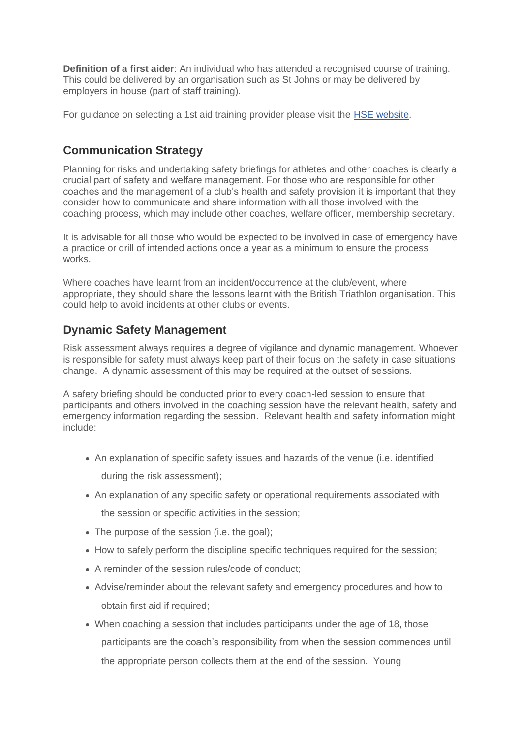**Definition of a first aider**: An individual who has attended a recognised course of training. This could be delivered by an organisation such as St Johns or may be delivered by employers in house (part of staff training).

For guidance on selecting a 1st aid training provider please visit the [HSE website](#).

## Communication Strategy

Planning for risks and undertaking safety briefings for athletes and other coaches is clearly a crucial part of safety and welfare management. For those who are responsible for other coaches and the management of a club's health and safety provision it is important that they consider how to communicate and share information with all those involved with the coaching process, which may include other coaches, welfare officer, membership secretary.

It is advisable for all those who would be expected to be involved in case of emergency have a practice or drill of intended actions once a year as a minimum to ensure the process works.

Where coaches have learnt from an incident/occurrence at the club/event, where appropriate, they should share the lessons learnt with the British Triathlon organisation. This could help to avoid incidents at other clubs or events.

## Dynamic Safety Management

Risk assessment always requires a degree of vigilance and dynamic management. Whoever is responsible for safety must always keep part of their focus on the safety in case situations change. A dynamic assessment of this may be required at the outset of sessions.

A safety briefing should be conducted prior to every coach-led session to ensure that participants and others involved in the coaching session have the relevant health, safety and emergency information regarding the session. Relevant health and safety information might include:

- An explanation of specific safety issues and hazards of the venue (i.e. identified during the risk assessment);
- An explanation of any specific safety or operational requirements associated with the session or specific activities in the session;
- The purpose of the session (i.e. the goal);
- How to safely perform the discipline specific techniques required for the session;
- A reminder of the session rules/code of conduct;
- Advise/reminder about the relevant safety and emergency procedures and how to obtain first aid if required;
- When coaching a session that includes participants under the age of 18, those participants are the coach's responsibility from when the session commences until the appropriate person collects them at the end of the session. Young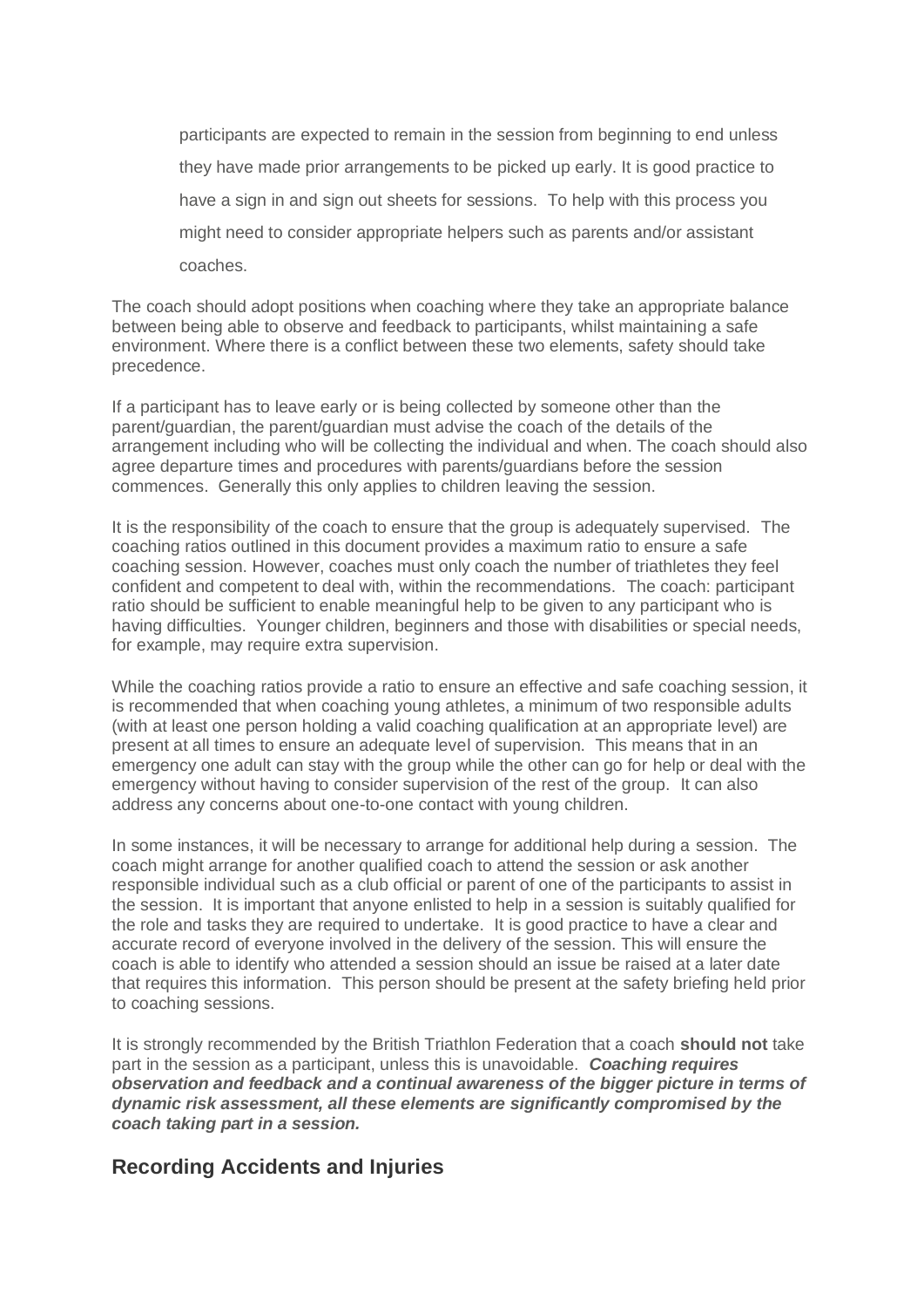participants are expected to remain in the session from beginning to end unless they have made prior arrangements to be picked up early. It is good practice to have a sign in and sign out sheets for sessions. To help with this process you might need to consider appropriate helpers such as parents and/or assistant coaches.

The coach should adopt positions when coaching where they take an appropriate balance between being able to observe and feedback to participants, whilst maintaining a safe environment. Where there is a conflict between these two elements, safety should take precedence.

If a participant has to leave early or is being collected by someone other than the parent/guardian, the parent/guardian must advise the coach of the details of the arrangement including who will be collecting the individual and when. The coach should also agree departure times and procedures with parents/guardians before the session commences. Generally this only applies to children leaving the session.

It is the responsibility of the coach to ensure that the group is adequately supervised. The coaching ratios outlined in this document provides a maximum ratio to ensure a safe coaching session. However, coaches must only coach the number of triathletes they feel confident and competent to deal with, within the recommendations. The coach: participant ratio should be sufficient to enable meaningful help to be given to any participant who is having difficulties. Younger children, beginners and those with disabilities or special needs, for example, may require extra supervision.

While the coaching ratios provide a ratio to ensure an effective and safe coaching session, it is recommended that when coaching young athletes, a minimum of two responsible adults (with at least one person holding a valid coaching qualification at an appropriate level) are present at all times to ensure an adequate level of supervision. This means that in an emergency one adult can stay with the group while the other can go for help or deal with the emergency without having to consider supervision of the rest of the group. It can also address any concerns about one-to-one contact with young children.

In some instances, it will be necessary to arrange for additional help during a session. The coach might arrange for another qualified coach to attend the session or ask another responsible individual such as a club official or parent of one of the participants to assist in the session. It is important that anyone enlisted to help in a session is suitably qualified for the role and tasks they are required to undertake. It is good practice to have a clear and accurate record of everyone involved in the delivery of the session. This will ensure the coach is able to identify who attended a session should an issue be raised at a later date that requires this information. This person should be present at the safety briefing held prior to coaching sessions.

It is strongly recommended by the British Triathlon Federation that a coach **should not** take part in the session as a participant, unless this is unavoidable. ***Coaching requires observation and feedback and a continual awareness of the bigger picture in terms of dynamic risk assessment, all these elements are significantly compromised by the coach taking part in a session.***

## Recording Accidents and Injuries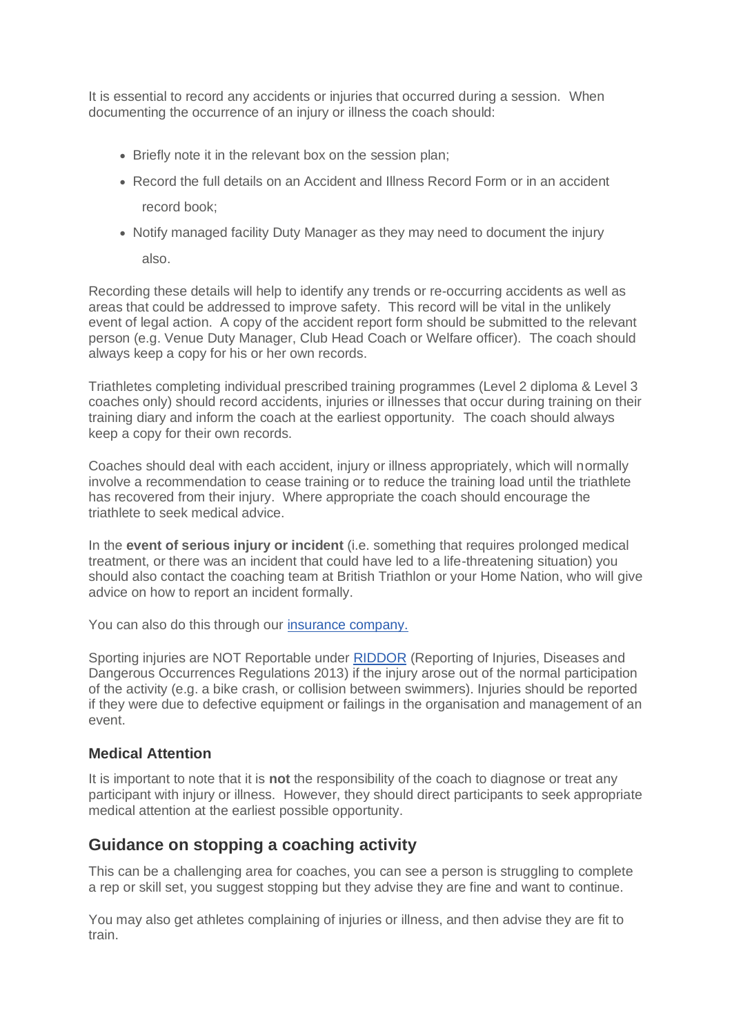It is essential to record any accidents or injuries that occurred during a session. When documenting the occurrence of an injury or illness the coach should:

- Briefly note it in the relevant box on the session plan;
- Record the full details on an Accident and Illness Record Form or in an accident record book;
- Notify managed facility Duty Manager as they may need to document the injury also.

Recording these details will help to identify any trends or re-occurring accidents as well as areas that could be addressed to improve safety. This record will be vital in the unlikely event of legal action. A copy of the accident report form should be submitted to the relevant person (e.g. Venue Duty Manager, Club Head Coach or Welfare officer). The coach should always keep a copy for his or her own records.

Triathletes completing individual prescribed training programmes (Level 2 diploma & Level 3 coaches only) should record accidents, injuries or illnesses that occur during training on their training diary and inform the coach at the earliest opportunity. The coach should always keep a copy for their own records.

Coaches should deal with each accident, injury or illness appropriately, which will normally involve a recommendation to cease training or to reduce the training load until the triathlete has recovered from their injury. Where appropriate the coach should encourage the triathlete to seek medical advice.

In the **event of serious injury or incident** (i.e. something that requires prolonged medical treatment, or there was an incident that could have led to a life-threatening situation) you should also contact the coaching team at British Triathlon or your Home Nation, who will give advice on how to report an incident formally.

You can also do this through our insurance company.

Sporting injuries are NOT Reportable under RIDDOR (Reporting of Injuries, Diseases and Dangerous Occurrences Regulations 2013) if the injury arose out of the normal participation of the activity (e.g. a bike crash, or collision between swimmers). Injuries should be reported if they were due to defective equipment or failings in the organisation and management of an event.

### Medical Attention

It is important to note that it is **not** the responsibility of the coach to diagnose or treat any participant with injury or illness. However, they should direct participants to seek appropriate medical attention at the earliest possible opportunity.

## Guidance on stopping a coaching activity

This can be a challenging area for coaches, you can see a person is struggling to complete a rep or skill set, you suggest stopping but they advise they are fine and want to continue.

You may also get athletes complaining of injuries or illness, and then advise they are fit to train.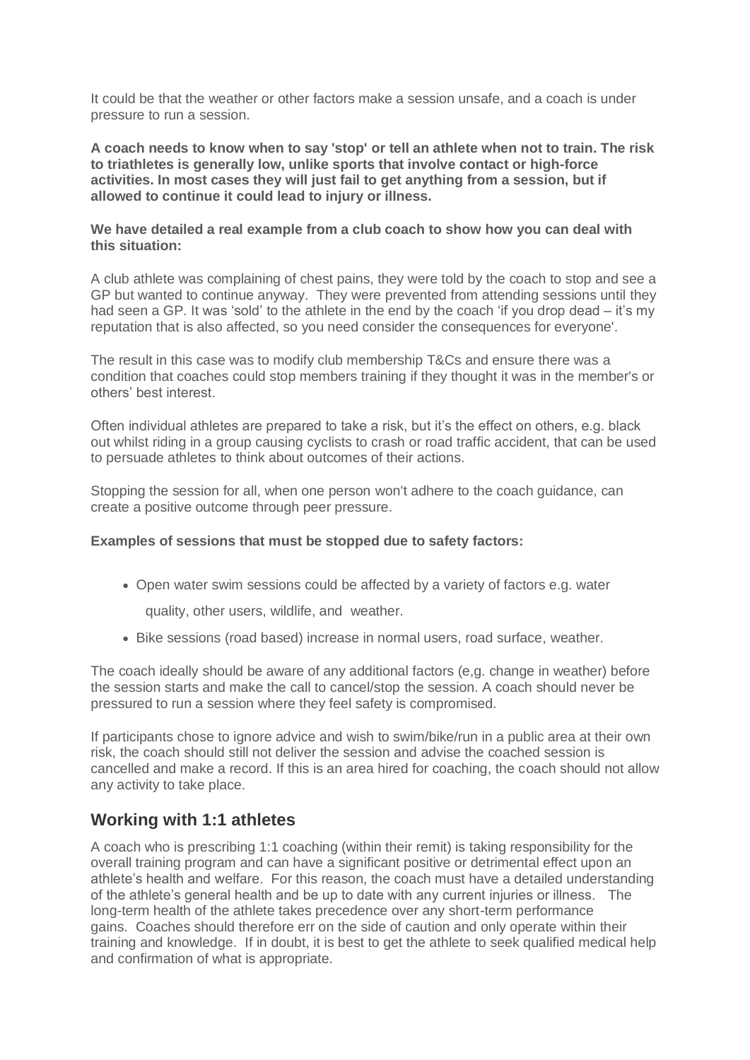It could be that the weather or other factors make a session unsafe, and a coach is under pressure to run a session.

**A coach needs to know when to say 'stop' or tell an athlete when not to train. The risk to triathletes is generally low, unlike sports that involve contact or high-force activities. In most cases they will just fail to get anything from a session, but if allowed to continue it could lead to injury or illness.**

**We have detailed a real example from a club coach to show how you can deal with this situation:**

A club athlete was complaining of chest pains, they were told by the coach to stop and see a GP but wanted to continue anyway. They were prevented from attending sessions until they had seen a GP. It was 'sold' to the athlete in the end by the coach 'if you drop dead – it's my reputation that is also affected, so you need consider the consequences for everyone'.

The result in this case was to modify club membership T&Cs and ensure there was a condition that coaches could stop members training if they thought it was in the member's or others' best interest.

Often individual athletes are prepared to take a risk, but it's the effect on others, e.g. black out whilst riding in a group causing cyclists to crash or road traffic accident, that can be used to persuade athletes to think about outcomes of their actions.

Stopping the session for all, when one person won't adhere to the coach guidance, can create a positive outcome through peer pressure.

**Examples of sessions that must be stopped due to safety factors:**

- Open water swim sessions could be affected by a variety of factors e.g. water quality, other users, wildlife, and weather.
- Bike sessions (road based) increase in normal users, road surface, weather.

The coach ideally should be aware of any additional factors (e,g. change in weather) before the session starts and make the call to cancel/stop the session. A coach should never be pressured to run a session where they feel safety is compromised.

If participants chose to ignore advice and wish to swim/bike/run in a public area at their own risk, the coach should still not deliver the session and advise the coached session is cancelled and make a record. If this is an area hired for coaching, the coach should not allow any activity to take place.

## Working with 1:1 athletes

A coach who is prescribing 1:1 coaching (within their remit) is taking responsibility for the overall training program and can have a significant positive or detrimental effect upon an athlete's health and welfare. For this reason, the coach must have a detailed understanding of the athlete's general health and be up to date with any current injuries or illness. The long-term health of the athlete takes precedence over any short-term performance gains. Coaches should therefore err on the side of caution and only operate within their training and knowledge. If in doubt, it is best to get the athlete to seek qualified medical help and confirmation of what is appropriate.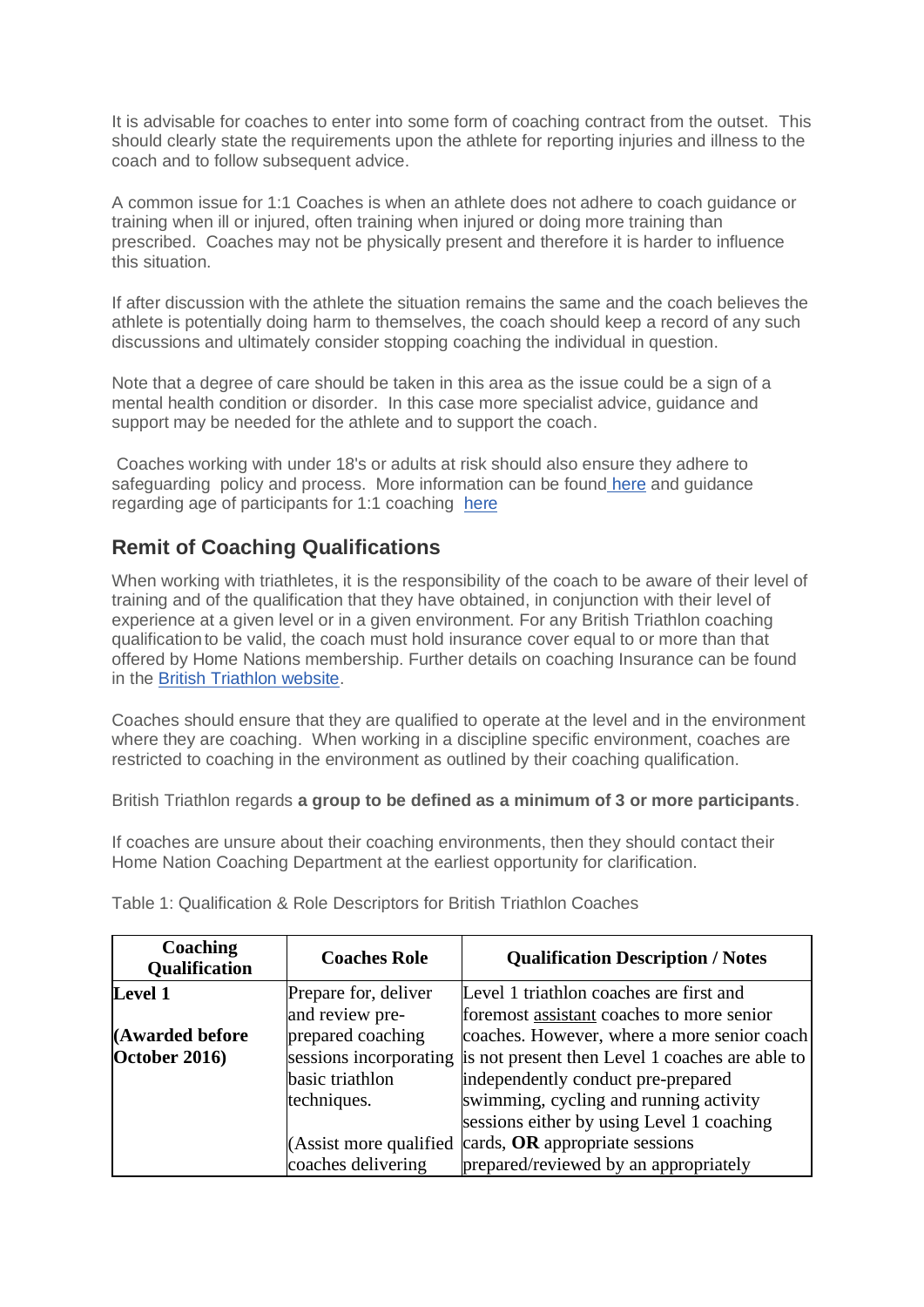It is advisable for coaches to enter into some form of coaching contract from the outset. This should clearly state the requirements upon the athlete for reporting injuries and illness to the coach and to follow subsequent advice.

A common issue for 1:1 Coaches is when an athlete does not adhere to coach guidance or training when ill or injured, often training when injured or doing more training than prescribed. Coaches may not be physically present and therefore it is harder to influence this situation.

If after discussion with the athlete the situation remains the same and the coach believes the athlete is potentially doing harm to themselves, the coach should keep a record of any such discussions and ultimately consider stopping coaching the individual in question.

Note that a degree of care should be taken in this area as the issue could be a sign of a mental health condition or disorder. In this case more specialist advice, guidance and support may be needed for the athlete and to support the coach.

Coaches working with under 18's or adults at risk should also ensure they adhere to safeguarding policy and process. More information can be found here and guidance regarding age of participants for 1:1 coaching here

## Remit of Coaching Qualifications

When working with triathletes, it is the responsibility of the coach to be aware of their level of training and of the qualification that they have obtained, in conjunction with their level of experience at a given level or in a given environment. For any British Triathlon coaching qualification to be valid, the coach must hold insurance cover equal to or more than that offered by Home Nations membership. Further details on coaching Insurance can be found in the British Triathlon website.

Coaches should ensure that they are qualified to operate at the level and in the environment where they are coaching. When working in a discipline specific environment, coaches are restricted to coaching in the environment as outlined by their coaching qualification.

British Triathlon regards **a group to be defined as a minimum of 3 or more participants**.

If coaches are unsure about their coaching environments, then they should contact their Home Nation Coaching Department at the earliest opportunity for clarification.

Table 1: Qualification & Role Descriptors for British Triathlon Coaches

| Coaching Qualification | Coaches Role | Qualification Description / Notes |
|---|---|---|
| **Level 1**<br><br>**(Awarded before October 2016)** | Prepare for, deliver and review pre-prepared coaching sessions incorporating basic triathlon techniques.<br><br>(Assist more qualified coaches delivering | Level 1 triathlon coaches are first and foremost assistant coaches to more senior coaches. However, where a more senior coach is not present then Level 1 coaches are able to independently conduct pre-prepared swimming, cycling and running activity sessions either by using Level 1 coaching cards, **OR** appropriate sessions prepared/reviewed by an appropriately |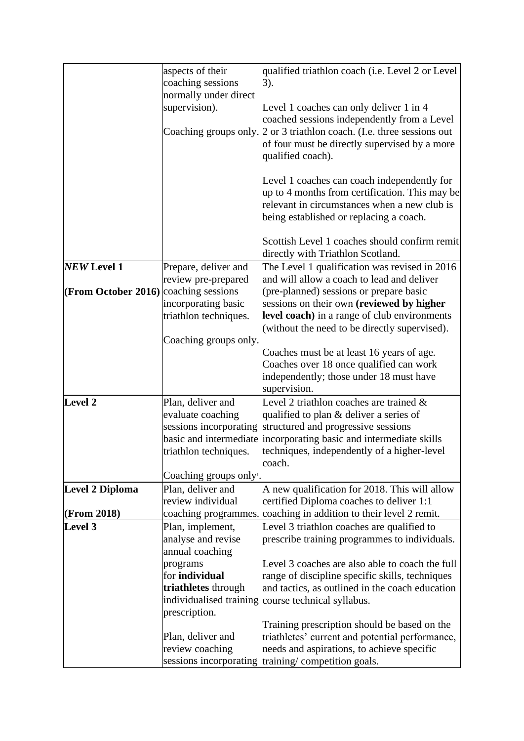| | | |
|---|---|---|
| | aspects of their coaching sessions normally under direct supervision).<br><br>Coaching groups only. | qualified triathlon coach (i.e. Level 2 or Level 3).<br><br>Level 1 coaches can only deliver 1 in 4 coached sessions independently from a Level 2 or 3 triathlon coach. (I.e. three sessions out of four must be directly supervised by a more qualified coach).<br><br>Level 1 coaches can coach independently for up to 4 months from certification. This may be relevant in circumstances when a new club is being established or replacing a coach.<br><br>Scottish Level 1 coaches should confirm remit directly with Triathlon Scotland. |
| ***NEW* Level 1**<br><br>**(From October 2016)** | Prepare, deliver and review pre-prepared coaching sessions incorporating basic triathlon techniques.<br><br>Coaching groups only. | The Level 1 qualification was revised in 2016 and will allow a coach to lead and deliver (pre-planned) sessions or prepare basic sessions on their own **(reviewed by higher level coach)** in a range of club environments (without the need to be directly supervised).<br><br>Coaches must be at least 16 years of age. Coaches over 18 once qualified can work independently; those under 18 must have supervision. |
| **Level 2** | Plan, deliver and evaluate coaching sessions incorporating basic and intermediate triathlon techniques.<br><br>Coaching groups only[1]. | Level 2 triathlon coaches are trained & qualified to plan & deliver a series of structured and progressive sessions incorporating basic and intermediate skills techniques, independently of a higher-level coach. |
| **Level 2 Diploma**<br><br>**(From 2018)** | Plan, deliver and review individual coaching programmes. | A new qualification for 2018. This will allow certified Diploma coaches to deliver 1:1 coaching in addition to their level 2 remit. |
| **Level 3** | Plan, implement, analyse and revise annual coaching programs for **individual triathletes** through individualised training prescription.<br><br>Plan, deliver and review coaching sessions incorporating | Level 3 triathlon coaches are qualified to prescribe training programmes to individuals.<br><br>Level 3 coaches are also able to coach the full range of discipline specific skills, techniques and tactics, as outlined in the coach education course technical syllabus.<br><br>Training prescription should be based on the triathletes' current and potential performance, needs and aspirations, to achieve specific training/ competition goals. |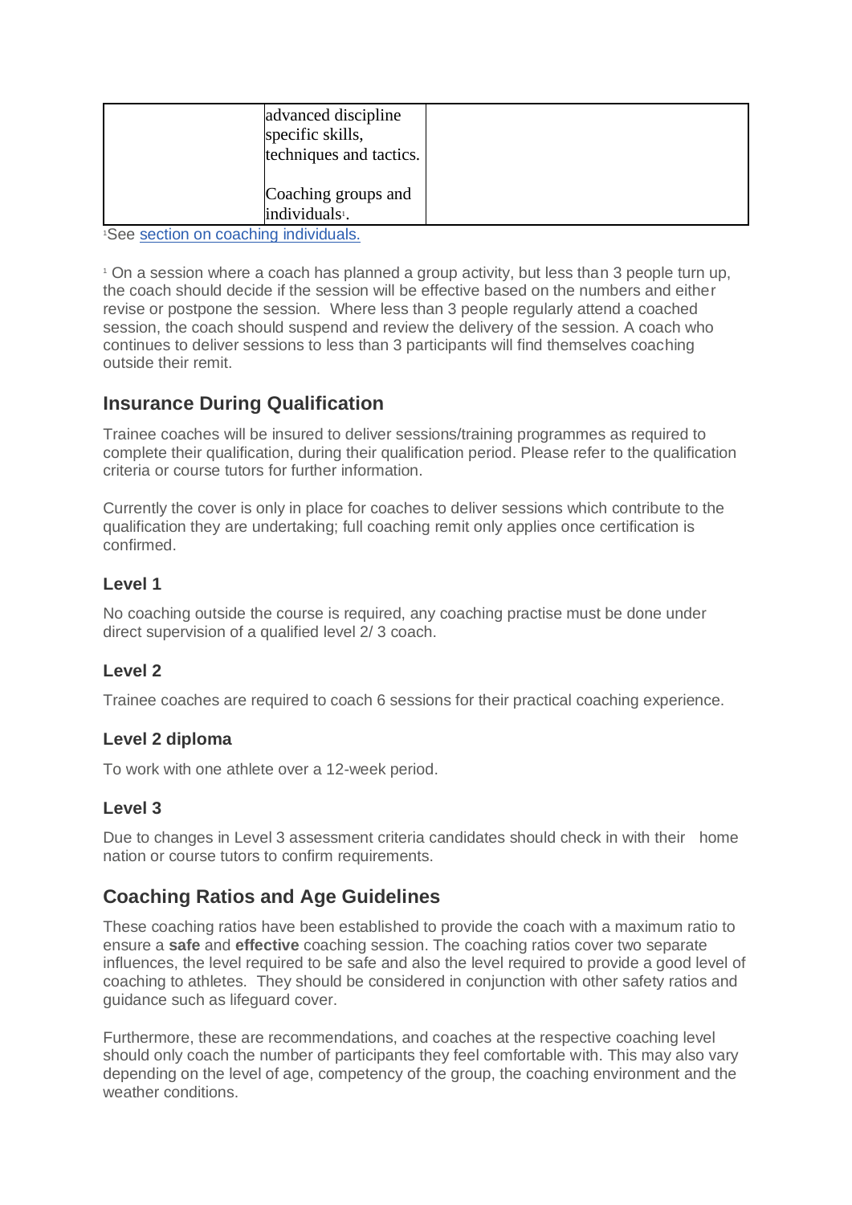|  | advanced discipline specific skills, techniques and tactics.<br><br>Coaching groups and individuals[1]. |  |
|---|---|---|

[1]See section on coaching individuals.

[1] On a session where a coach has planned a group activity, but less than 3 people turn up, the coach should decide if the session will be effective based on the numbers and either revise or postpone the session. Where less than 3 people regularly attend a coached session, the coach should suspend and review the delivery of the session. A coach who continues to deliver sessions to less than 3 participants will find themselves coaching outside their remit.

## Insurance During Qualification

Trainee coaches will be insured to deliver sessions/training programmes as required to complete their qualification, during their qualification period. Please refer to the qualification criteria or course tutors for further information.

Currently the cover is only in place for coaches to deliver sessions which contribute to the qualification they are undertaking; full coaching remit only applies once certification is confirmed.

### Level 1

No coaching outside the course is required, any coaching practise must be done under direct supervision of a qualified level 2/ 3 coach.

### Level 2

Trainee coaches are required to coach 6 sessions for their practical coaching experience.

### Level 2 diploma

To work with one athlete over a 12-week period.

### Level 3

Due to changes in Level 3 assessment criteria candidates should check in with their home nation or course tutors to confirm requirements.

## Coaching Ratios and Age Guidelines

These coaching ratios have been established to provide the coach with a maximum ratio to ensure a **safe** and **effective** coaching session. The coaching ratios cover two separate influences, the level required to be safe and also the level required to provide a good level of coaching to athletes. They should be considered in conjunction with other safety ratios and guidance such as lifeguard cover.

Furthermore, these are recommendations, and coaches at the respective coaching level should only coach the number of participants they feel comfortable with. This may also vary depending on the level of age, competency of the group, the coaching environment and the weather conditions.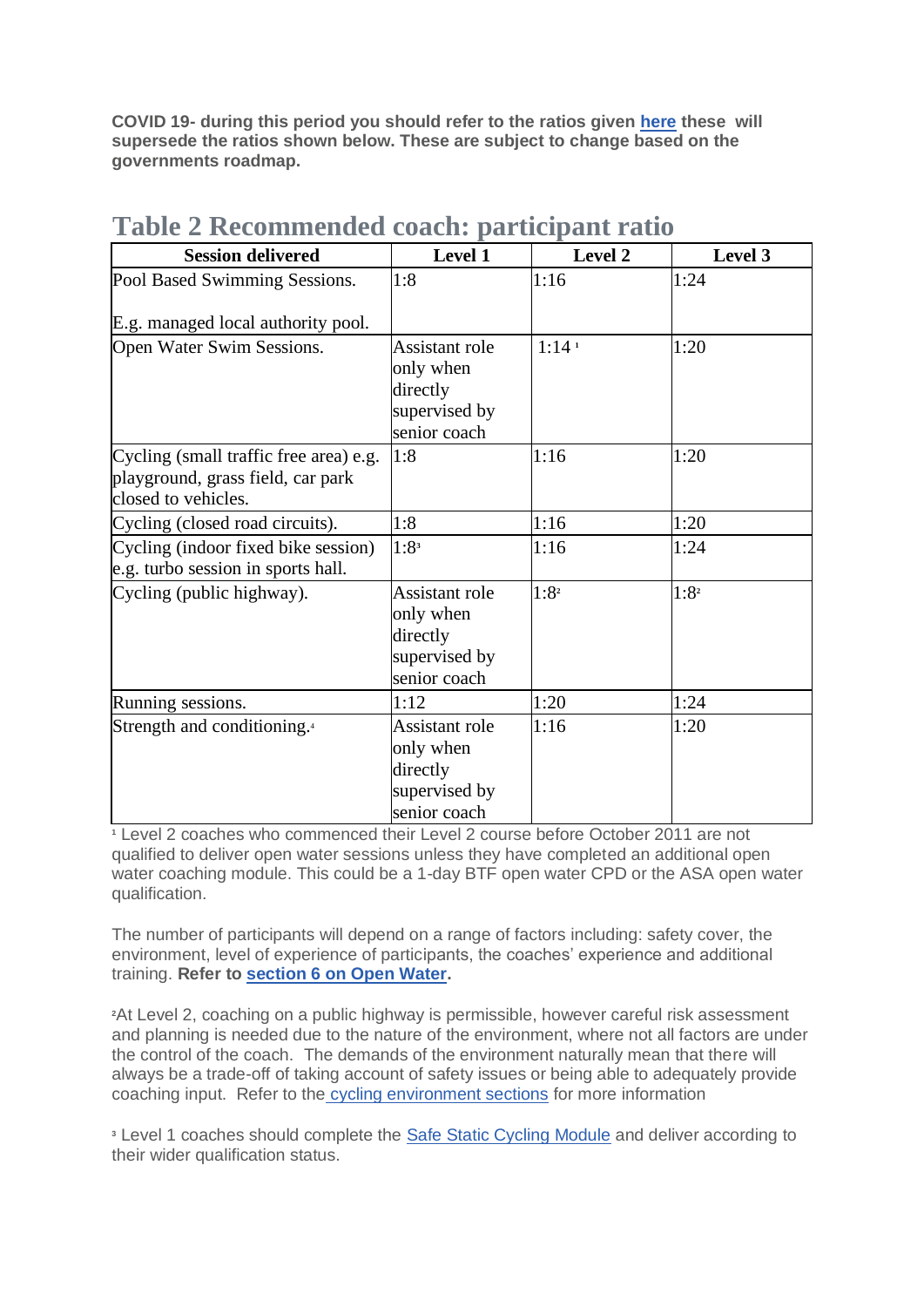**COVID 19- during this period you should refer to the ratios given [here](#) these will supersede the ratios shown below. These are subject to change based on the governments roadmap.**

## Table 2 Recommended coach: participant ratio

| Session delivered | Level 1 | Level 2 | Level 3 |
|---|---|---|---|
| Pool Based Swimming Sessions. E.g. managed local authority pool. | 1:8 | 1:16 | 1:24 |
| Open Water Swim Sessions. | Assistant role only when directly supervised by senior coach | 1:14 [1] | 1:20 |
| Cycling (small traffic free area) e.g. playground, grass field, car park closed to vehicles. | 1:8 | 1:16 | 1:20 |
| Cycling (closed road circuits). | 1:8 | 1:16 | 1:20 |
| Cycling (indoor fixed bike session) e.g. turbo session in sports hall. | 1:8 [3] | 1:16 | 1:24 |
| Cycling (public highway). | Assistant role only when directly supervised by senior coach | 1:8 [2] | 1:8 [2] |
| Running sessions. | 1:12 | 1:20 | 1:24 |
| Strength and conditioning. [4] | Assistant role only when directly supervised by senior coach | 1:16 | 1:20 |

[1] Level 2 coaches who commenced their Level 2 course before October 2011 are not qualified to deliver open water sessions unless they have completed an additional open water coaching module. This could be a 1-day BTF open water CPD or the ASA open water qualification.

The number of participants will depend on a range of factors including: safety cover, the environment, level of experience of participants, the coaches' experience and additional training. **Refer to [section 6 on Open Water](#).**

[2] At Level 2, coaching on a public highway is permissible, however careful risk assessment and planning is needed due to the nature of the environment, where not all factors are under the control of the coach. The demands of the environment naturally mean that there will always be a trade-off of taking account of safety issues or being able to adequately provide coaching input. Refer to the [cycling environment sections](#) for more information

[3] Level 1 coaches should complete the [Safe Static Cycling Module](#) and deliver according to their wider qualification status.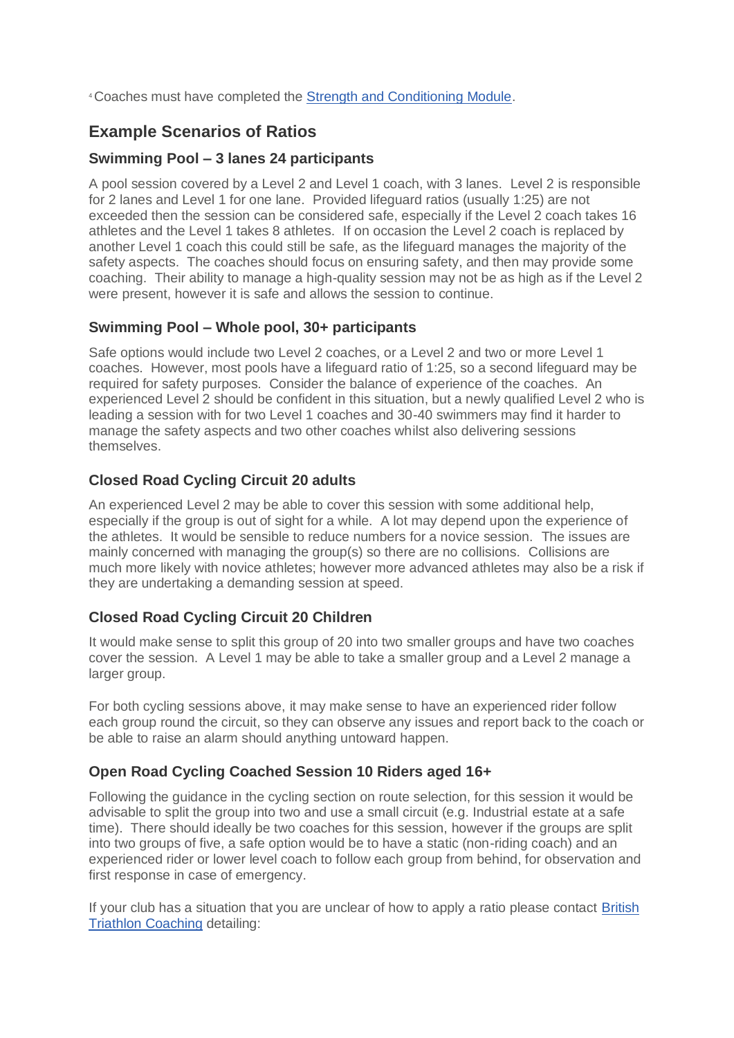[4] Coaches must have completed the [Strength and Conditioning Module](#).

## Example Scenarios of Ratios

### Swimming Pool – 3 lanes 24 participants

A pool session covered by a Level 2 and Level 1 coach, with 3 lanes. Level 2 is responsible for 2 lanes and Level 1 for one lane. Provided lifeguard ratios (usually 1:25) are not exceeded then the session can be considered safe, especially if the Level 2 coach takes 16 athletes and the Level 1 takes 8 athletes. If on occasion the Level 2 coach is replaced by another Level 1 coach this could still be safe, as the lifeguard manages the majority of the safety aspects. The coaches should focus on ensuring safety, and then may provide some coaching. Their ability to manage a high-quality session may not be as high as if the Level 2 were present, however it is safe and allows the session to continue.

### Swimming Pool – Whole pool, 30+ participants

Safe options would include two Level 2 coaches, or a Level 2 and two or more Level 1 coaches. However, most pools have a lifeguard ratio of 1:25, so a second lifeguard may be required for safety purposes. Consider the balance of experience of the coaches. An experienced Level 2 should be confident in this situation, but a newly qualified Level 2 who is leading a session with for two Level 1 coaches and 30-40 swimmers may find it harder to manage the safety aspects and two other coaches whilst also delivering sessions themselves.

### Closed Road Cycling Circuit 20 adults

An experienced Level 2 may be able to cover this session with some additional help, especially if the group is out of sight for a while. A lot may depend upon the experience of the athletes. It would be sensible to reduce numbers for a novice session. The issues are mainly concerned with managing the group(s) so there are no collisions. Collisions are much more likely with novice athletes; however more advanced athletes may also be a risk if they are undertaking a demanding session at speed.

### Closed Road Cycling Circuit 20 Children

It would make sense to split this group of 20 into two smaller groups and have two coaches cover the session. A Level 1 may be able to take a smaller group and a Level 2 manage a larger group.

For both cycling sessions above, it may make sense to have an experienced rider follow each group round the circuit, so they can observe any issues and report back to the coach or be able to raise an alarm should anything untoward happen.

### Open Road Cycling Coached Session 10 Riders aged 16+

Following the guidance in the cycling section on route selection, for this session it would be advisable to split the group into two and use a small circuit (e.g. Industrial estate at a safe time). There should ideally be two coaches for this session, however if the groups are split into two groups of five, a safe option would be to have a static (non-riding coach) and an experienced rider or lower level coach to follow each group from behind, for observation and first response in case of emergency.

If your club has a situation that you are unclear of how to apply a ratio please contact [British Triathlon Coaching](#) detailing: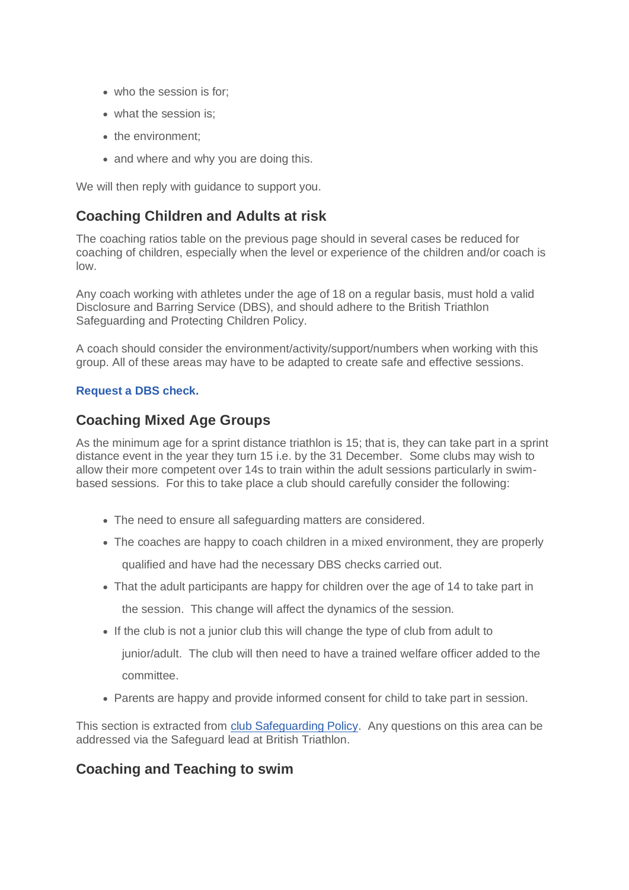- who the session is for;
- what the session is;
- the environment;
- and where and why you are doing this.

We will then reply with guidance to support you.

## Coaching Children and Adults at risk

The coaching ratios table on the previous page should in several cases be reduced for coaching of children, especially when the level or experience of the children and/or coach is low.

Any coach working with athletes under the age of 18 on a regular basis, must hold a valid Disclosure and Barring Service (DBS), and should adhere to the British Triathlon Safeguarding and Protecting Children Policy.

A coach should consider the environment/activity/support/numbers when working with this group. All of these areas may have to be adapted to create safe and effective sessions.

**Request a DBS check.**

## Coaching Mixed Age Groups

As the minimum age for a sprint distance triathlon is 15; that is, they can take part in a sprint distance event in the year they turn 15 i.e. by the 31 December. Some clubs may wish to allow their more competent over 14s to train within the adult sessions particularly in swim-based sessions. For this to take place a club should carefully consider the following:

- The need to ensure all safeguarding matters are considered.
- The coaches are happy to coach children in a mixed environment, they are properly qualified and have had the necessary DBS checks carried out.
- That the adult participants are happy for children over the age of 14 to take part in the session. This change will affect the dynamics of the session.
- If the club is not a junior club this will change the type of club from adult to junior/adult. The club will then need to have a trained welfare officer added to the committee.
- Parents are happy and provide informed consent for child to take part in session.

This section is extracted from club Safeguarding Policy. Any questions on this area can be addressed via the Safeguard lead at British Triathlon.

## Coaching and Teaching to swim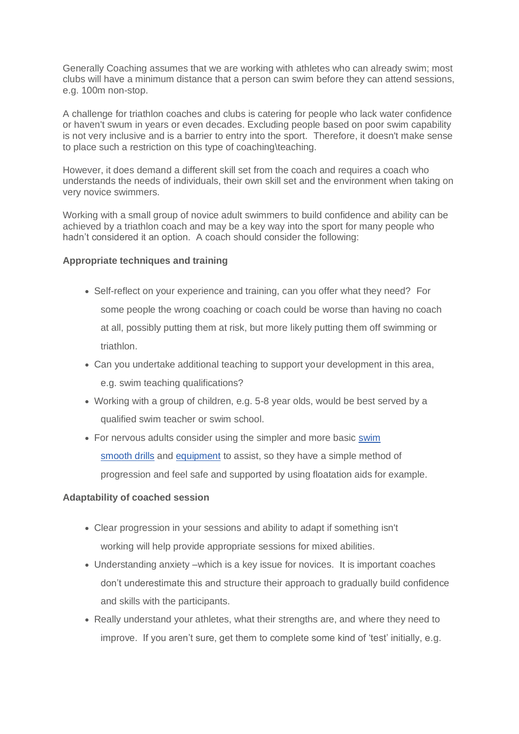Generally Coaching assumes that we are working with athletes who can already swim; most clubs will have a minimum distance that a person can swim before they can attend sessions, e.g. 100m non-stop.

A challenge for triathlon coaches and clubs is catering for people who lack water confidence or haven't swum in years or even decades. Excluding people based on poor swim capability is not very inclusive and is a barrier to entry into the sport. Therefore, it doesn't make sense to place such a restriction on this type of coaching\teaching.

However, it does demand a different skill set from the coach and requires a coach who understands the needs of individuals, their own skill set and the environment when taking on very novice swimmers.

Working with a small group of novice adult swimmers to build confidence and ability can be achieved by a triathlon coach and may be a key way into the sport for many people who hadn't considered it an option. A coach should consider the following:

**Appropriate techniques and training**

- Self-reflect on your experience and training, can you offer what they need? For some people the wrong coaching or coach could be worse than having no coach at all, possibly putting them at risk, but more likely putting them off swimming or triathlon.
- Can you undertake additional teaching to support your development in this area, e.g. swim teaching qualifications?
- Working with a group of children, e.g. 5-8 year olds, would be best served by a qualified swim teacher or swim school.
- For nervous adults consider using the simpler and more basic swim smooth drills and equipment to assist, so they have a simple method of progression and feel safe and supported by using floatation aids for example.

**Adaptability of coached session**

- Clear progression in your sessions and ability to adapt if something isn't working will help provide appropriate sessions for mixed abilities.
- Understanding anxiety –which is a key issue for novices. It is important coaches don't underestimate this and structure their approach to gradually build confidence and skills with the participants.
- Really understand your athletes, what their strengths are, and where they need to improve. If you aren't sure, get them to complete some kind of 'test' initially, e.g.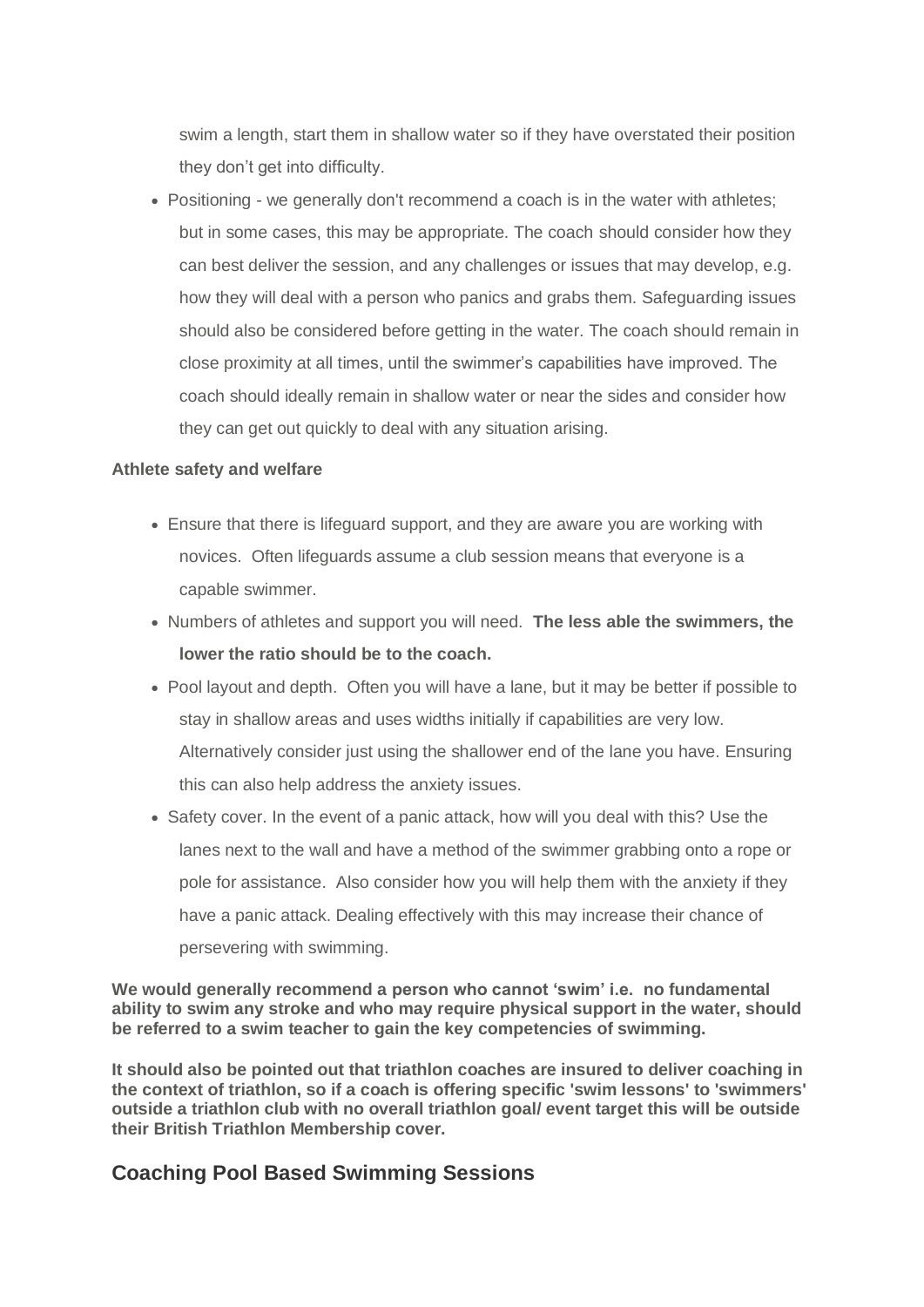swim a length, start them in shallow water so if they have overstated their position they don't get into difficulty.

- Positioning - we generally don't recommend a coach is in the water with athletes; but in some cases, this may be appropriate. The coach should consider how they can best deliver the session, and any challenges or issues that may develop, e.g. how they will deal with a person who panics and grabs them. Safeguarding issues should also be considered before getting in the water. The coach should remain in close proximity at all times, until the swimmer's capabilities have improved. The coach should ideally remain in shallow water or near the sides and consider how they can get out quickly to deal with any situation arising.

**Athlete safety and welfare**

- Ensure that there is lifeguard support, and they are aware you are working with novices. Often lifeguards assume a club session means that everyone is a capable swimmer.
- Numbers of athletes and support you will need. **The less able the swimmers, the lower the ratio should be to the coach.**
- Pool layout and depth. Often you will have a lane, but it may be better if possible to stay in shallow areas and uses widths initially if capabilities are very low. Alternatively consider just using the shallower end of the lane you have. Ensuring this can also help address the anxiety issues.
- Safety cover. In the event of a panic attack, how will you deal with this? Use the lanes next to the wall and have a method of the swimmer grabbing onto a rope or pole for assistance. Also consider how you will help them with the anxiety if they have a panic attack. Dealing effectively with this may increase their chance of persevering with swimming.

**We would generally recommend a person who cannot 'swim' i.e. no fundamental ability to swim any stroke and who may require physical support in the water, should be referred to a swim teacher to gain the key competencies of swimming.**

**It should also be pointed out that triathlon coaches are insured to deliver coaching in the context of triathlon, so if a coach is offering specific 'swim lessons' to 'swimmers' outside a triathlon club with no overall triathlon goal/ event target this will be outside their British Triathlon Membership cover.**

## Coaching Pool Based Swimming Sessions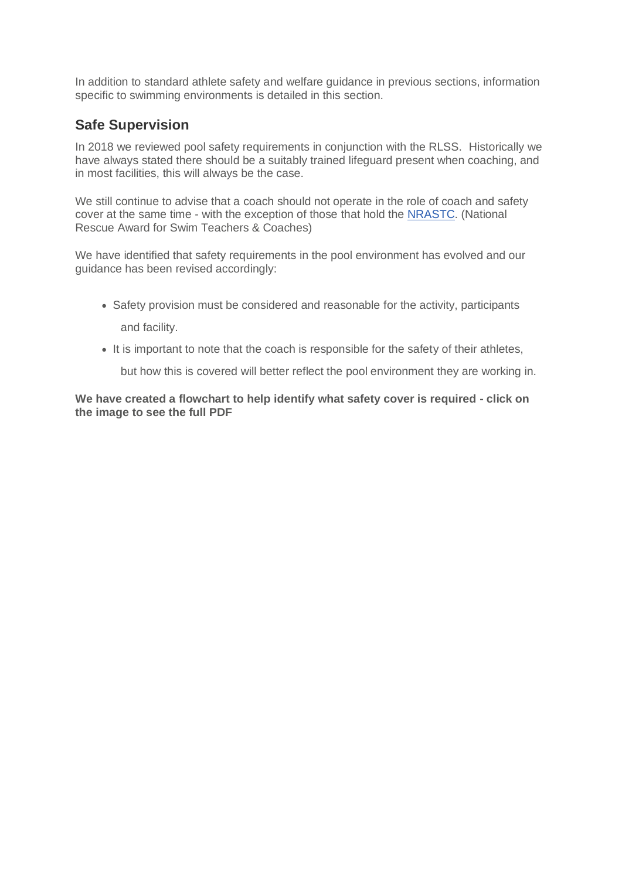In addition to standard athlete safety and welfare guidance in previous sections, information specific to swimming environments is detailed in this section.

## Safe Supervision

In 2018 we reviewed pool safety requirements in conjunction with the RLSS. Historically we have always stated there should be a suitably trained lifeguard present when coaching, and in most facilities, this will always be the case.

We still continue to advise that a coach should not operate in the role of coach and safety cover at the same time - with the exception of those that hold the NRASTC. (National Rescue Award for Swim Teachers & Coaches)

We have identified that safety requirements in the pool environment has evolved and our guidance has been revised accordingly:

- Safety provision must be considered and reasonable for the activity, participants and facility.
- It is important to note that the coach is responsible for the safety of their athletes, but how this is covered will better reflect the pool environment they are working in.

**We have created a flowchart to help identify what safety cover is required - click on the image to see the full PDF**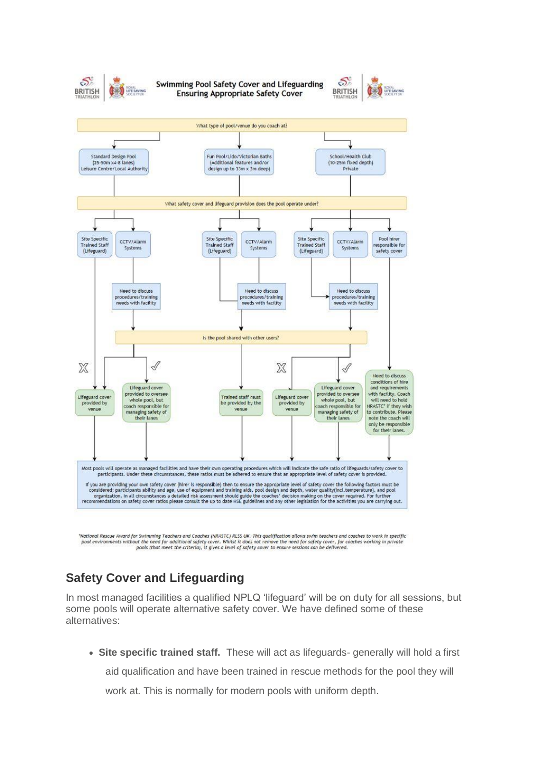## Swimming Pool Safety Cover and Lifeguarding
### Ensuring Appropriate Safety Cover

What type of pool/venue do you coach at?

- Standard Design Pool (25-50m x4-8 lanes) Leisure Centre/Local Authority
- Fun Pool/Lido/Victorian Baths (Additional features and/or design up to 33m x 3m deep)
- School/Health Club (10-25m fixed depth) Private

What safety cover and lifeguard provision does the pool operate under?

- Site Specific Trained Staff (Lifeguard)
- CCTV/Alarm Systems
- Pool hirer responsible for safety cover

Need to discuss procedures/training needs with facility

Is the pool shared with other users?

- ✗ Lifeguard cover provided by venue
- ✓ Lifeguard cover provided to oversee whole pool, but coach responsible for managing safety of their lanes
- Trained staff must be provided by the venue
- Need to discuss conditions of hire and requirements with facility. Coach will need to hold NRASTC* if they wish to contribute. Please note the coach will only be responsible for their lanes.

Most pools will operate as managed facilities and have their own operating procedures which will indicate the safe ratio of lifeguards/safety cover to participants. Under these circumstances, these ratios must be adhered to ensure that an appropriate level of safety cover is provided.

If you are providing your own safety cover (hirer is responsible) then to ensure the appropriate level of safety cover the following factors must be considered; participants ability and age, use of equipment and training aids, pool design and depth, water quality(incl.temperature), and pool organization. In all circumstances a detailed risk assessment should guide the coaches' decision making on the cover required. For further recommendations on safety cover ratios please consult the up to date HSE guidelines and any other legislation for the activities you are carrying out.

*National Rescue Award for Swimming Teachers and Coaches (NRASTC) RLSS UK. This qualification allows swim teachers and coaches to work in specific pool environments without the need for additional safety cover. Whilst it does not remove the need for safety cover, for coaches working in private pools (that meet the criteria), it gives a level of safety cover to ensure sessions can be delivered.

## Safety Cover and Lifeguarding

In most managed facilities a qualified NPLQ 'lifeguard' will be on duty for all sessions, but some pools will operate alternative safety cover. We have defined some of these alternatives:

- **Site specific trained staff.** These will act as lifeguards- generally will hold a first aid qualification and have been trained in rescue methods for the pool they will work at. This is normally for modern pools with uniform depth.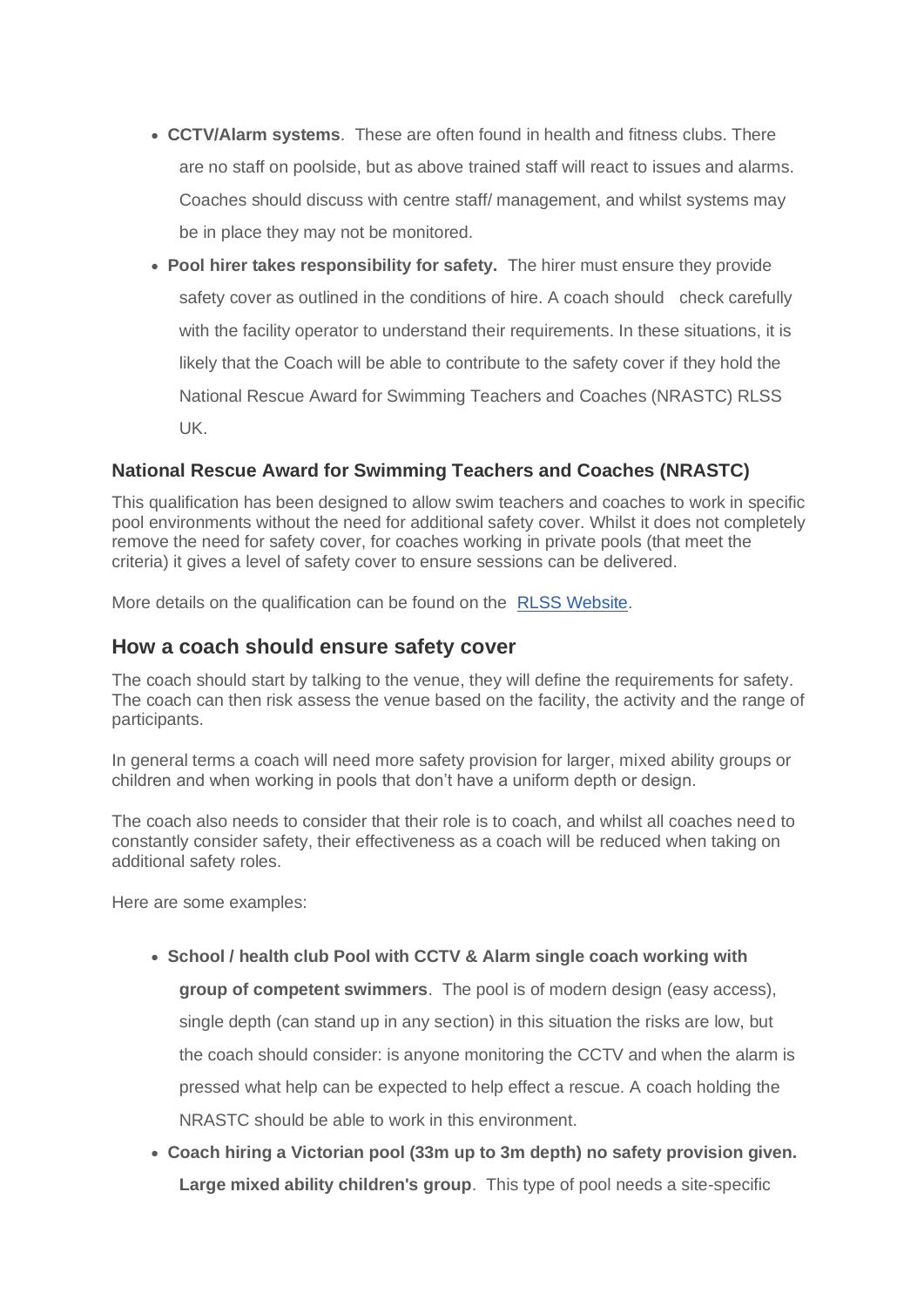- **CCTV/Alarm systems**. These are often found in health and fitness clubs. There are no staff on poolside, but as above trained staff will react to issues and alarms. Coaches should discuss with centre staff/ management, and whilst systems may be in place they may not be monitored.
- **Pool hirer takes responsibility for safety.** The hirer must ensure they provide safety cover as outlined in the conditions of hire. A coach should check carefully with the facility operator to understand their requirements. In these situations, it is likely that the Coach will be able to contribute to the safety cover if they hold the National Rescue Award for Swimming Teachers and Coaches (NRASTC) RLSS UK.

### National Rescue Award for Swimming Teachers and Coaches (NRASTC)

This qualification has been designed to allow swim teachers and coaches to work in specific pool environments without the need for additional safety cover. Whilst it does not completely remove the need for safety cover, for coaches working in private pools (that meet the criteria) it gives a level of safety cover to ensure sessions can be delivered.

More details on the qualification can be found on the RLSS Website.

## How a coach should ensure safety cover

The coach should start by talking to the venue, they will define the requirements for safety. The coach can then risk assess the venue based on the facility, the activity and the range of participants.

In general terms a coach will need more safety provision for larger, mixed ability groups or children and when working in pools that don't have a uniform depth or design.

The coach also needs to consider that their role is to coach, and whilst all coaches need to constantly consider safety, their effectiveness as a coach will be reduced when taking on additional safety roles.

Here are some examples:

- **School / health club Pool with CCTV & Alarm single coach working with group of competent swimmers**. The pool is of modern design (easy access), single depth (can stand up in any section) in this situation the risks are low, but the coach should consider: is anyone monitoring the CCTV and when the alarm is pressed what help can be expected to help effect a rescue. A coach holding the NRASTC should be able to work in this environment.
- **Coach hiring a Victorian pool (33m up to 3m depth) no safety provision given. Large mixed ability children's group**. This type of pool needs a site-specific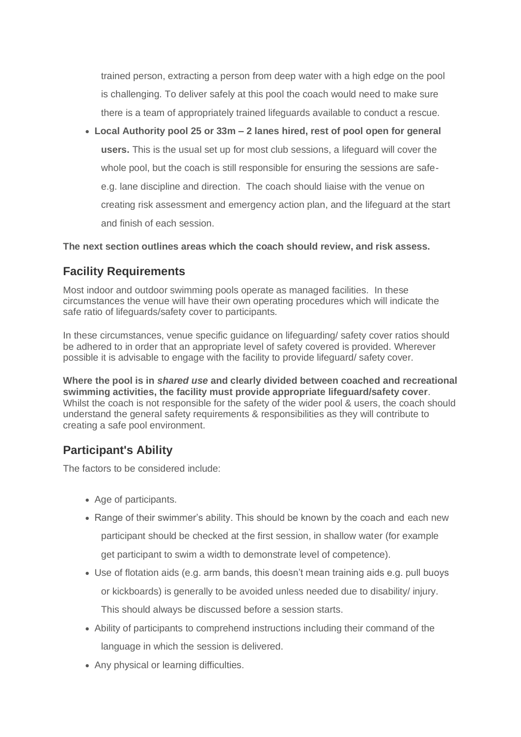trained person, extracting a person from deep water with a high edge on the pool is challenging. To deliver safely at this pool the coach would need to make sure there is a team of appropriately trained lifeguards available to conduct a rescue.

- **Local Authority pool 25 or 33m – 2 lanes hired, rest of pool open for general users.** This is the usual set up for most club sessions, a lifeguard will cover the whole pool, but the coach is still responsible for ensuring the sessions are safe- e.g. lane discipline and direction. The coach should liaise with the venue on creating risk assessment and emergency action plan, and the lifeguard at the start and finish of each session.

**The next section outlines areas which the coach should review, and risk assess.**

## Facility Requirements

Most indoor and outdoor swimming pools operate as managed facilities. In these circumstances the venue will have their own operating procedures which will indicate the safe ratio of lifeguards/safety cover to participants.

In these circumstances, venue specific guidance on lifeguarding/ safety cover ratios should be adhered to in order that an appropriate level of safety covered is provided. Wherever possible it is advisable to engage with the facility to provide lifeguard/ safety cover.

**Where the pool is in *shared use* and clearly divided between coached and recreational swimming activities, the facility must provide appropriate lifeguard/safety cover**. Whilst the coach is not responsible for the safety of the wider pool & users, the coach should understand the general safety requirements & responsibilities as they will contribute to creating a safe pool environment.

## Participant's Ability

The factors to be considered include:

- Age of participants.
- Range of their swimmer's ability. This should be known by the coach and each new participant should be checked at the first session, in shallow water (for example get participant to swim a width to demonstrate level of competence).
- Use of flotation aids (e.g. arm bands, this doesn't mean training aids e.g. pull buoys or kickboards) is generally to be avoided unless needed due to disability/ injury. This should always be discussed before a session starts.
- Ability of participants to comprehend instructions including their command of the language in which the session is delivered.
- Any physical or learning difficulties.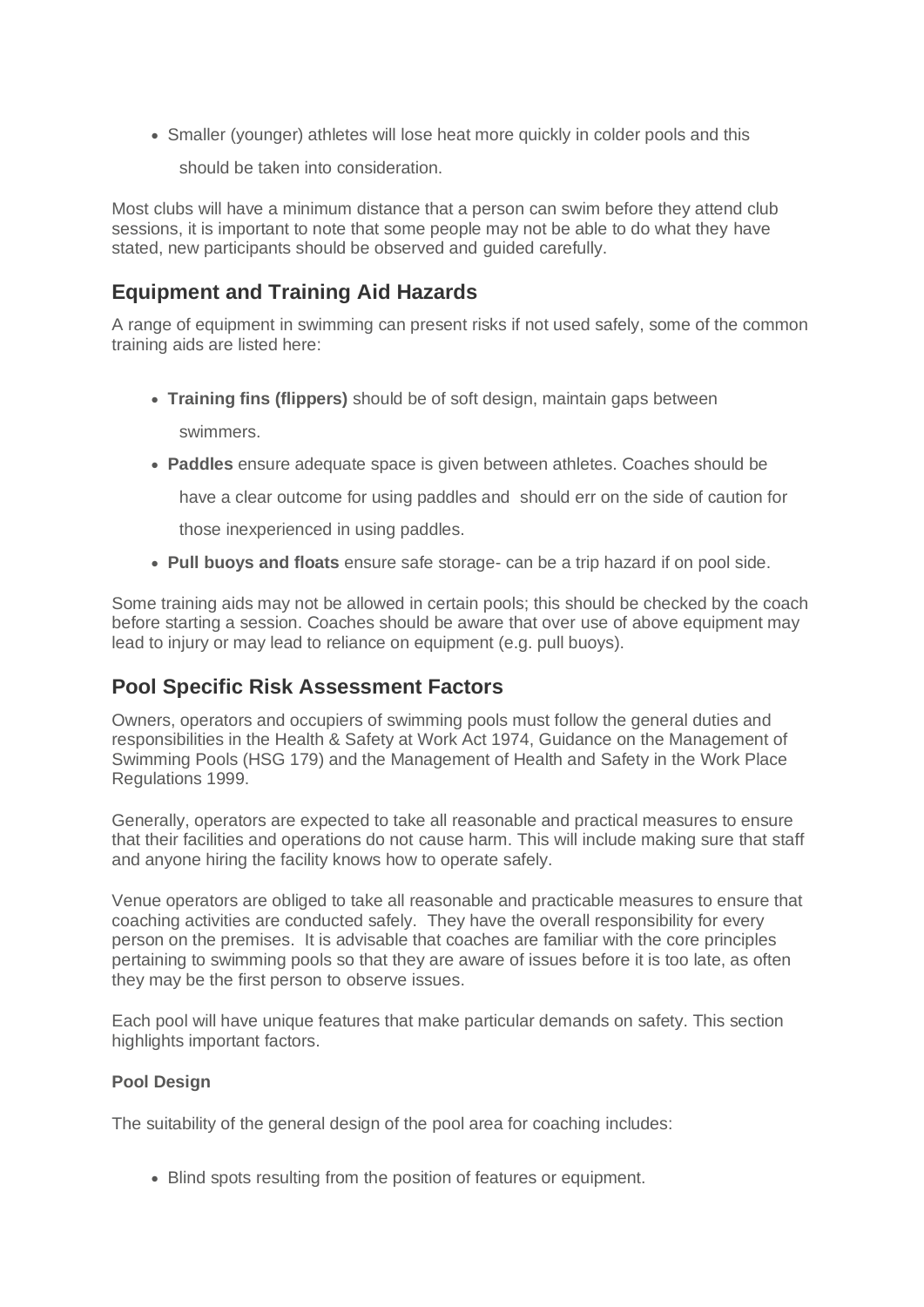- Smaller (younger) athletes will lose heat more quickly in colder pools and this should be taken into consideration.

Most clubs will have a minimum distance that a person can swim before they attend club sessions, it is important to note that some people may not be able to do what they have stated, new participants should be observed and guided carefully.

## Equipment and Training Aid Hazards

A range of equipment in swimming can present risks if not used safely, some of the common training aids are listed here:

- **Training fins (flippers)** should be of soft design, maintain gaps between swimmers.
- **Paddles** ensure adequate space is given between athletes. Coaches should be have a clear outcome for using paddles and should err on the side of caution for those inexperienced in using paddles.
- **Pull buoys and floats** ensure safe storage- can be a trip hazard if on pool side.

Some training aids may not be allowed in certain pools; this should be checked by the coach before starting a session. Coaches should be aware that over use of above equipment may lead to injury or may lead to reliance on equipment (e.g. pull buoys).

## Pool Specific Risk Assessment Factors

Owners, operators and occupiers of swimming pools must follow the general duties and responsibilities in the Health & Safety at Work Act 1974, Guidance on the Management of Swimming Pools (HSG 179) and the Management of Health and Safety in the Work Place Regulations 1999.

Generally, operators are expected to take all reasonable and practical measures to ensure that their facilities and operations do not cause harm. This will include making sure that staff and anyone hiring the facility knows how to operate safely.

Venue operators are obliged to take all reasonable and practicable measures to ensure that coaching activities are conducted safely. They have the overall responsibility for every person on the premises. It is advisable that coaches are familiar with the core principles pertaining to swimming pools so that they are aware of issues before it is too late, as often they may be the first person to observe issues.

Each pool will have unique features that make particular demands on safety. This section highlights important factors.

**Pool Design**

The suitability of the general design of the pool area for coaching includes:

- Blind spots resulting from the position of features or equipment.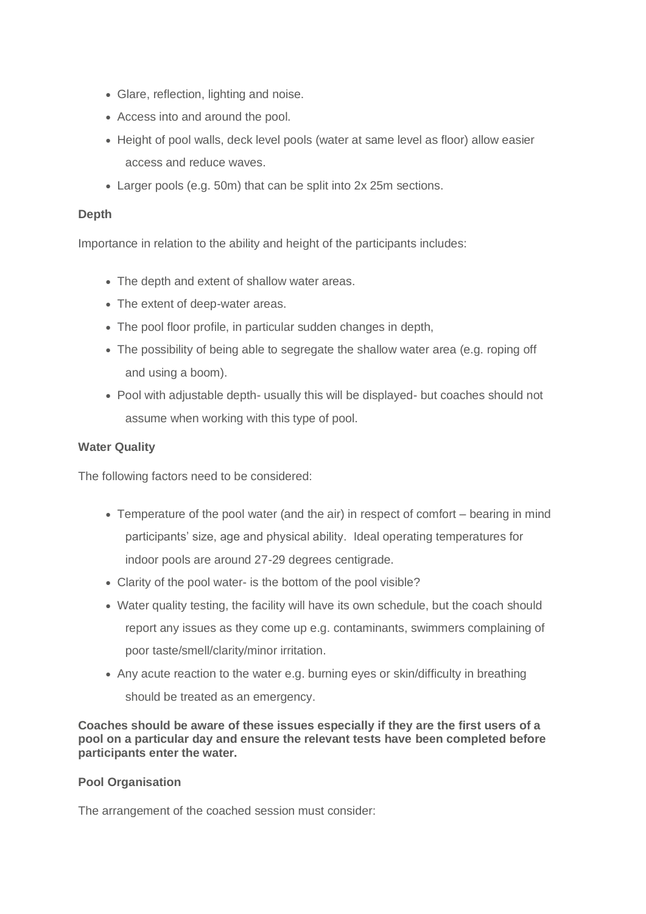- Glare, reflection, lighting and noise.
- Access into and around the pool.
- Height of pool walls, deck level pools (water at same level as floor) allow easier access and reduce waves.
- Larger pools (e.g. 50m) that can be split into 2x 25m sections.

**Depth**

Importance in relation to the ability and height of the participants includes:

- The depth and extent of shallow water areas.
- The extent of deep-water areas.
- The pool floor profile, in particular sudden changes in depth,
- The possibility of being able to segregate the shallow water area (e.g. roping off and using a boom).
- Pool with adjustable depth- usually this will be displayed- but coaches should not assume when working with this type of pool.

**Water Quality**

The following factors need to be considered:

- Temperature of the pool water (and the air) in respect of comfort – bearing in mind participants' size, age and physical ability. Ideal operating temperatures for indoor pools are around 27-29 degrees centigrade.
- Clarity of the pool water- is the bottom of the pool visible?
- Water quality testing, the facility will have its own schedule, but the coach should report any issues as they come up e.g. contaminants, swimmers complaining of poor taste/smell/clarity/minor irritation.
- Any acute reaction to the water e.g. burning eyes or skin/difficulty in breathing should be treated as an emergency.

**Coaches should be aware of these issues especially if they are the first users of a pool on a particular day and ensure the relevant tests have been completed before participants enter the water.**

**Pool Organisation**

The arrangement of the coached session must consider: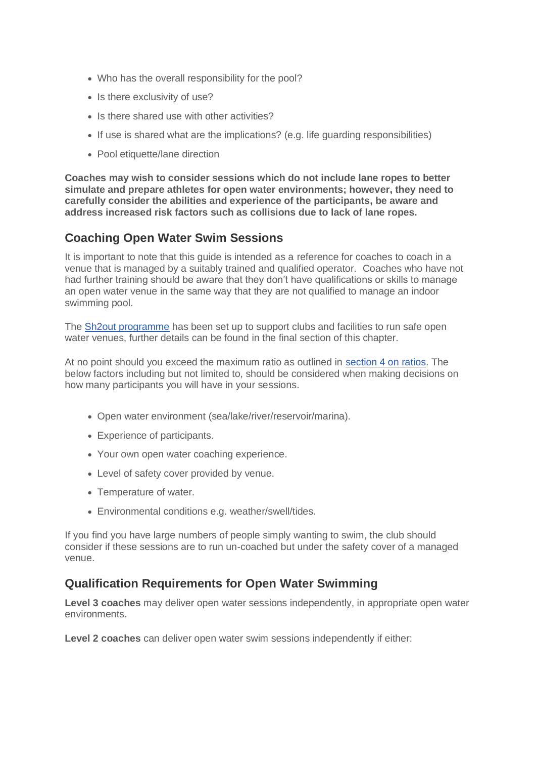- Who has the overall responsibility for the pool?
- Is there exclusivity of use?
- Is there shared use with other activities?
- If use is shared what are the implications? (e.g. life guarding responsibilities)
- Pool etiquette/lane direction

**Coaches may wish to consider sessions which do not include lane ropes to better simulate and prepare athletes for open water environments; however, they need to carefully consider the abilities and experience of the participants, be aware and address increased risk factors such as collisions due to lack of lane ropes.**

## Coaching Open Water Swim Sessions

It is important to note that this guide is intended as a reference for coaches to coach in a venue that is managed by a suitably trained and qualified operator. Coaches who have not had further training should be aware that they don't have qualifications or skills to manage an open water venue in the same way that they are not qualified to manage an indoor swimming pool.

The Sh2out programme has been set up to support clubs and facilities to run safe open water venues, further details can be found in the final section of this chapter.

At no point should you exceed the maximum ratio as outlined in section 4 on ratios. The below factors including but not limited to, should be considered when making decisions on how many participants you will have in your sessions.

- Open water environment (sea/lake/river/reservoir/marina).
- Experience of participants.
- Your own open water coaching experience.
- Level of safety cover provided by venue.
- Temperature of water.
- Environmental conditions e.g. weather/swell/tides.

If you find you have large numbers of people simply wanting to swim, the club should consider if these sessions are to run un-coached but under the safety cover of a managed venue.

## Qualification Requirements for Open Water Swimming

**Level 3 coaches** may deliver open water sessions independently, in appropriate open water environments.

**Level 2 coaches** can deliver open water swim sessions independently if either: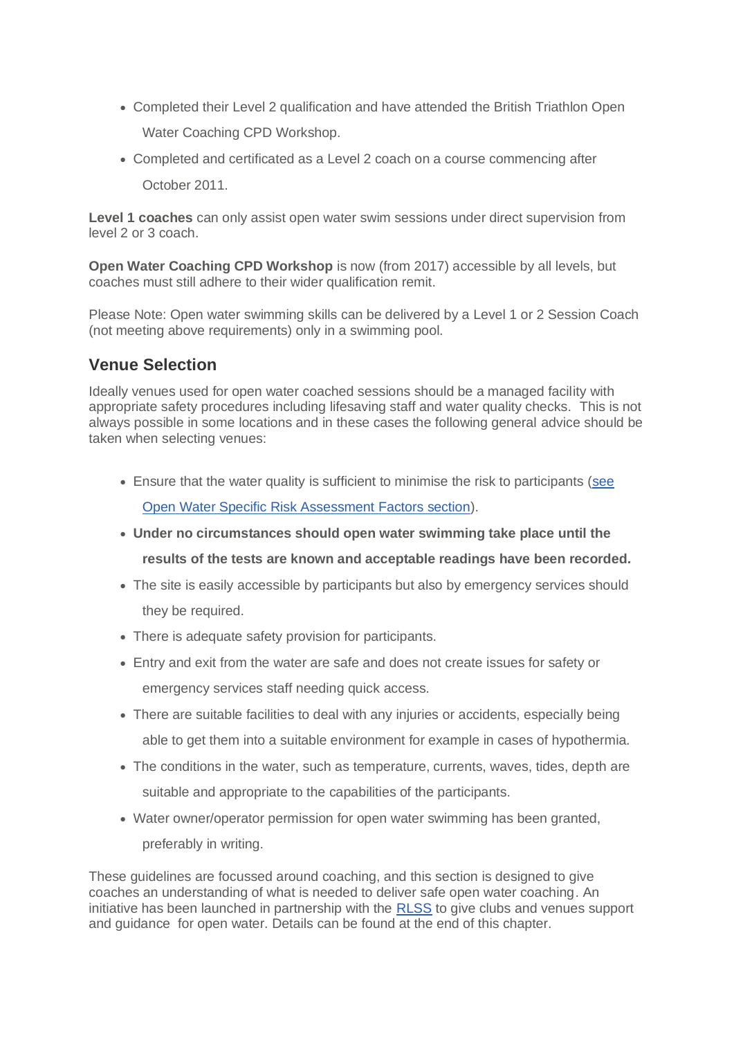- Completed their Level 2 qualification and have attended the British Triathlon Open Water Coaching CPD Workshop.
- Completed and certificated as a Level 2 coach on a course commencing after October 2011.

**Level 1 coaches** can only assist open water swim sessions under direct supervision from level 2 or 3 coach.

**Open Water Coaching CPD Workshop** is now (from 2017) accessible by all levels, but coaches must still adhere to their wider qualification remit.

Please Note: Open water swimming skills can be delivered by a Level 1 or 2 Session Coach (not meeting above requirements) only in a swimming pool.

## Venue Selection

Ideally venues used for open water coached sessions should be a managed facility with appropriate safety procedures including lifesaving staff and water quality checks. This is not always possible in some locations and in these cases the following general advice should be taken when selecting venues:

- Ensure that the water quality is sufficient to minimise the risk to participants (see Open Water Specific Risk Assessment Factors section).
- **Under no circumstances should open water swimming take place until the results of the tests are known and acceptable readings have been recorded.**
- The site is easily accessible by participants but also by emergency services should they be required.
- There is adequate safety provision for participants.
- Entry and exit from the water are safe and does not create issues for safety or emergency services staff needing quick access.
- There are suitable facilities to deal with any injuries or accidents, especially being able to get them into a suitable environment for example in cases of hypothermia.
- The conditions in the water, such as temperature, currents, waves, tides, depth are suitable and appropriate to the capabilities of the participants.
- Water owner/operator permission for open water swimming has been granted, preferably in writing.

These guidelines are focussed around coaching, and this section is designed to give coaches an understanding of what is needed to deliver safe open water coaching. An initiative has been launched in partnership with the RLSS to give clubs and venues support and guidance for open water. Details can be found at the end of this chapter.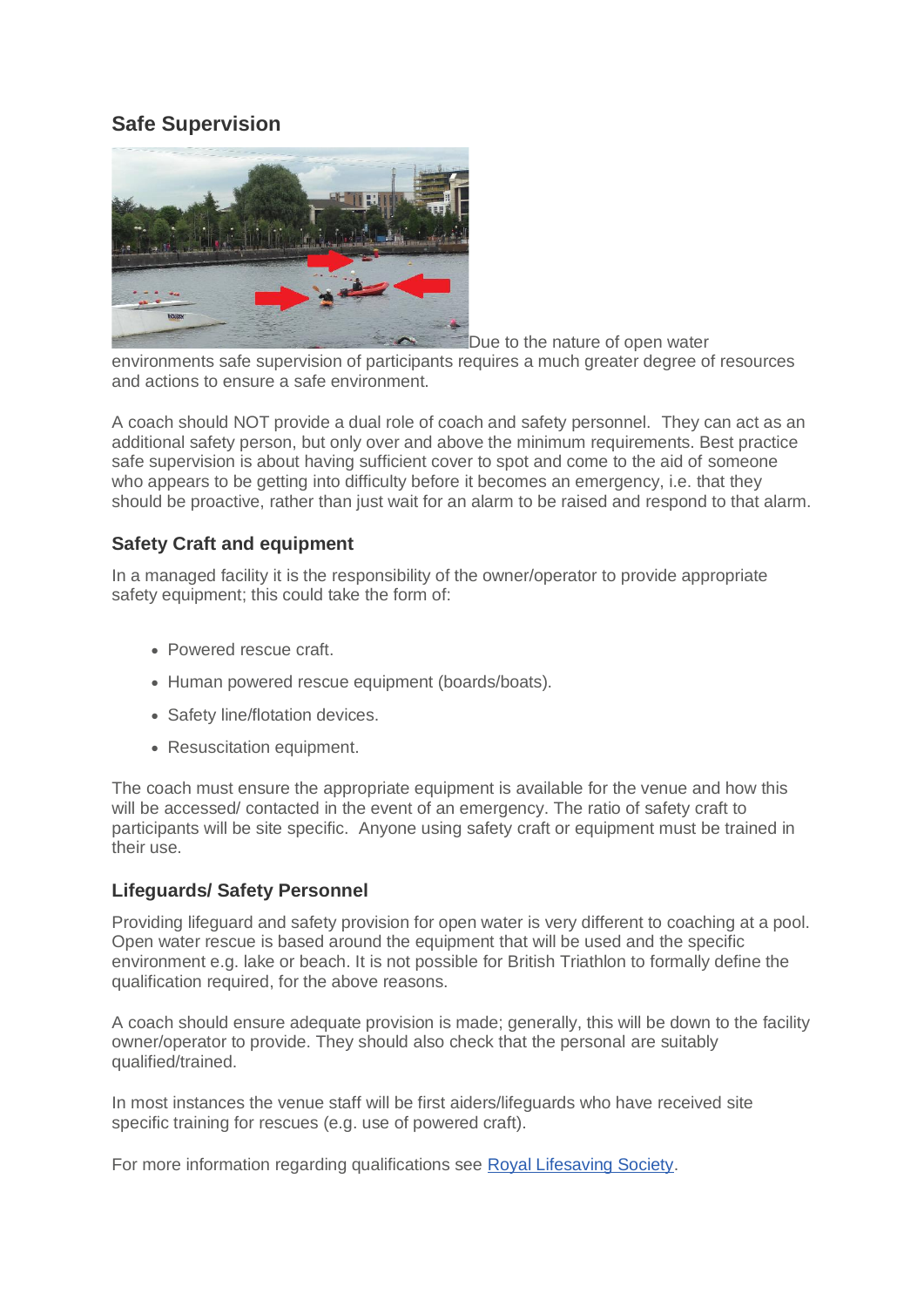## Safe Supervision

Due to the nature of open water environments safe supervision of participants requires a much greater degree of resources and actions to ensure a safe environment.

A coach should NOT provide a dual role of coach and safety personnel. They can act as an additional safety person, but only over and above the minimum requirements. Best practice safe supervision is about having sufficient cover to spot and come to the aid of someone who appears to be getting into difficulty before it becomes an emergency, i.e. that they should be proactive, rather than just wait for an alarm to be raised and respond to that alarm.

### Safety Craft and equipment

In a managed facility it is the responsibility of the owner/operator to provide appropriate safety equipment; this could take the form of:

- Powered rescue craft.
- Human powered rescue equipment (boards/boats).
- Safety line/flotation devices.
- Resuscitation equipment.

The coach must ensure the appropriate equipment is available for the venue and how this will be accessed/ contacted in the event of an emergency. The ratio of safety craft to participants will be site specific. Anyone using safety craft or equipment must be trained in their use.

### Lifeguards/ Safety Personnel

Providing lifeguard and safety provision for open water is very different to coaching at a pool. Open water rescue is based around the equipment that will be used and the specific environment e.g. lake or beach. It is not possible for British Triathlon to formally define the qualification required, for the above reasons.

A coach should ensure adequate provision is made; generally, this will be down to the facility owner/operator to provide. They should also check that the personal are suitably qualified/trained.

In most instances the venue staff will be first aiders/lifeguards who have received site specific training for rescues (e.g. use of powered craft).

For more information regarding qualifications see Royal Lifesaving Society.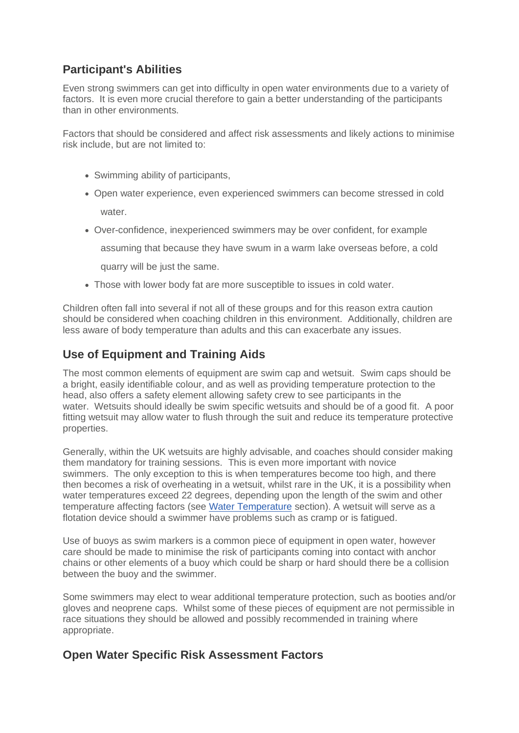## Participant's Abilities

Even strong swimmers can get into difficulty in open water environments due to a variety of factors. It is even more crucial therefore to gain a better understanding of the participants than in other environments.

Factors that should be considered and affect risk assessments and likely actions to minimise risk include, but are not limited to:

- Swimming ability of participants,
- Open water experience, even experienced swimmers can become stressed in cold water.
- Over-confidence, inexperienced swimmers may be over confident, for example assuming that because they have swum in a warm lake overseas before, a cold quarry will be just the same.
- Those with lower body fat are more susceptible to issues in cold water.

Children often fall into several if not all of these groups and for this reason extra caution should be considered when coaching children in this environment. Additionally, children are less aware of body temperature than adults and this can exacerbate any issues.

## Use of Equipment and Training Aids

The most common elements of equipment are swim cap and wetsuit. Swim caps should be a bright, easily identifiable colour, and as well as providing temperature protection to the head, also offers a safety element allowing safety crew to see participants in the water. Wetsuits should ideally be swim specific wetsuits and should be of a good fit. A poor fitting wetsuit may allow water to flush through the suit and reduce its temperature protective properties.

Generally, within the UK wetsuits are highly advisable, and coaches should consider making them mandatory for training sessions. This is even more important with novice swimmers. The only exception to this is when temperatures become too high, and there then becomes a risk of overheating in a wetsuit, whilst rare in the UK, it is a possibility when water temperatures exceed 22 degrees, depending upon the length of the swim and other temperature affecting factors (see Water Temperature section). A wetsuit will serve as a flotation device should a swimmer have problems such as cramp or is fatigued.

Use of buoys as swim markers is a common piece of equipment in open water, however care should be made to minimise the risk of participants coming into contact with anchor chains or other elements of a buoy which could be sharp or hard should there be a collision between the buoy and the swimmer.

Some swimmers may elect to wear additional temperature protection, such as booties and/or gloves and neoprene caps. Whilst some of these pieces of equipment are not permissible in race situations they should be allowed and possibly recommended in training where appropriate.

## Open Water Specific Risk Assessment Factors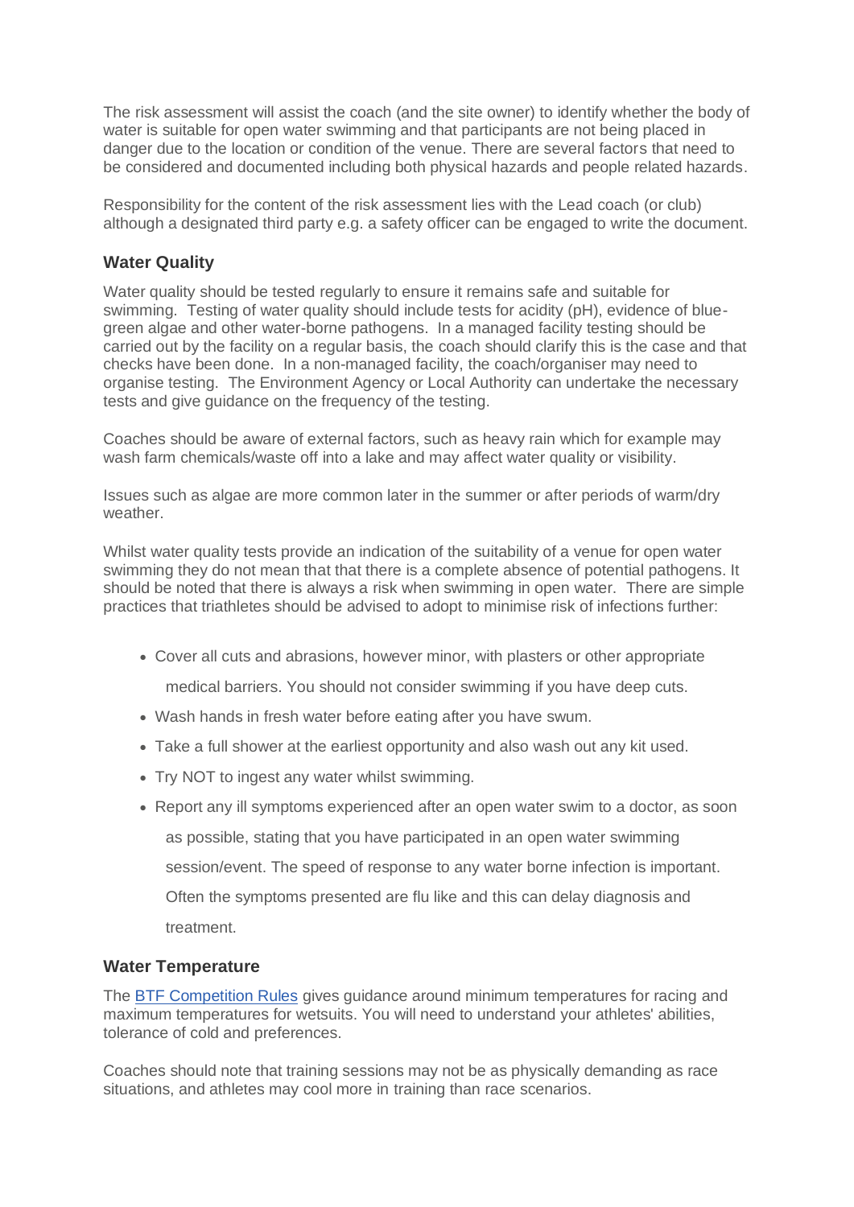The risk assessment will assist the coach (and the site owner) to identify whether the body of water is suitable for open water swimming and that participants are not being placed in danger due to the location or condition of the venue. There are several factors that need to be considered and documented including both physical hazards and people related hazards.

Responsibility for the content of the risk assessment lies with the Lead coach (or club) although a designated third party e.g. a safety officer can be engaged to write the document.

### Water Quality

Water quality should be tested regularly to ensure it remains safe and suitable for swimming. Testing of water quality should include tests for acidity (pH), evidence of blue-green algae and other water-borne pathogens. In a managed facility testing should be carried out by the facility on a regular basis, the coach should clarify this is the case and that checks have been done. In a non-managed facility, the coach/organiser may need to organise testing. The Environment Agency or Local Authority can undertake the necessary tests and give guidance on the frequency of the testing.

Coaches should be aware of external factors, such as heavy rain which for example may wash farm chemicals/waste off into a lake and may affect water quality or visibility.

Issues such as algae are more common later in the summer or after periods of warm/dry weather.

Whilst water quality tests provide an indication of the suitability of a venue for open water swimming they do not mean that that there is a complete absence of potential pathogens. It should be noted that there is always a risk when swimming in open water. There are simple practices that triathletes should be advised to adopt to minimise risk of infections further:

- Cover all cuts and abrasions, however minor, with plasters or other appropriate medical barriers. You should not consider swimming if you have deep cuts.
- Wash hands in fresh water before eating after you have swum.
- Take a full shower at the earliest opportunity and also wash out any kit used.
- Try NOT to ingest any water whilst swimming.
- Report any ill symptoms experienced after an open water swim to a doctor, as soon as possible, stating that you have participated in an open water swimming session/event. The speed of response to any water borne infection is important. Often the symptoms presented are flu like and this can delay diagnosis and treatment.

### Water Temperature

The BTF Competition Rules gives guidance around minimum temperatures for racing and maximum temperatures for wetsuits. You will need to understand your athletes' abilities, tolerance of cold and preferences.

Coaches should note that training sessions may not be as physically demanding as race situations, and athletes may cool more in training than race scenarios.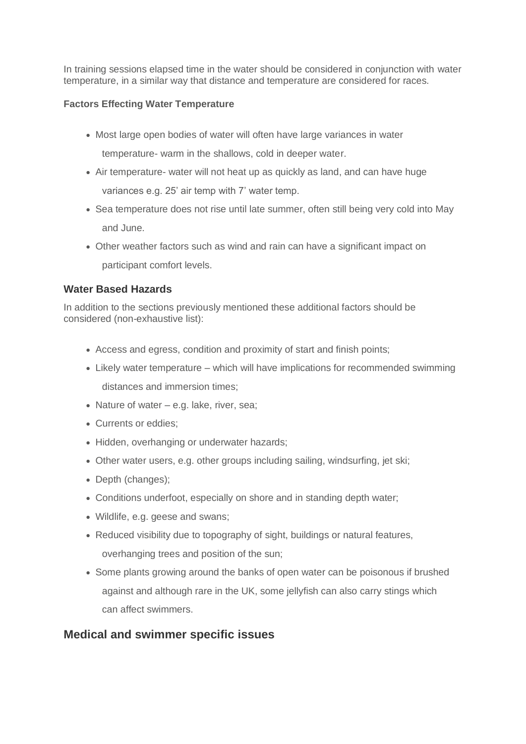In training sessions elapsed time in the water should be considered in conjunction with water temperature, in a similar way that distance and temperature are considered for races.

**Factors Effecting Water Temperature**

- Most large open bodies of water will often have large variances in water temperature- warm in the shallows, cold in deeper water.
- Air temperature- water will not heat up as quickly as land, and can have huge variances e.g. 25’ air temp with 7’ water temp.
- Sea temperature does not rise until late summer, often still being very cold into May and June.
- Other weather factors such as wind and rain can have a significant impact on participant comfort levels.

### Water Based Hazards

In addition to the sections previously mentioned these additional factors should be considered (non-exhaustive list):

- Access and egress, condition and proximity of start and finish points;
- Likely water temperature – which will have implications for recommended swimming distances and immersion times;
- Nature of water – e.g. lake, river, sea;
- Currents or eddies;
- Hidden, overhanging or underwater hazards;
- Other water users, e.g. other groups including sailing, windsurfing, jet ski;
- Depth (changes);
- Conditions underfoot, especially on shore and in standing depth water;
- Wildlife, e.g. geese and swans;
- Reduced visibility due to topography of sight, buildings or natural features, overhanging trees and position of the sun;
- Some plants growing around the banks of open water can be poisonous if brushed against and although rare in the UK, some jellyfish can also carry stings which can affect swimmers.

## Medical and swimmer specific issues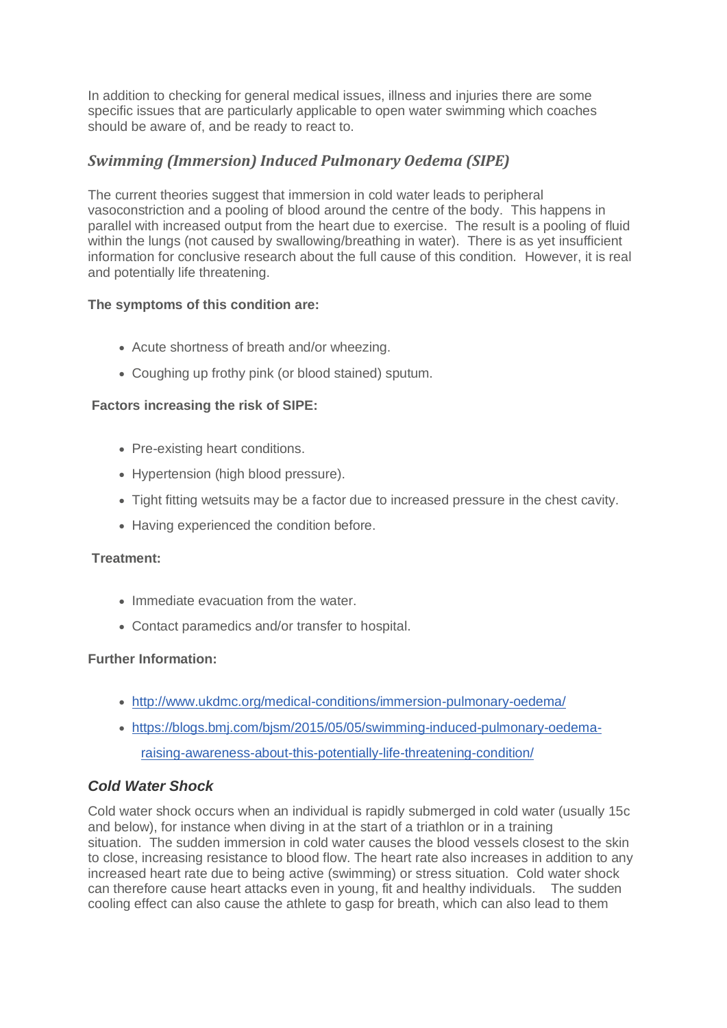In addition to checking for general medical issues, illness and injuries there are some specific issues that are particularly applicable to open water swimming which coaches should be aware of, and be ready to react to.

## *Swimming (Immersion) Induced Pulmonary Oedema (SIPE)*

The current theories suggest that immersion in cold water leads to peripheral vasoconstriction and a pooling of blood around the centre of the body. This happens in parallel with increased output from the heart due to exercise. The result is a pooling of fluid within the lungs (not caused by swallowing/breathing in water). There is as yet insufficient information for conclusive research about the full cause of this condition. However, it is real and potentially life threatening.

**The symptoms of this condition are:**

- Acute shortness of breath and/or wheezing.
- Coughing up frothy pink (or blood stained) sputum.

**Factors increasing the risk of SIPE:**

- Pre-existing heart conditions.
- Hypertension (high blood pressure).
- Tight fitting wetsuits may be a factor due to increased pressure in the chest cavity.
- Having experienced the condition before.

**Treatment:**

- Immediate evacuation from the water.
- Contact paramedics and/or transfer to hospital.

**Further Information:**

- http://www.ukdmc.org/medical-conditions/immersion-pulmonary-oedema/
- https://blogs.bmj.com/bjsm/2015/05/05/swimming-induced-pulmonary-oedema-raising-awareness-about-this-potentially-life-threatening-condition/

## *Cold Water Shock*

Cold water shock occurs when an individual is rapidly submerged in cold water (usually 15c and below), for instance when diving in at the start of a triathlon or in a training situation. The sudden immersion in cold water causes the blood vessels closest to the skin to close, increasing resistance to blood flow. The heart rate also increases in addition to any increased heart rate due to being active (swimming) or stress situation. Cold water shock can therefore cause heart attacks even in young, fit and healthy individuals. The sudden cooling effect can also cause the athlete to gasp for breath, which can also lead to them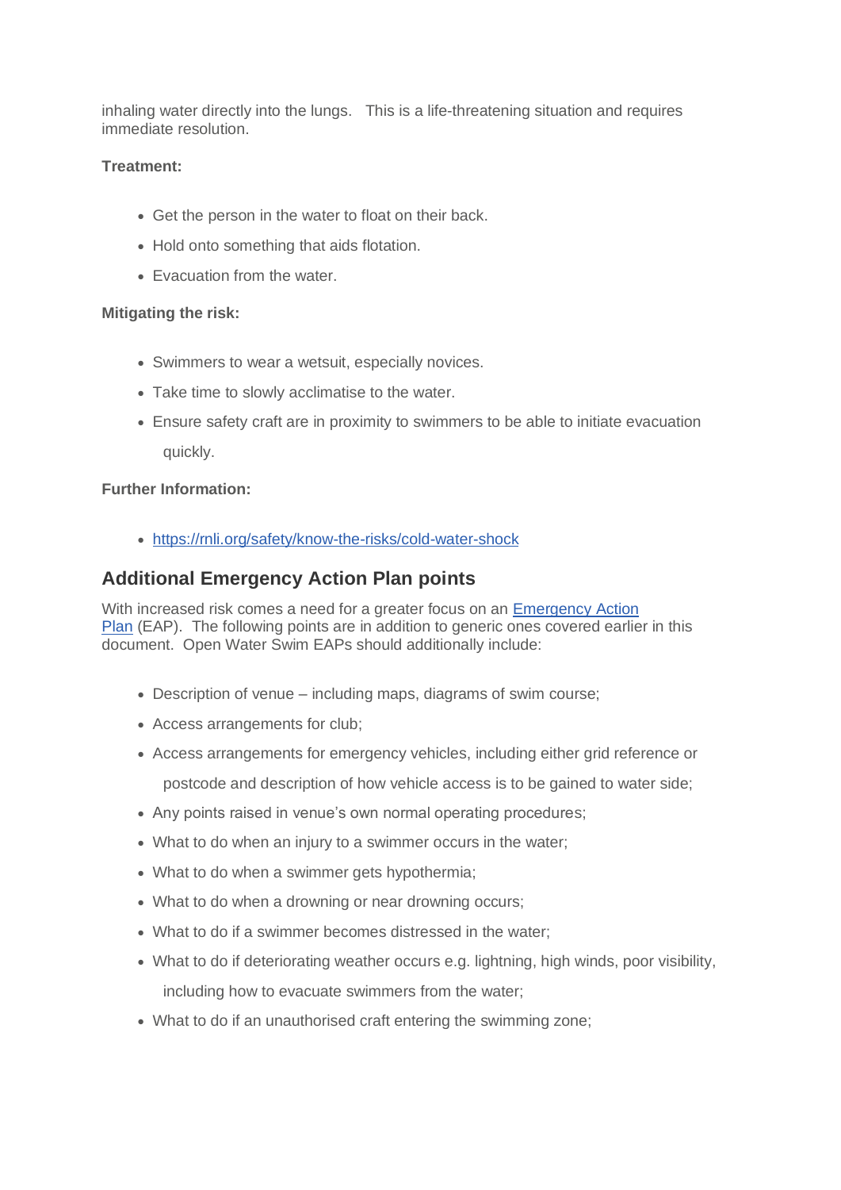inhaling water directly into the lungs. This is a life-threatening situation and requires immediate resolution.

**Treatment:**

- Get the person in the water to float on their back.
- Hold onto something that aids flotation.
- Evacuation from the water.

**Mitigating the risk:**

- Swimmers to wear a wetsuit, especially novices.
- Take time to slowly acclimatise to the water.
- Ensure safety craft are in proximity to swimmers to be able to initiate evacuation quickly.

**Further Information:**

- [https://rnli.org/safety/know-the-risks/cold-water-shock](https://rnli.org/safety/know-the-risks/cold-water-shock)

## Additional Emergency Action Plan points

With increased risk comes a need for a greater focus on an Emergency Action Plan (EAP). The following points are in addition to generic ones covered earlier in this document. Open Water Swim EAPs should additionally include:

- Description of venue – including maps, diagrams of swim course;
- Access arrangements for club;
- Access arrangements for emergency vehicles, including either grid reference or postcode and description of how vehicle access is to be gained to water side;
- Any points raised in venue's own normal operating procedures;
- What to do when an injury to a swimmer occurs in the water;
- What to do when a swimmer gets hypothermia;
- What to do when a drowning or near drowning occurs;
- What to do if a swimmer becomes distressed in the water;
- What to do if deteriorating weather occurs e.g. lightning, high winds, poor visibility, including how to evacuate swimmers from the water;
- What to do if an unauthorised craft entering the swimming zone;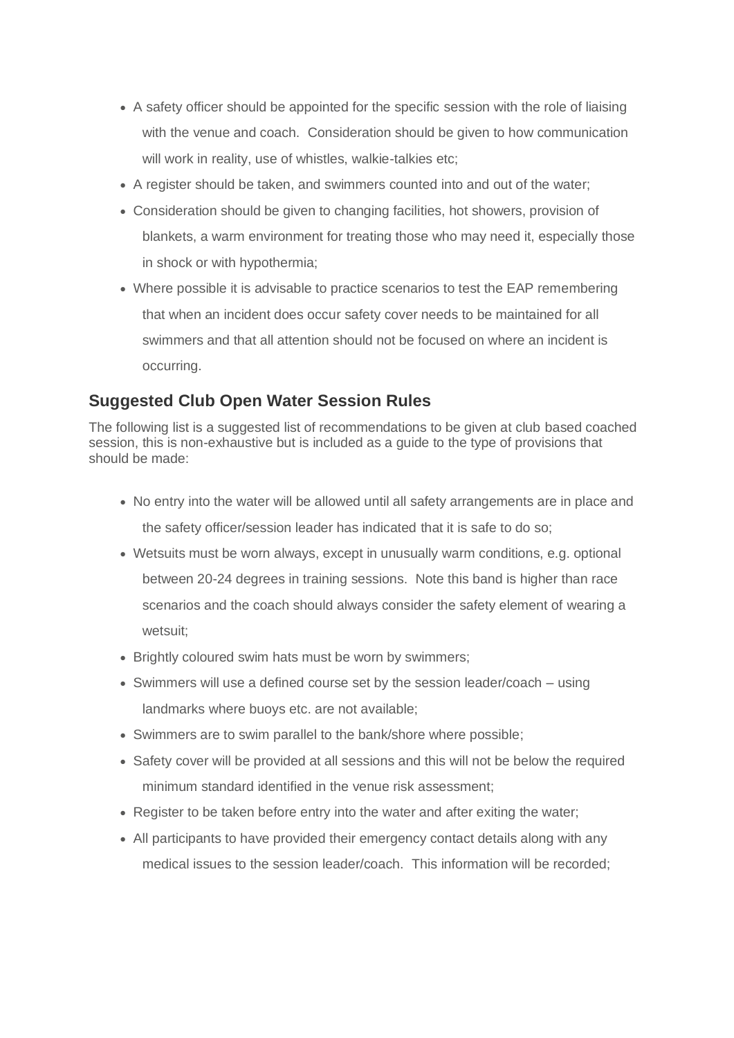- A safety officer should be appointed for the specific session with the role of liaising with the venue and coach. Consideration should be given to how communication will work in reality, use of whistles, walkie-talkies etc;
- A register should be taken, and swimmers counted into and out of the water;
- Consideration should be given to changing facilities, hot showers, provision of blankets, a warm environment for treating those who may need it, especially those in shock or with hypothermia;
- Where possible it is advisable to practice scenarios to test the EAP remembering that when an incident does occur safety cover needs to be maintained for all swimmers and that all attention should not be focused on where an incident is occurring.

## Suggested Club Open Water Session Rules

The following list is a suggested list of recommendations to be given at club based coached session, this is non-exhaustive but is included as a guide to the type of provisions that should be made:

- No entry into the water will be allowed until all safety arrangements are in place and the safety officer/session leader has indicated that it is safe to do so;
- Wetsuits must be worn always, except in unusually warm conditions, e.g. optional between 20-24 degrees in training sessions. Note this band is higher than race scenarios and the coach should always consider the safety element of wearing a wetsuit;
- Brightly coloured swim hats must be worn by swimmers;
- Swimmers will use a defined course set by the session leader/coach – using landmarks where buoys etc. are not available;
- Swimmers are to swim parallel to the bank/shore where possible;
- Safety cover will be provided at all sessions and this will not be below the required minimum standard identified in the venue risk assessment;
- Register to be taken before entry into the water and after exiting the water;
- All participants to have provided their emergency contact details along with any medical issues to the session leader/coach. This information will be recorded;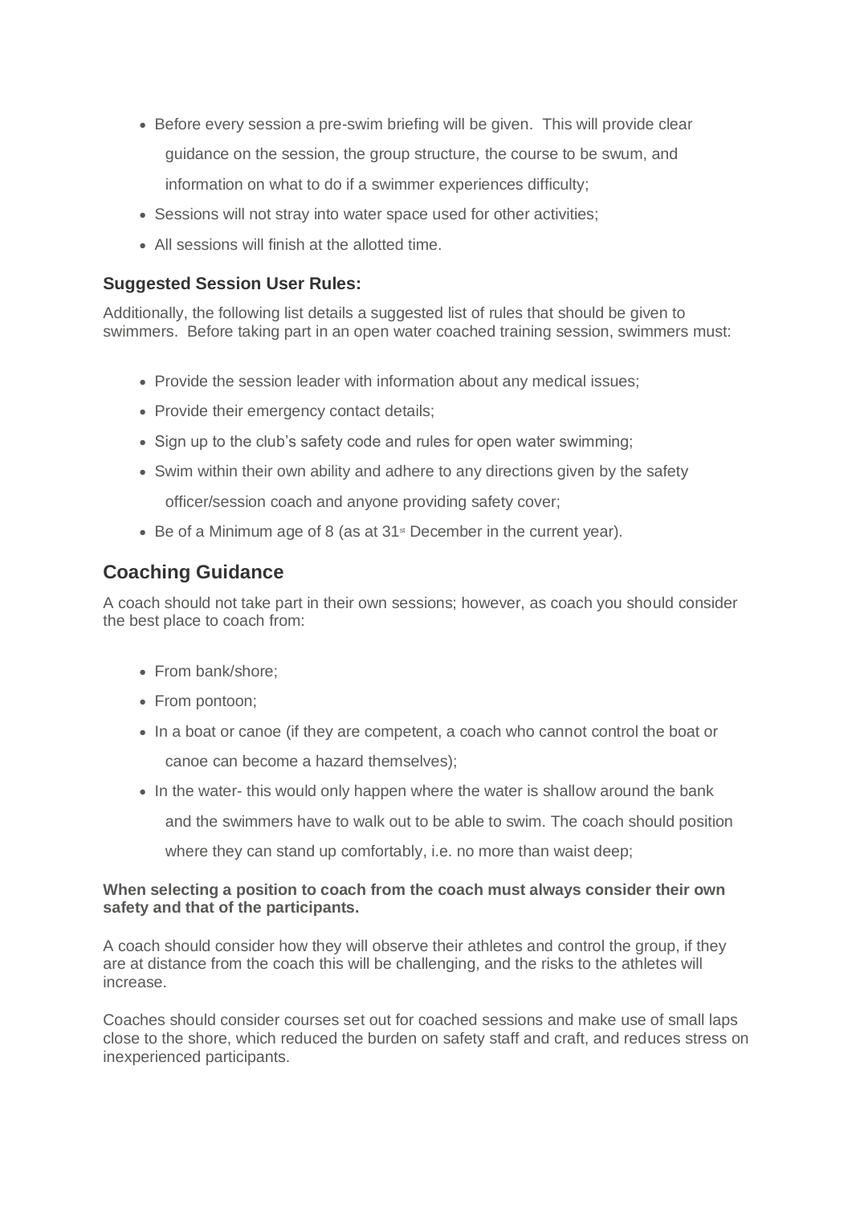- Before every session a pre-swim briefing will be given. This will provide clear guidance on the session, the group structure, the course to be swum, and information on what to do if a swimmer experiences difficulty;
- Sessions will not stray into water space used for other activities;
- All sessions will finish at the allotted time.

### Suggested Session User Rules:

Additionally, the following list details a suggested list of rules that should be given to swimmers. Before taking part in an open water coached training session, swimmers must:

- Provide the session leader with information about any medical issues;
- Provide their emergency contact details;
- Sign up to the club's safety code and rules for open water swimming;
- Swim within their own ability and adhere to any directions given by the safety officer/session coach and anyone providing safety cover;
- Be of a Minimum age of 8 (as at 31st December in the current year).

## Coaching Guidance

A coach should not take part in their own sessions; however, as coach you should consider the best place to coach from:

- From bank/shore;
- From pontoon;
- In a boat or canoe (if they are competent, a coach who cannot control the boat or canoe can become a hazard themselves);
- In the water- this would only happen where the water is shallow around the bank and the swimmers have to walk out to be able to swim. The coach should position where they can stand up comfortably, i.e. no more than waist deep;

**When selecting a position to coach from the coach must always consider their own safety and that of the participants.**

A coach should consider how they will observe their athletes and control the group, if they are at distance from the coach this will be challenging, and the risks to the athletes will increase.

Coaches should consider courses set out for coached sessions and make use of small laps close to the shore, which reduced the burden on safety staff and craft, and reduces stress on inexperienced participants.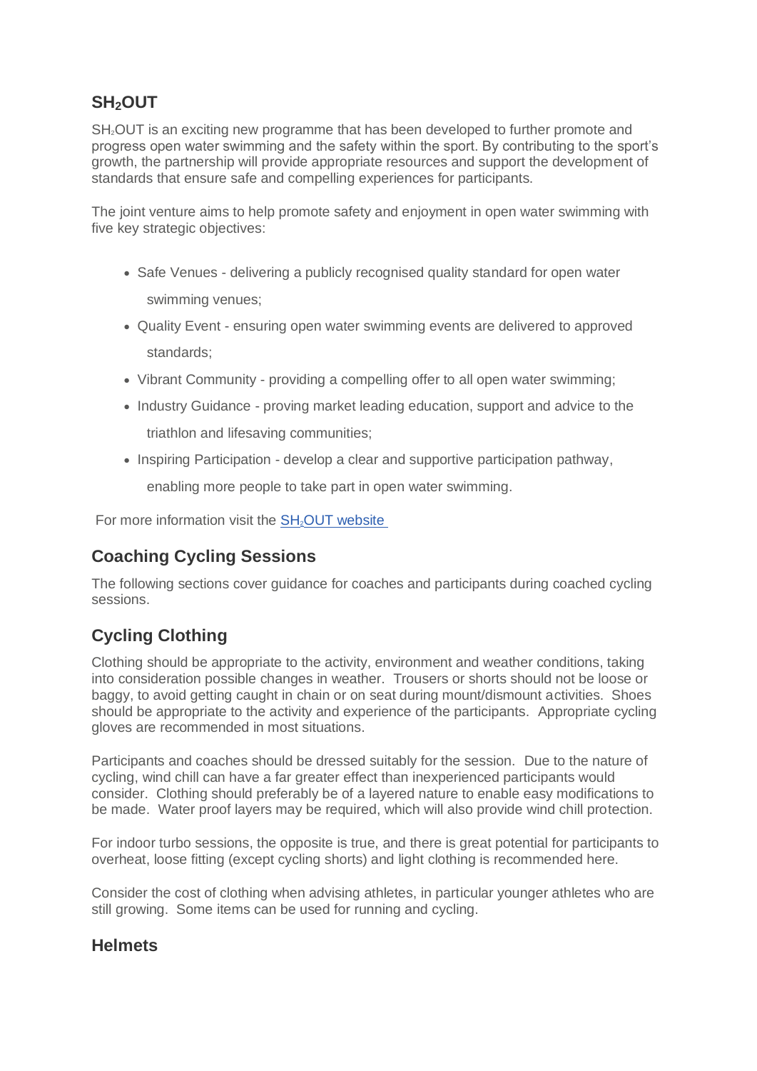## $SH_2OUT$

$SH_2OUT$ is an exciting new programme that has been developed to further promote and progress open water swimming and the safety within the sport. By contributing to the sport's growth, the partnership will provide appropriate resources and support the development of standards that ensure safe and compelling experiences for participants.

The joint venture aims to help promote safety and enjoyment in open water swimming with five key strategic objectives:

- Safe Venues - delivering a publicly recognised quality standard for open water swimming venues;
- Quality Event - ensuring open water swimming events are delivered to approved standards;
- Vibrant Community - providing a compelling offer to all open water swimming;
- Industry Guidance - proving market leading education, support and advice to the triathlon and lifesaving communities;
- Inspiring Participation - develop a clear and supportive participation pathway, enabling more people to take part in open water swimming.

For more information visit the $SH_2OUT$ website

## Coaching Cycling Sessions

The following sections cover guidance for coaches and participants during coached cycling sessions.

## Cycling Clothing

Clothing should be appropriate to the activity, environment and weather conditions, taking into consideration possible changes in weather. Trousers or shorts should not be loose or baggy, to avoid getting caught in chain or on seat during mount/dismount activities. Shoes should be appropriate to the activity and experience of the participants. Appropriate cycling gloves are recommended in most situations.

Participants and coaches should be dressed suitably for the session. Due to the nature of cycling, wind chill can have a far greater effect than inexperienced participants would consider. Clothing should preferably be of a layered nature to enable easy modifications to be made. Water proof layers may be required, which will also provide wind chill protection.

For indoor turbo sessions, the opposite is true, and there is great potential for participants to overheat, loose fitting (except cycling shorts) and light clothing is recommended here.

Consider the cost of clothing when advising athletes, in particular younger athletes who are still growing. Some items can be used for running and cycling.

## Helmets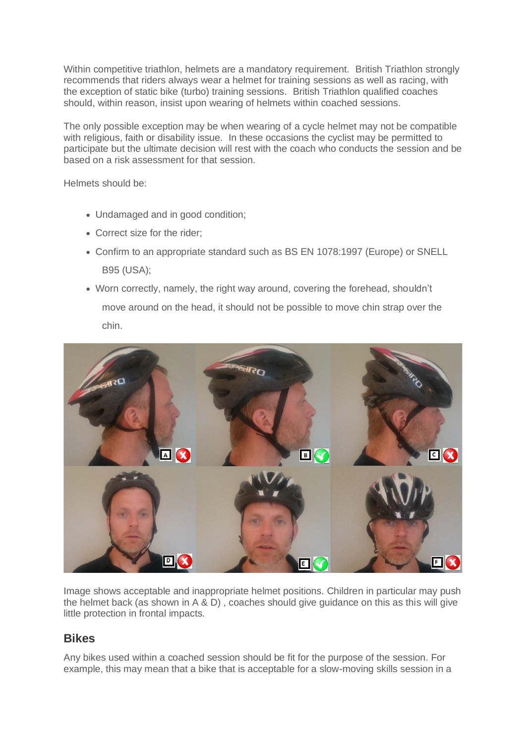Within competitive triathlon, helmets are a mandatory requirement. British Triathlon strongly recommends that riders always wear a helmet for training sessions as well as racing, with the exception of static bike (turbo) training sessions. British Triathlon qualified coaches should, within reason, insist upon wearing of helmets within coached sessions.

The only possible exception may be when wearing of a cycle helmet may not be compatible with religious, faith or disability issue. In these occasions the cyclist may be permitted to participate but the ultimate decision will rest with the coach who conducts the session and be based on a risk assessment for that session.

Helmets should be:

- Undamaged and in good condition;
- Correct size for the rider;
- Confirm to an appropriate standard such as BS EN 1078:1997 (Europe) or SNELL B95 (USA);
- Worn correctly, namely, the right way around, covering the forehead, shouldn't move around on the head, it should not be possible to move chin strap over the chin.

Image shows acceptable and inappropriate helmet positions. Children in particular may push the helmet back (as shown in A & D) , coaches should give guidance on this as this will give little protection in frontal impacts.

## Bikes

Any bikes used within a coached session should be fit for the purpose of the session. For example, this may mean that a bike that is acceptable for a slow-moving skills session in a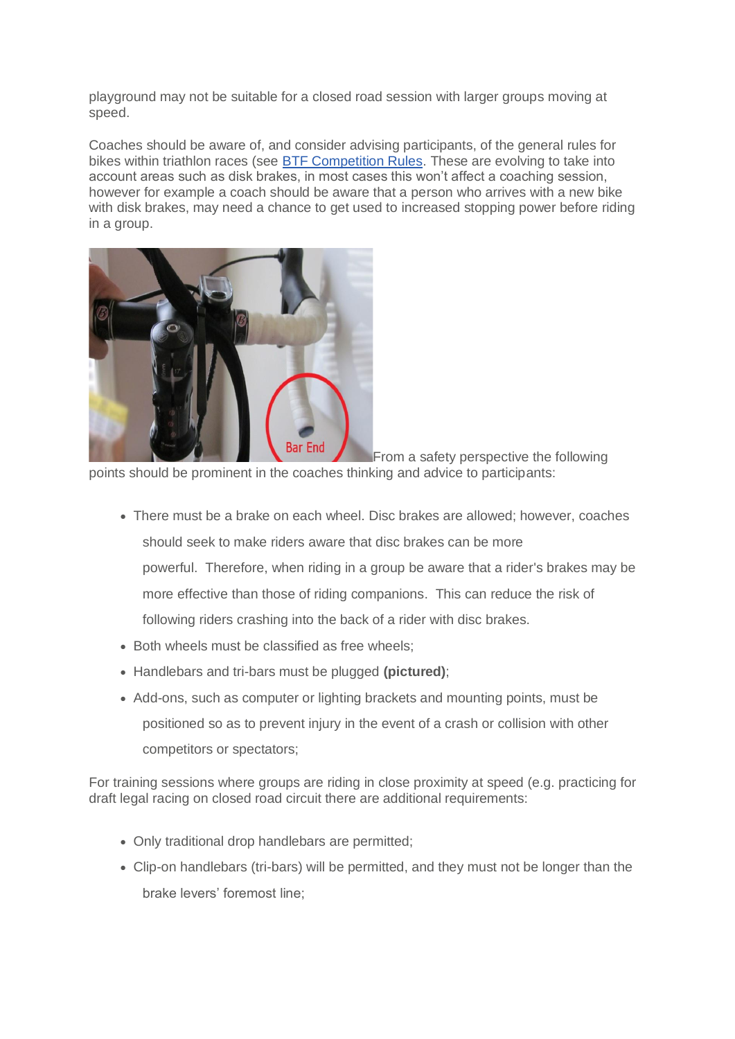playground may not be suitable for a closed road session with larger groups moving at speed.

Coaches should be aware of, and consider advising participants, of the general rules for bikes within triathlon races (see BTF Competition Rules. These are evolving to take into account areas such as disk brakes, in most cases this won't affect a coaching session, however for example a coach should be aware that a person who arrives with a new bike with disk brakes, may need a chance to get used to increased stopping power before riding in a group.

From a safety perspective the following points should be prominent in the coaches thinking and advice to participants:

- There must be a brake on each wheel. Disc brakes are allowed; however, coaches should seek to make riders aware that disc brakes can be more powerful. Therefore, when riding in a group be aware that a rider's brakes may be more effective than those of riding companions. This can reduce the risk of following riders crashing into the back of a rider with disc brakes.
- Both wheels must be classified as free wheels;
- Handlebars and tri-bars must be plugged **(pictured)**;
- Add-ons, such as computer or lighting brackets and mounting points, must be positioned so as to prevent injury in the event of a crash or collision with other competitors or spectators;

For training sessions where groups are riding in close proximity at speed (e.g. practicing for draft legal racing on closed road circuit there are additional requirements:

- Only traditional drop handlebars are permitted;
- Clip-on handlebars (tri-bars) will be permitted, and they must not be longer than the brake levers' foremost line;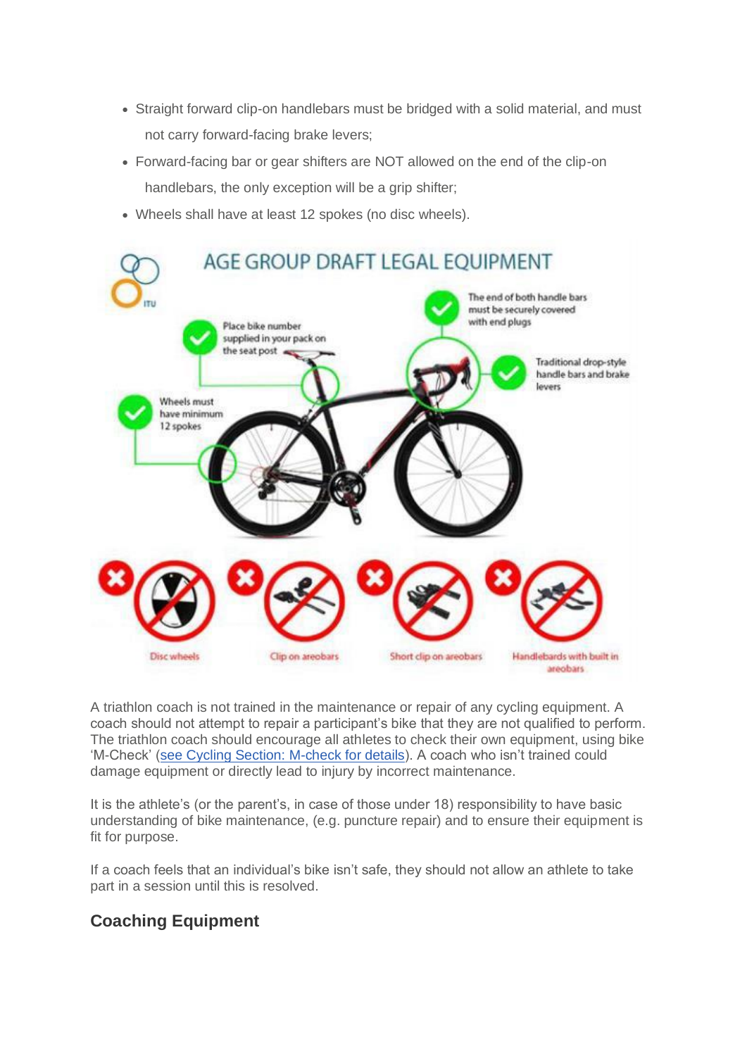- Straight forward clip-on handlebars must be bridged with a solid material, and must not carry forward-facing brake levers;
- Forward-facing bar or gear shifters are NOT allowed on the end of the clip-on handlebars, the only exception will be a grip shifter;
- Wheels shall have at least 12 spokes (no disc wheels).

AGE GROUP DRAFT LEGAL EQUIPMENT

- The end of both handle bars must be securely covered with end plugs
- Place bike number supplied in your pack on the seat post
- Traditional drop-style handle bars and brake levers
- Wheels must have minimum 12 spokes

Not allowed: Disc wheels, Clip on areobars, Short clip on areobars, Handlebards with built in areobars

A triathlon coach is not trained in the maintenance or repair of any cycling equipment. A coach should not attempt to repair a participant's bike that they are not qualified to perform. The triathlon coach should encourage all athletes to check their own equipment, using bike 'M-Check' (see Cycling Section: M-check for details). A coach who isn't trained could damage equipment or directly lead to injury by incorrect maintenance.

It is the athlete's (or the parent's, in case of those under 18) responsibility to have basic understanding of bike maintenance, (e.g. puncture repair) and to ensure their equipment is fit for purpose.

If a coach feels that an individual's bike isn't safe, they should not allow an athlete to take part in a session until this is resolved.

## Coaching Equipment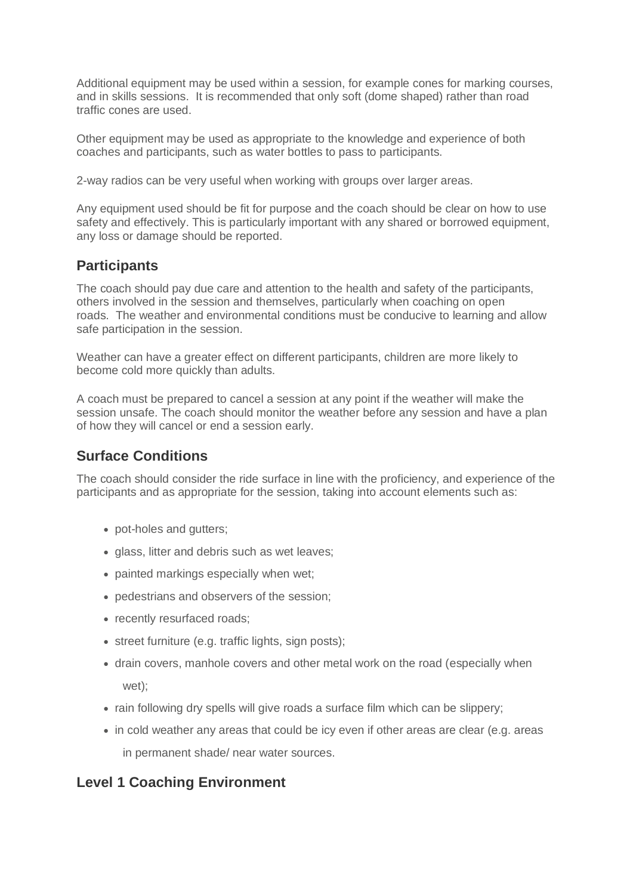Additional equipment may be used within a session, for example cones for marking courses, and in skills sessions. It is recommended that only soft (dome shaped) rather than road traffic cones are used.

Other equipment may be used as appropriate to the knowledge and experience of both coaches and participants, such as water bottles to pass to participants.

2-way radios can be very useful when working with groups over larger areas.

Any equipment used should be fit for purpose and the coach should be clear on how to use safety and effectively. This is particularly important with any shared or borrowed equipment, any loss or damage should be reported.

## Participants

The coach should pay due care and attention to the health and safety of the participants, others involved in the session and themselves, particularly when coaching on open roads. The weather and environmental conditions must be conducive to learning and allow safe participation in the session.

Weather can have a greater effect on different participants, children are more likely to become cold more quickly than adults.

A coach must be prepared to cancel a session at any point if the weather will make the session unsafe. The coach should monitor the weather before any session and have a plan of how they will cancel or end a session early.

## Surface Conditions

The coach should consider the ride surface in line with the proficiency, and experience of the participants and as appropriate for the session, taking into account elements such as:

- pot-holes and gutters;
- glass, litter and debris such as wet leaves;
- painted markings especially when wet;
- pedestrians and observers of the session;
- recently resurfaced roads;
- street furniture (e.g. traffic lights, sign posts);
- drain covers, manhole covers and other metal work on the road (especially when wet);
- rain following dry spells will give roads a surface film which can be slippery;
- in cold weather any areas that could be icy even if other areas are clear (e.g. areas in permanent shade/ near water sources.

## Level 1 Coaching Environment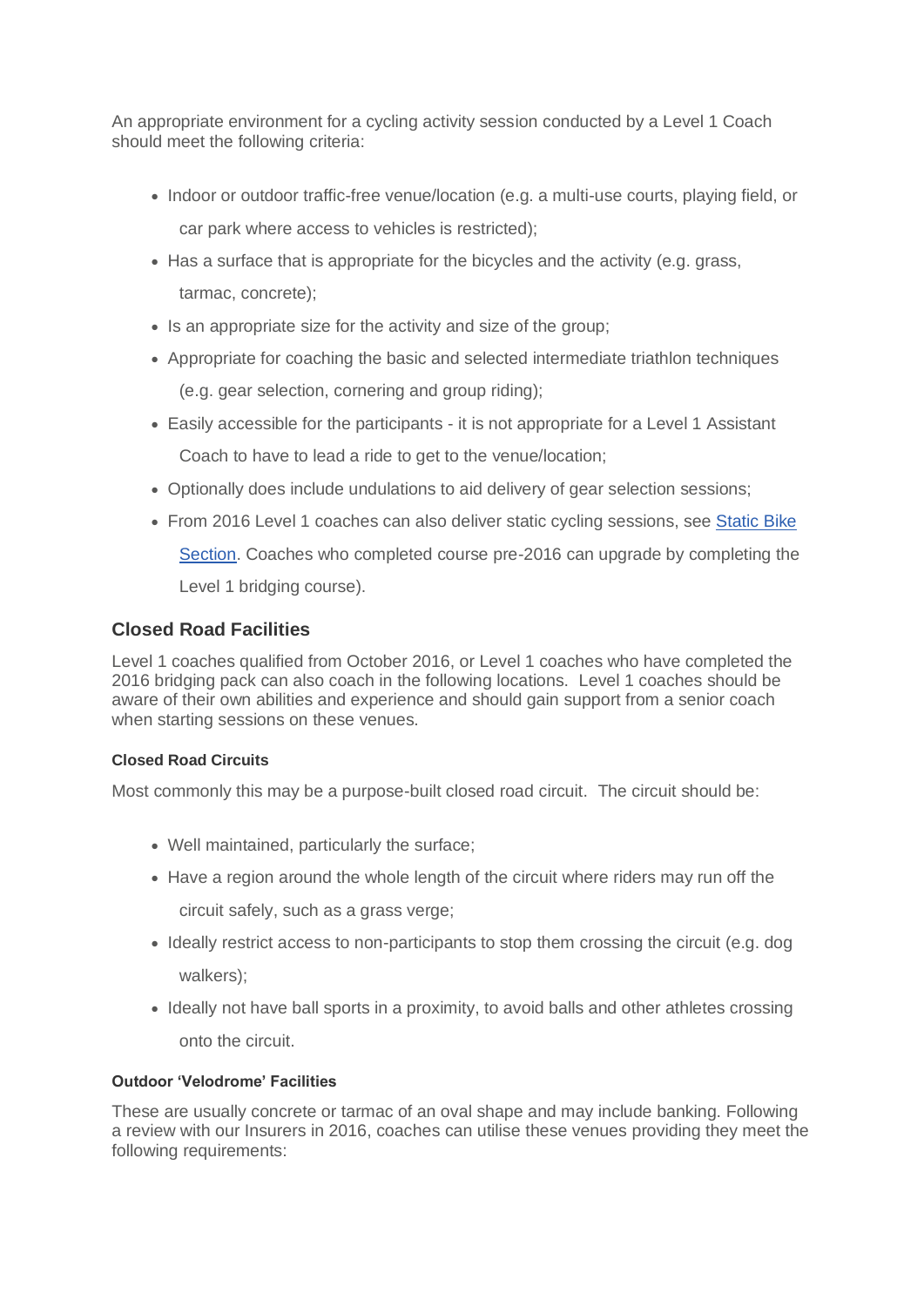An appropriate environment for a cycling activity session conducted by a Level 1 Coach should meet the following criteria:

- Indoor or outdoor traffic-free venue/location (e.g. a multi-use courts, playing field, or car park where access to vehicles is restricted);
- Has a surface that is appropriate for the bicycles and the activity (e.g. grass, tarmac, concrete);
- Is an appropriate size for the activity and size of the group;
- Appropriate for coaching the basic and selected intermediate triathlon techniques (e.g. gear selection, cornering and group riding);
- Easily accessible for the participants - it is not appropriate for a Level 1 Assistant Coach to have to lead a ride to get to the venue/location;
- Optionally does include undulations to aid delivery of gear selection sessions;
- From 2016 Level 1 coaches can also deliver static cycling sessions, see Static Bike Section. Coaches who completed course pre-2016 can upgrade by completing the Level 1 bridging course).

## Closed Road Facilities

Level 1 coaches qualified from October 2016, or Level 1 coaches who have completed the 2016 bridging pack can also coach in the following locations. Level 1 coaches should be aware of their own abilities and experience and should gain support from a senior coach when starting sessions on these venues.

### Closed Road Circuits

Most commonly this may be a purpose-built closed road circuit. The circuit should be:

- Well maintained, particularly the surface;
- Have a region around the whole length of the circuit where riders may run off the circuit safely, such as a grass verge;
- Ideally restrict access to non-participants to stop them crossing the circuit (e.g. dog walkers);
- Ideally not have ball sports in a proximity, to avoid balls and other athletes crossing onto the circuit.

### Outdoor 'Velodrome' Facilities

These are usually concrete or tarmac of an oval shape and may include banking. Following a review with our Insurers in 2016, coaches can utilise these venues providing they meet the following requirements: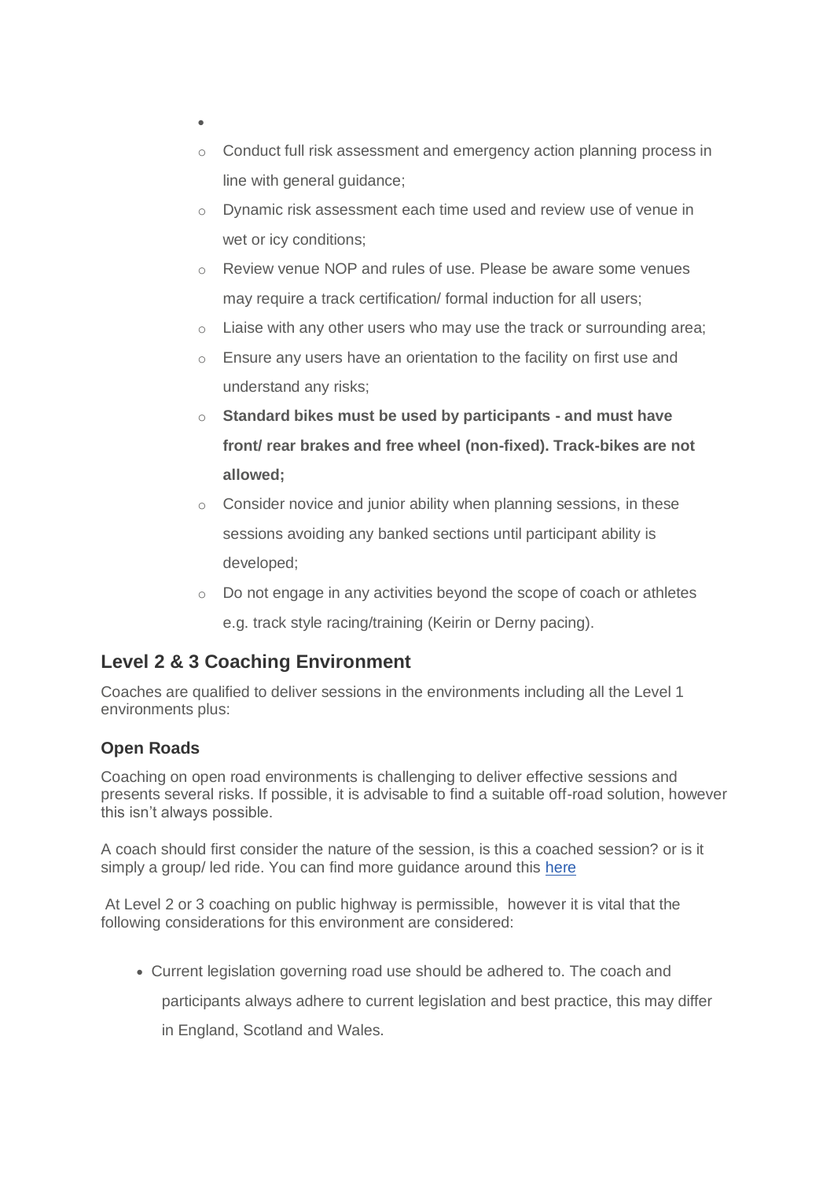-
    - Conduct full risk assessment and emergency action planning process in line with general guidance;
    - Dynamic risk assessment each time used and review use of venue in wet or icy conditions;
    - Review venue NOP and rules of use. Please be aware some venues may require a track certification/ formal induction for all users;
    - Liaise with any other users who may use the track or surrounding area;
    - Ensure any users have an orientation to the facility on first use and understand any risks;
    - **Standard bikes must be used by participants - and must have front/ rear brakes and free wheel (non-fixed). Track-bikes are not allowed;**
    - Consider novice and junior ability when planning sessions, in these sessions avoiding any banked sections until participant ability is developed;
    - Do not engage in any activities beyond the scope of coach or athletes e.g. track style racing/training (Keirin or Derny pacing).

## Level 2 & 3 Coaching Environment

Coaches are qualified to deliver sessions in the environments including all the Level 1 environments plus:

### Open Roads

Coaching on open road environments is challenging to deliver effective sessions and presents several risks. If possible, it is advisable to find a suitable off-road solution, however this isn't always possible.

A coach should first consider the nature of the session, is this a coached session? or is it simply a group/ led ride. You can find more guidance around this here

At Level 2 or 3 coaching on public highway is permissible, however it is vital that the following considerations for this environment are considered:

- Current legislation governing road use should be adhered to. The coach and participants always adhere to current legislation and best practice, this may differ in England, Scotland and Wales.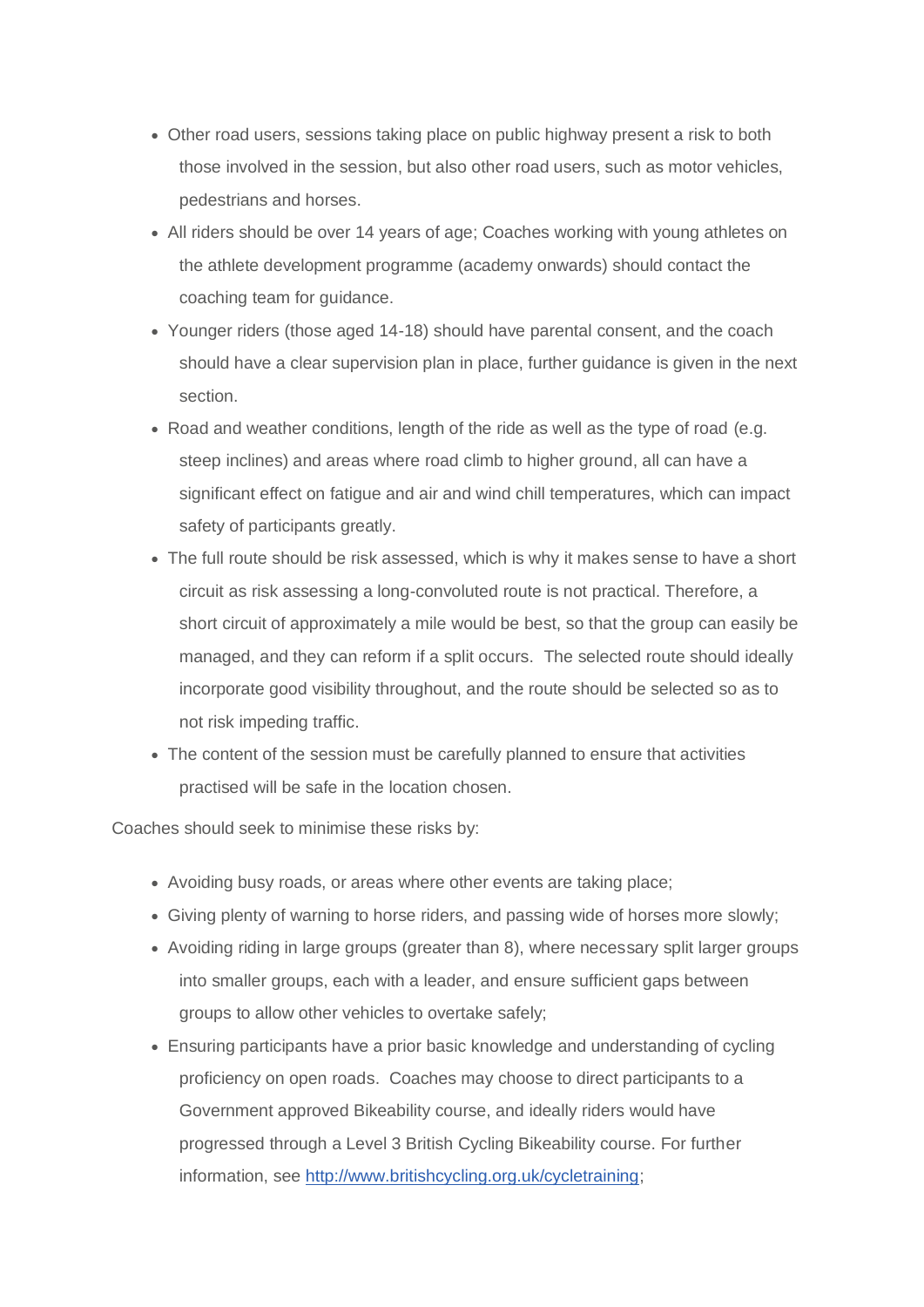- Other road users, sessions taking place on public highway present a risk to both those involved in the session, but also other road users, such as motor vehicles, pedestrians and horses.
- All riders should be over 14 years of age; Coaches working with young athletes on the athlete development programme (academy onwards) should contact the coaching team for guidance.
- Younger riders (those aged 14-18) should have parental consent, and the coach should have a clear supervision plan in place, further guidance is given in the next section.
- Road and weather conditions, length of the ride as well as the type of road (e.g. steep inclines) and areas where road climb to higher ground, all can have a significant effect on fatigue and air and wind chill temperatures, which can impact safety of participants greatly.
- The full route should be risk assessed, which is why it makes sense to have a short circuit as risk assessing a long-convoluted route is not practical. Therefore, a short circuit of approximately a mile would be best, so that the group can easily be managed, and they can reform if a split occurs. The selected route should ideally incorporate good visibility throughout, and the route should be selected so as to not risk impeding traffic.
- The content of the session must be carefully planned to ensure that activities practised will be safe in the location chosen.

Coaches should seek to minimise these risks by:

- Avoiding busy roads, or areas where other events are taking place;
- Giving plenty of warning to horse riders, and passing wide of horses more slowly;
- Avoiding riding in large groups (greater than 8), where necessary split larger groups into smaller groups, each with a leader, and ensure sufficient gaps between groups to allow other vehicles to overtake safely;
- Ensuring participants have a prior basic knowledge and understanding of cycling proficiency on open roads. Coaches may choose to direct participants to a Government approved Bikeability course, and ideally riders would have progressed through a Level 3 British Cycling Bikeability course. For further information, see [http://www.britishcycling.org.uk/cycletraining](http://www.britishcycling.org.uk/cycletraining);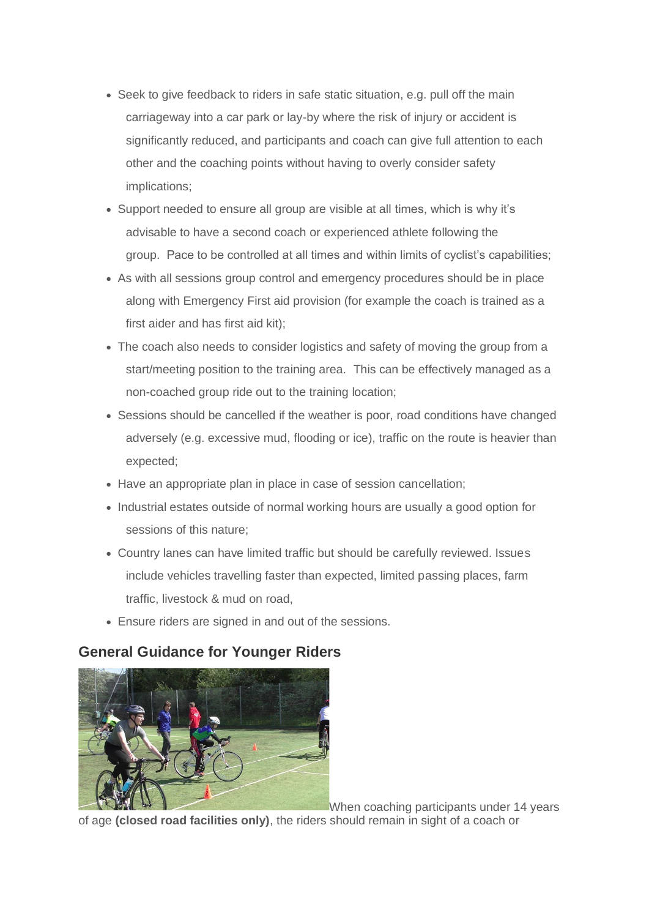- Seek to give feedback to riders in safe static situation, e.g. pull off the main carriageway into a car park or lay-by where the risk of injury or accident is significantly reduced, and participants and coach can give full attention to each other and the coaching points without having to overly consider safety implications;
- Support needed to ensure all group are visible at all times, which is why it's advisable to have a second coach or experienced athlete following the group. Pace to be controlled at all times and within limits of cyclist's capabilities;
- As with all sessions group control and emergency procedures should be in place along with Emergency First aid provision (for example the coach is trained as a first aider and has first aid kit);
- The coach also needs to consider logistics and safety of moving the group from a start/meeting position to the training area. This can be effectively managed as a non-coached group ride out to the training location;
- Sessions should be cancelled if the weather is poor, road conditions have changed adversely (e.g. excessive mud, flooding or ice), traffic on the route is heavier than expected;
- Have an appropriate plan in place in case of session cancellation;
- Industrial estates outside of normal working hours are usually a good option for sessions of this nature;
- Country lanes can have limited traffic but should be carefully reviewed. Issues include vehicles travelling faster than expected, limited passing places, farm traffic, livestock & mud on road,
- Ensure riders are signed in and out of the sessions.

## General Guidance for Younger Riders

When coaching participants under 14 years of age **(closed road facilities only)**, the riders should remain in sight of a coach or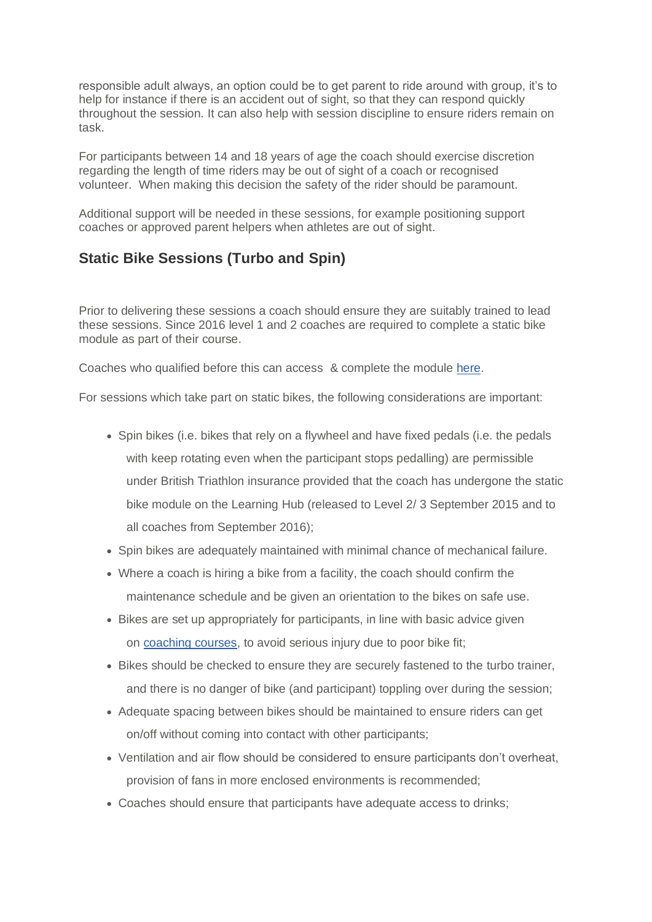responsible adult always, an option could be to get parent to ride around with group, it's to help for instance if there is an accident out of sight, so that they can respond quickly throughout the session. It can also help with session discipline to ensure riders remain on task.

For participants between 14 and 18 years of age the coach should exercise discretion regarding the length of time riders may be out of sight of a coach or recognised volunteer. When making this decision the safety of the rider should be paramount.

Additional support will be needed in these sessions, for example positioning support coaches or approved parent helpers when athletes are out of sight.

## Static Bike Sessions (Turbo and Spin)

Prior to delivering these sessions a coach should ensure they are suitably trained to lead these sessions. Since 2016 level 1 and 2 coaches are required to complete a static bike module as part of their course.

Coaches who qualified before this can access & complete the module [here](#).

For sessions which take part on static bikes, the following considerations are important:

- Spin bikes (i.e. bikes that rely on a flywheel and have fixed pedals (i.e. the pedals with keep rotating even when the participant stops pedalling) are permissible under British Triathlon insurance provided that the coach has undergone the static bike module on the Learning Hub (released to Level 2/ 3 September 2015 and to all coaches from September 2016);
- Spin bikes are adequately maintained with minimal chance of mechanical failure.
- Where a coach is hiring a bike from a facility, the coach should confirm the maintenance schedule and be given an orientation to the bikes on safe use.
- Bikes are set up appropriately for participants, in line with basic advice given on [coaching courses](#), to avoid serious injury due to poor bike fit;
- Bikes should be checked to ensure they are securely fastened to the turbo trainer, and there is no danger of bike (and participant) toppling over during the session;
- Adequate spacing between bikes should be maintained to ensure riders can get on/off without coming into contact with other participants;
- Ventilation and air flow should be considered to ensure participants don't overheat, provision of fans in more enclosed environments is recommended;
- Coaches should ensure that participants have adequate access to drinks;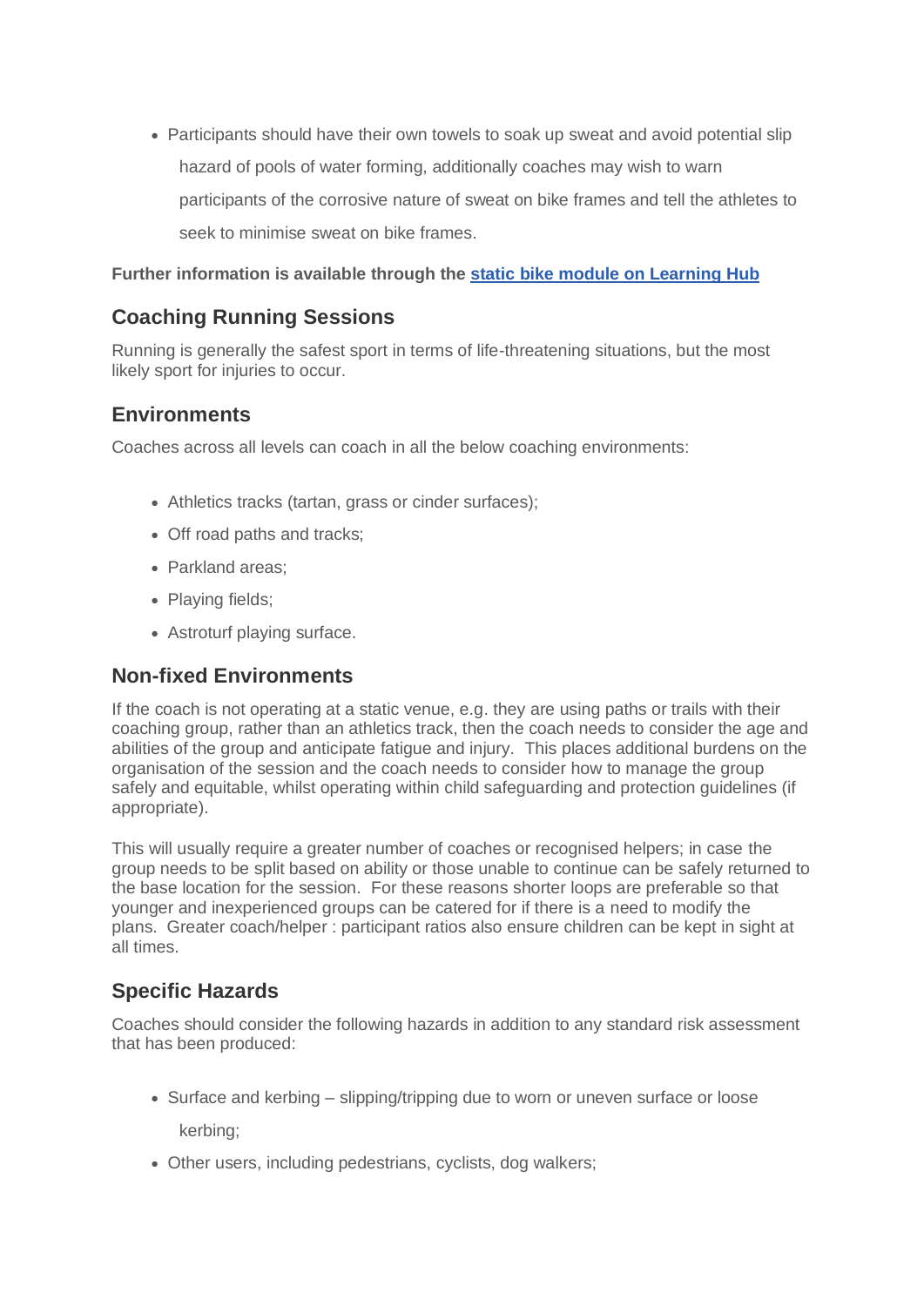- Participants should have their own towels to soak up sweat and avoid potential slip hazard of pools of water forming, additionally coaches may wish to warn participants of the corrosive nature of sweat on bike frames and tell the athletes to seek to minimise sweat on bike frames.

**Further information is available through the [static bike module on Learning Hub]()**

## Coaching Running Sessions

Running is generally the safest sport in terms of life-threatening situations, but the most likely sport for injuries to occur.

## Environments

Coaches across all levels can coach in all the below coaching environments:

- Athletics tracks (tartan, grass or cinder surfaces);
- Off road paths and tracks;
- Parkland areas;
- Playing fields;
- Astroturf playing surface.

## Non-fixed Environments

If the coach is not operating at a static venue, e.g. they are using paths or trails with their coaching group, rather than an athletics track, then the coach needs to consider the age and abilities of the group and anticipate fatigue and injury. This places additional burdens on the organisation of the session and the coach needs to consider how to manage the group safely and equitable, whilst operating within child safeguarding and protection guidelines (if appropriate).

This will usually require a greater number of coaches or recognised helpers; in case the group needs to be split based on ability or those unable to continue can be safely returned to the base location for the session. For these reasons shorter loops are preferable so that younger and inexperienced groups can be catered for if there is a need to modify the plans. Greater coach/helper : participant ratios also ensure children can be kept in sight at all times.

## Specific Hazards

Coaches should consider the following hazards in addition to any standard risk assessment that has been produced:

- Surface and kerbing – slipping/tripping due to worn or uneven surface or loose kerbing;
- Other users, including pedestrians, cyclists, dog walkers;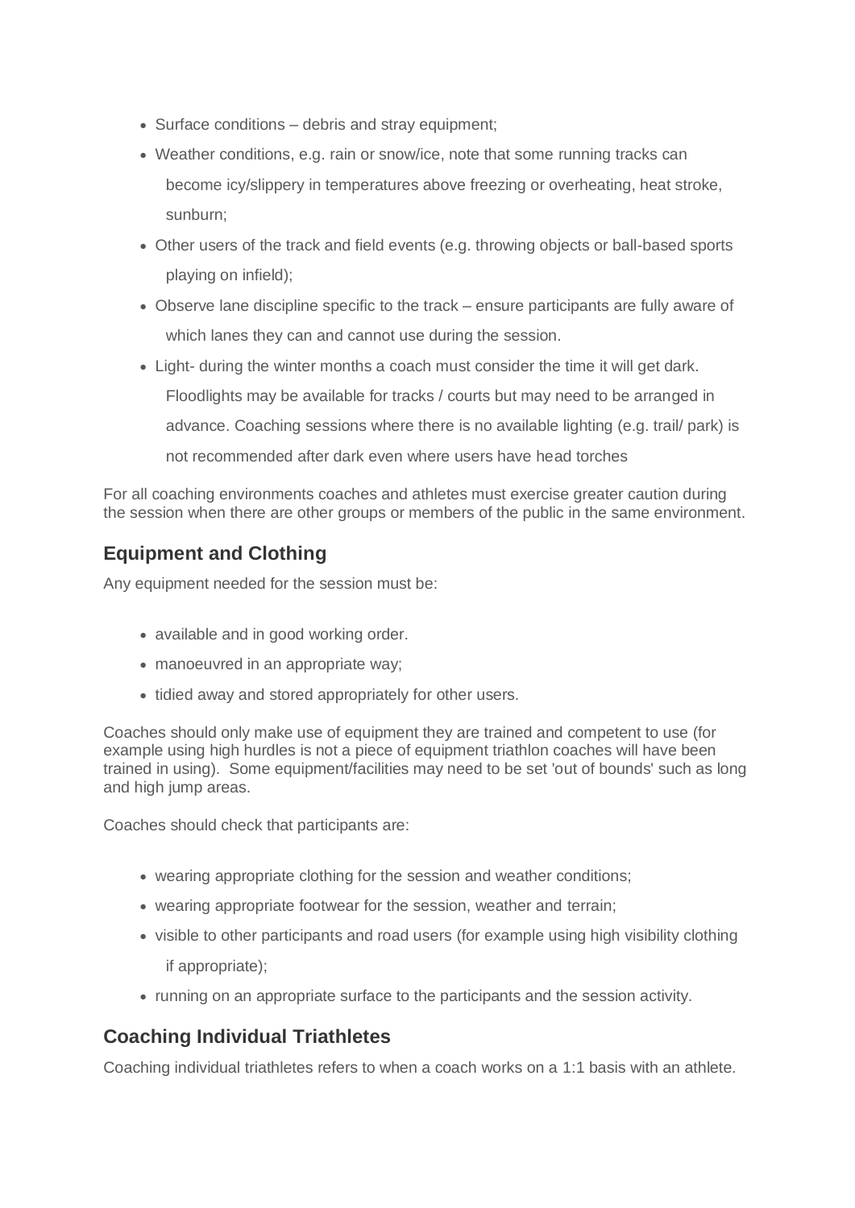- Surface conditions – debris and stray equipment;
- Weather conditions, e.g. rain or snow/ice, note that some running tracks can become icy/slippery in temperatures above freezing or overheating, heat stroke, sunburn;
- Other users of the track and field events (e.g. throwing objects or ball-based sports playing on infield);
- Observe lane discipline specific to the track – ensure participants are fully aware of which lanes they can and cannot use during the session.
- Light- during the winter months a coach must consider the time it will get dark. Floodlights may be available for tracks / courts but may need to be arranged in advance. Coaching sessions where there is no available lighting (e.g. trail/ park) is not recommended after dark even where users have head torches

For all coaching environments coaches and athletes must exercise greater caution during the session when there are other groups or members of the public in the same environment.

## Equipment and Clothing

Any equipment needed for the session must be:

- available and in good working order.
- manoeuvred in an appropriate way;
- tidied away and stored appropriately for other users.

Coaches should only make use of equipment they are trained and competent to use (for example using high hurdles is not a piece of equipment triathlon coaches will have been trained in using). Some equipment/facilities may need to be set 'out of bounds' such as long and high jump areas.

Coaches should check that participants are:

- wearing appropriate clothing for the session and weather conditions;
- wearing appropriate footwear for the session, weather and terrain;
- visible to other participants and road users (for example using high visibility clothing if appropriate);
- running on an appropriate surface to the participants and the session activity.

## Coaching Individual Triathletes

Coaching individual triathletes refers to when a coach works on a 1:1 basis with an athlete.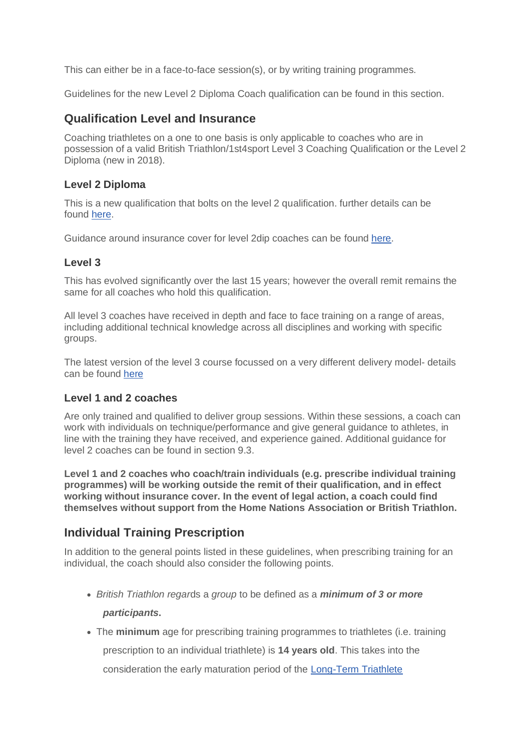This can either be in a face-to-face session(s), or by writing training programmes.

Guidelines for the new Level 2 Diploma Coach qualification can be found in this section.

## Qualification Level and Insurance

Coaching triathletes on a one to one basis is only applicable to coaches who are in possession of a valid British Triathlon/1st4sport Level 3 Coaching Qualification or the Level 2 Diploma (new in 2018).

### Level 2 Diploma

This is a new qualification that bolts on the level 2 qualification. further details can be found here.

Guidance around insurance cover for level 2dip coaches can be found here.

### Level 3

This has evolved significantly over the last 15 years; however the overall remit remains the same for all coaches who hold this qualification.

All level 3 coaches have received in depth and face to face training on a range of areas, including additional technical knowledge across all disciplines and working with specific groups.

The latest version of the level 3 course focussed on a very different delivery model- details can be found here

### Level 1 and 2 coaches

Are only trained and qualified to deliver group sessions. Within these sessions, a coach can work with individuals on technique/performance and give general guidance to athletes, in line with the training they have received, and experience gained. Additional guidance for level 2 coaches can be found in section 9.3.

**Level 1 and 2 coaches who coach/train individuals (e.g. prescribe individual training programmes) will be working outside the remit of their qualification, and in effect working without insurance cover. In the event of legal action, a coach could find themselves without support from the Home Nations Association or British Triathlon.**

## Individual Training Prescription

In addition to the general points listed in these guidelines, when prescribing training for an individual, the coach should also consider the following points.

- *British Triathlon regar*ds a *group* to be defined as a ***minimum of 3 or more participants***.
- The **minimum** age for prescribing training programmes to triathletes (i.e. training prescription to an individual triathlete) is **14 years old**. This takes into the consideration the early maturation period of the Long-Term Triathlete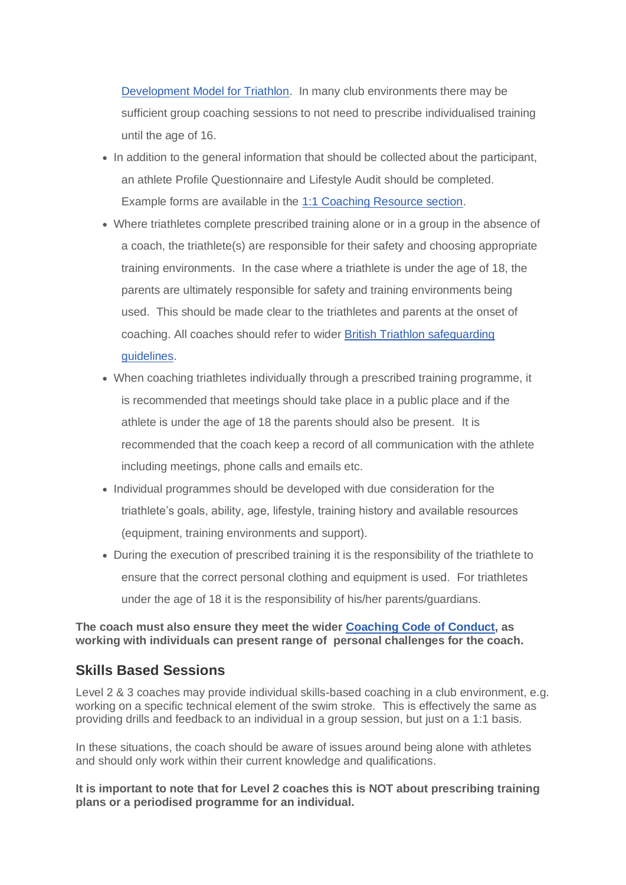Development Model for Triathlon. In many club environments there may be sufficient group coaching sessions to not need to prescribe individualised training until the age of 16.

- In addition to the general information that should be collected about the participant, an athlete Profile Questionnaire and Lifestyle Audit should be completed. Example forms are available in the 1:1 Coaching Resource section.
- Where triathletes complete prescribed training alone or in a group in the absence of a coach, the triathlete(s) are responsible for their safety and choosing appropriate training environments. In the case where a triathlete is under the age of 18, the parents are ultimately responsible for safety and training environments being used. This should be made clear to the triathletes and parents at the onset of coaching. All coaches should refer to wider British Triathlon safeguarding guidelines.
- When coaching triathletes individually through a prescribed training programme, it is recommended that meetings should take place in a public place and if the athlete is under the age of 18 the parents should also be present. It is recommended that the coach keep a record of all communication with the athlete including meetings, phone calls and emails etc.
- Individual programmes should be developed with due consideration for the triathlete's goals, ability, age, lifestyle, training history and available resources (equipment, training environments and support).
- During the execution of prescribed training it is the responsibility of the triathlete to ensure that the correct personal clothing and equipment is used. For triathletes under the age of 18 it is the responsibility of his/her parents/guardians.

**The coach must also ensure they meet the wider Coaching Code of Conduct, as working with individuals can present range of personal challenges for the coach.**

## Skills Based Sessions

Level 2 & 3 coaches may provide individual skills-based coaching in a club environment, e.g. working on a specific technical element of the swim stroke. This is effectively the same as providing drills and feedback to an individual in a group session, but just on a 1:1 basis.

In these situations, the coach should be aware of issues around being alone with athletes and should only work within their current knowledge and qualifications.

**It is important to note that for Level 2 coaches this is NOT about prescribing training plans or a periodised programme for an individual.**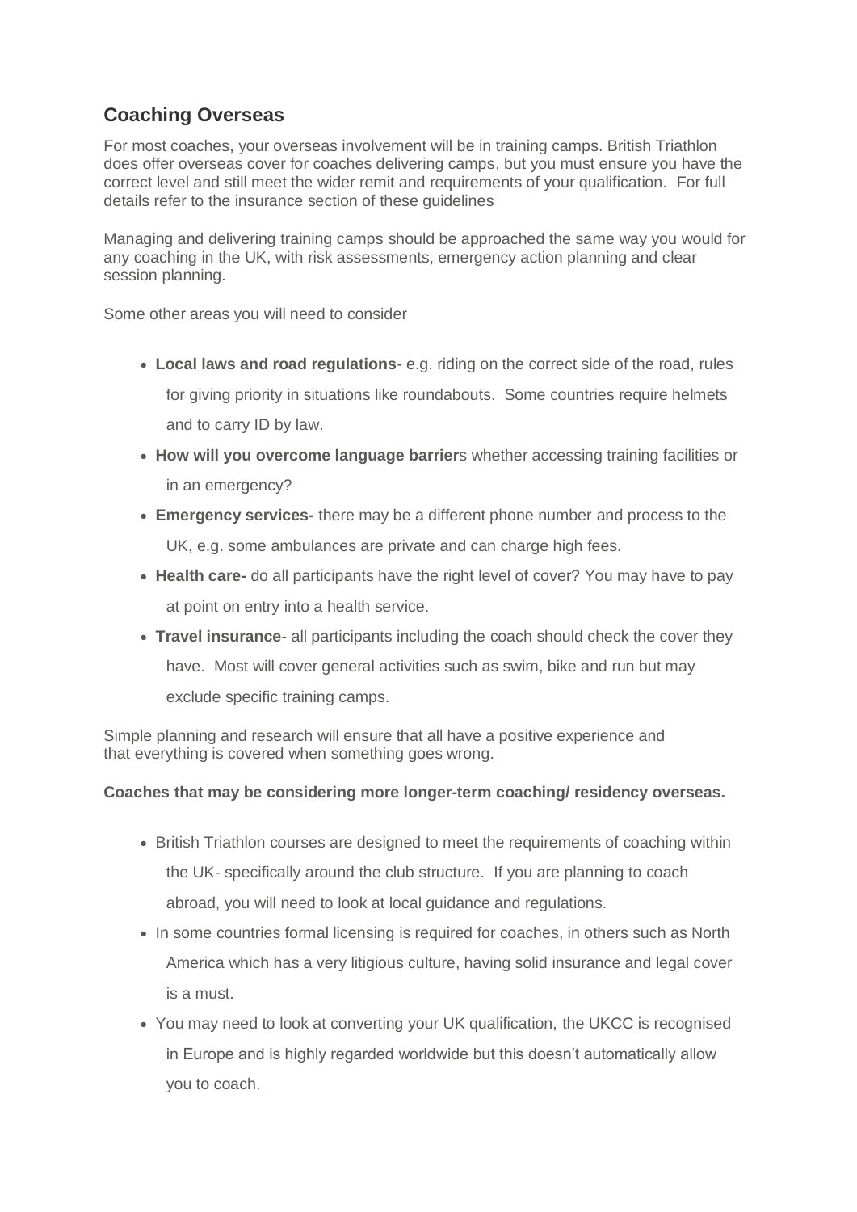## Coaching Overseas

For most coaches, your overseas involvement will be in training camps. British Triathlon does offer overseas cover for coaches delivering camps, but you must ensure you have the correct level and still meet the wider remit and requirements of your qualification. For full details refer to the insurance section of these guidelines

Managing and delivering training camps should be approached the same way you would for any coaching in the UK, with risk assessments, emergency action planning and clear session planning.

Some other areas you will need to consider

- **Local laws and road regulations**- e.g. riding on the correct side of the road, rules for giving priority in situations like roundabouts. Some countries require helmets and to carry ID by law.
- **How will you overcome language barrier**s whether accessing training facilities or in an emergency?
- **Emergency services-** there may be a different phone number and process to the UK, e.g. some ambulances are private and can charge high fees.
- **Health care-** do all participants have the right level of cover? You may have to pay at point on entry into a health service.
- **Travel insurance**- all participants including the coach should check the cover they have. Most will cover general activities such as swim, bike and run but may exclude specific training camps.

Simple planning and research will ensure that all have a positive experience and that everything is covered when something goes wrong.

**Coaches that may be considering more longer-term coaching/ residency overseas.**

- British Triathlon courses are designed to meet the requirements of coaching within the UK- specifically around the club structure. If you are planning to coach abroad, you will need to look at local guidance and regulations.
- In some countries formal licensing is required for coaches, in others such as North America which has a very litigious culture, having solid insurance and legal cover is a must.
- You may need to look at converting your UK qualification, the UKCC is recognised in Europe and is highly regarded worldwide but this doesn't automatically allow you to coach.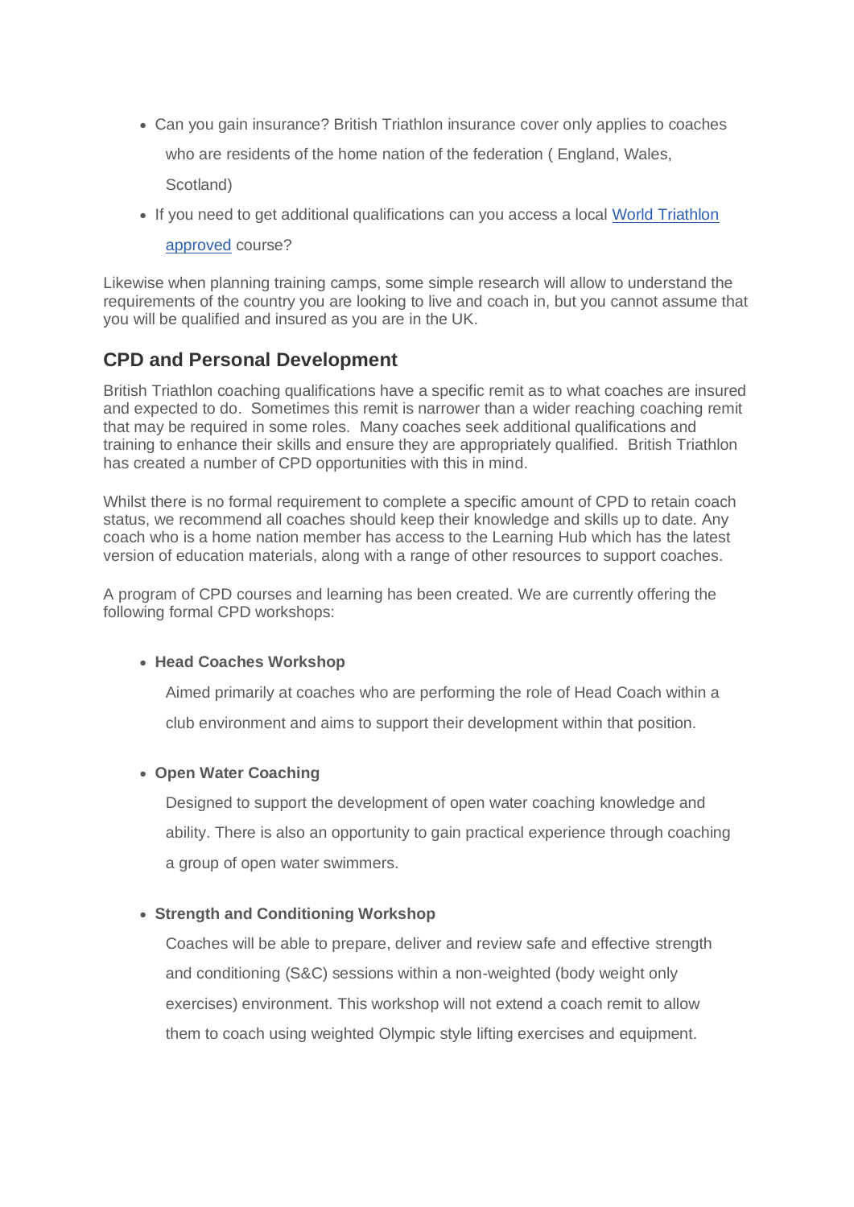- Can you gain insurance? British Triathlon insurance cover only applies to coaches who are residents of the home nation of the federation ( England, Wales, Scotland)
- If you need to get additional qualifications can you access a local [World Triathlon approved]() course?

Likewise when planning training camps, some simple research will allow to understand the requirements of the country you are looking to live and coach in, but you cannot assume that you will be qualified and insured as you are in the UK.

## CPD and Personal Development

British Triathlon coaching qualifications have a specific remit as to what coaches are insured and expected to do. Sometimes this remit is narrower than a wider reaching coaching remit that may be required in some roles. Many coaches seek additional qualifications and training to enhance their skills and ensure they are appropriately qualified. British Triathlon has created a number of CPD opportunities with this in mind.

Whilst there is no formal requirement to complete a specific amount of CPD to retain coach status, we recommend all coaches should keep their knowledge and skills up to date. Any coach who is a home nation member has access to the Learning Hub which has the latest version of education materials, along with a range of other resources to support coaches.

A program of CPD courses and learning has been created. We are currently offering the following formal CPD workshops:

- **Head Coaches Workshop**

  Aimed primarily at coaches who are performing the role of Head Coach within a club environment and aims to support their development within that position.

- **Open Water Coaching**

  Designed to support the development of open water coaching knowledge and ability. There is also an opportunity to gain practical experience through coaching a group of open water swimmers.

- **Strength and Conditioning Workshop**

  Coaches will be able to prepare, deliver and review safe and effective strength and conditioning (S&C) sessions within a non-weighted (body weight only exercises) environment. This workshop will not extend a coach remit to allow them to coach using weighted Olympic style lifting exercises and equipment.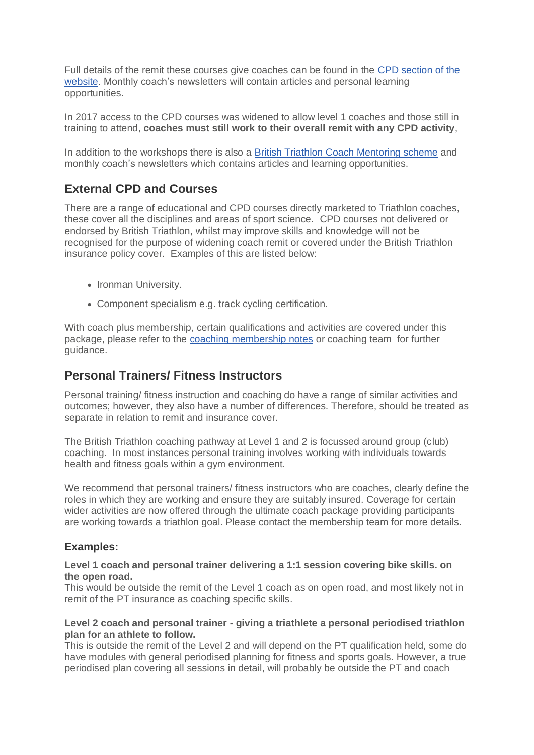Full details of the remit these courses give coaches can be found in the [CPD section of the website](). Monthly coach's newsletters will contain articles and personal learning opportunities.

In 2017 access to the CPD courses was widened to allow level 1 coaches and those still in training to attend, **coaches must still work to their overall remit with any CPD activity**,

In addition to the workshops there is also a [British Triathlon Coach Mentoring scheme]() and monthly coach's newsletters which contains articles and learning opportunities.

## External CPD and Courses

There are a range of educational and CPD courses directly marketed to Triathlon coaches, these cover all the disciplines and areas of sport science. CPD courses not delivered or endorsed by British Triathlon, whilst may improve skills and knowledge will not be recognised for the purpose of widening coach remit or covered under the British Triathlon insurance policy cover. Examples of this are listed below:

- Ironman University.
- Component specialism e.g. track cycling certification.

With coach plus membership, certain qualifications and activities are covered under this package, please refer to the [coaching membership notes]() or coaching team for further guidance.

## Personal Trainers/ Fitness Instructors

Personal training/ fitness instruction and coaching do have a range of similar activities and outcomes; however, they also have a number of differences. Therefore, should be treated as separate in relation to remit and insurance cover.

The British Triathlon coaching pathway at Level 1 and 2 is focussed around group (club) coaching. In most instances personal training involves working with individuals towards health and fitness goals within a gym environment.

We recommend that personal trainers/ fitness instructors who are coaches, clearly define the roles in which they are working and ensure they are suitably insured. Coverage for certain wider activities are now offered through the ultimate coach package providing participants are working towards a triathlon goal. Please contact the membership team for more details.

### Examples:

**Level 1 coach and personal trainer delivering a 1:1 session covering bike skills. on the open road.**
This would be outside the remit of the Level 1 coach as on open road, and most likely not in remit of the PT insurance as coaching specific skills.

**Level 2 coach and personal trainer - giving a triathlete a personal periodised triathlon plan for an athlete to follow.**
This is outside the remit of the Level 2 and will depend on the PT qualification held, some do have modules with general periodised planning for fitness and sports goals. However, a true periodised plan covering all sessions in detail, will probably be outside the PT and coach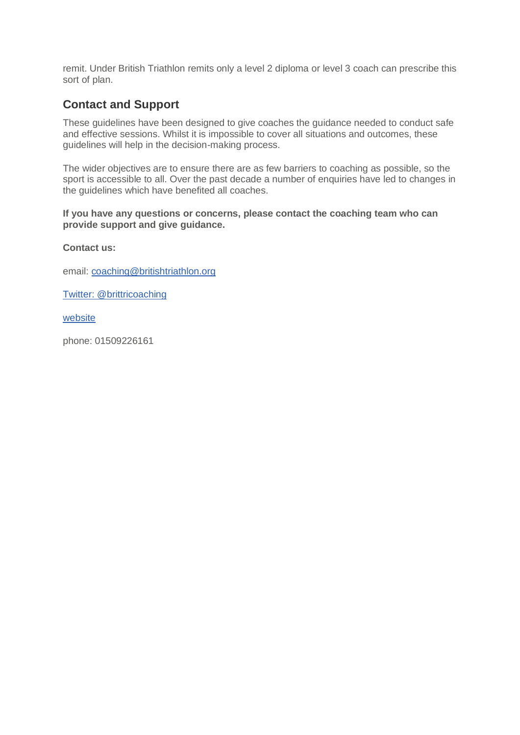remit. Under British Triathlon remits only a level 2 diploma or level 3 coach can prescribe this sort of plan.

## Contact and Support

These guidelines have been designed to give coaches the guidance needed to conduct safe and effective sessions. Whilst it is impossible to cover all situations and outcomes, these guidelines will help in the decision-making process.

The wider objectives are to ensure there are as few barriers to coaching as possible, so the sport is accessible to all. Over the past decade a number of enquiries have led to changes in the guidelines which have benefited all coaches.

**If you have any questions or concerns, please contact the coaching team who can provide support and give guidance.**

**Contact us:**

email: coaching@britishtriathlon.org

Twitter: @brittricoaching

website

phone: 01509226161